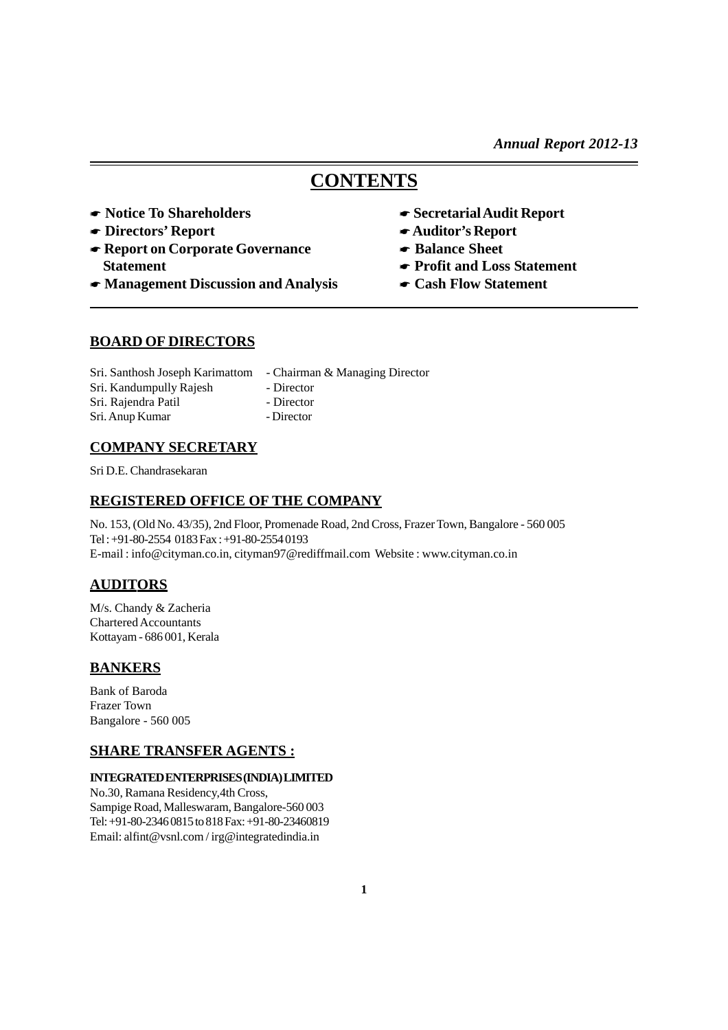*Annual Report 2012-13*

# CONTENTS

- **Notice To Shareholders**
- **Directors' Report**
- **Report on Corporate Governance Statement**
- **Management Discussion and Analysis**
- **Secretarial Audit Report**
- **Auditor's Report**
- **Balance Sheet**
- **Profit and Loss Statement**
- **Cash Flow Statement**

## BOARD OF DIRECTORS

| | |
|---|---|
| Sri. Santhosh Joseph Karimattom | - Chairman & Managing Director |
| Sri. Kandumpully Rajesh | - Director |
| Sri. Rajendra Patil | - Director |
| Sri. Anup Kumar | - Director |

## COMPANY SECRETARY

Sri D.E. Chandrasekaran

## REGISTERED OFFICE OF THE COMPANY

No. 153, (Old No. 43/35), 2nd Floor, Promenade Road, 2nd Cross, Frazer Town, Bangalore - 560 005
Tel : +91-80-2554 0183 Fax : +91-80-2554 0193
E-mail : info@cityman.co.in, cityman97@rediffmail.com Website : www.cityman.co.in

## AUDITORS

M/s. Chandy & Zacheria
Chartered Accountants
Kottayam - 686 001, Kerala

## BANKERS

Bank of Baroda
Frazer Town
Bangalore - 560 005

## SHARE TRANSFER AGENTS :

**INTEGRATED ENTERPRISES (INDIA) LIMITED**
No.30, Ramana Residency,4th Cross,
Sampige Road, Malleswaram, Bangalore-560 003
Tel: +91-80-2346 0815 to 818 Fax: +91-80-23460819
Email: alfint@vsnl.com / irg@integratedindia.in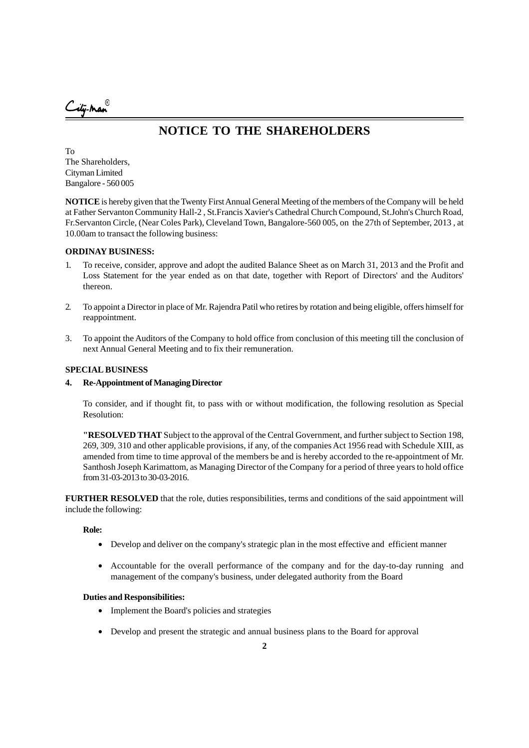# NOTICE TO THE SHAREHOLDERS

To
The Shareholders,
Cityman Limited
Bangalore - 560 005

**NOTICE** is hereby given that the Twenty First Annual General Meeting of the members of the Company will be held at Father Servanton Community Hall-2 , St.Francis Xavier's Cathedral Church Compound, St.John's Church Road, Fr.Servanton Circle, (Near Coles Park), Cleveland Town, Bangalore-560 005, on the 27th of September, 2013 , at 10.00am to transact the following business:

**ORDINAY BUSINESS:**

1. To receive, consider, approve and adopt the audited Balance Sheet as on March 31, 2013 and the Profit and Loss Statement for the year ended as on that date, together with Report of Directors' and the Auditors' thereon.

2. To appoint a Director in place of Mr. Rajendra Patil who retires by rotation and being eligible, offers himself for reappointment.

3. To appoint the Auditors of the Company to hold office from conclusion of this meeting till the conclusion of next Annual General Meeting and to fix their remuneration.

**SPECIAL BUSINESS**

**4. Re-Appointment of Managing Director**

To consider, and if thought fit, to pass with or without modification, the following resolution as Special Resolution:

**"RESOLVED THAT** Subject to the approval of the Central Government, and further subject to Section 198, 269, 309, 310 and other applicable provisions, if any, of the companies Act 1956 read with Schedule XIII, as amended from time to time approval of the members be and is hereby accorded to the re-appointment of Mr. Santhosh Joseph Karimattom, as Managing Director of the Company for a period of three years to hold office from 31-03-2013 to 30-03-2016.

**FURTHER RESOLVED** that the role, duties responsibilities, terms and conditions of the said appointment will include the following:

**Role:**

- Develop and deliver on the company's strategic plan in the most effective and efficient manner
- Accountable for the overall performance of the company and for the day-to-day running and management of the company's business, under delegated authority from the Board

**Duties and Responsibilities:**

- Implement the Board's policies and strategies
- Develop and present the strategic and annual business plans to the Board for approval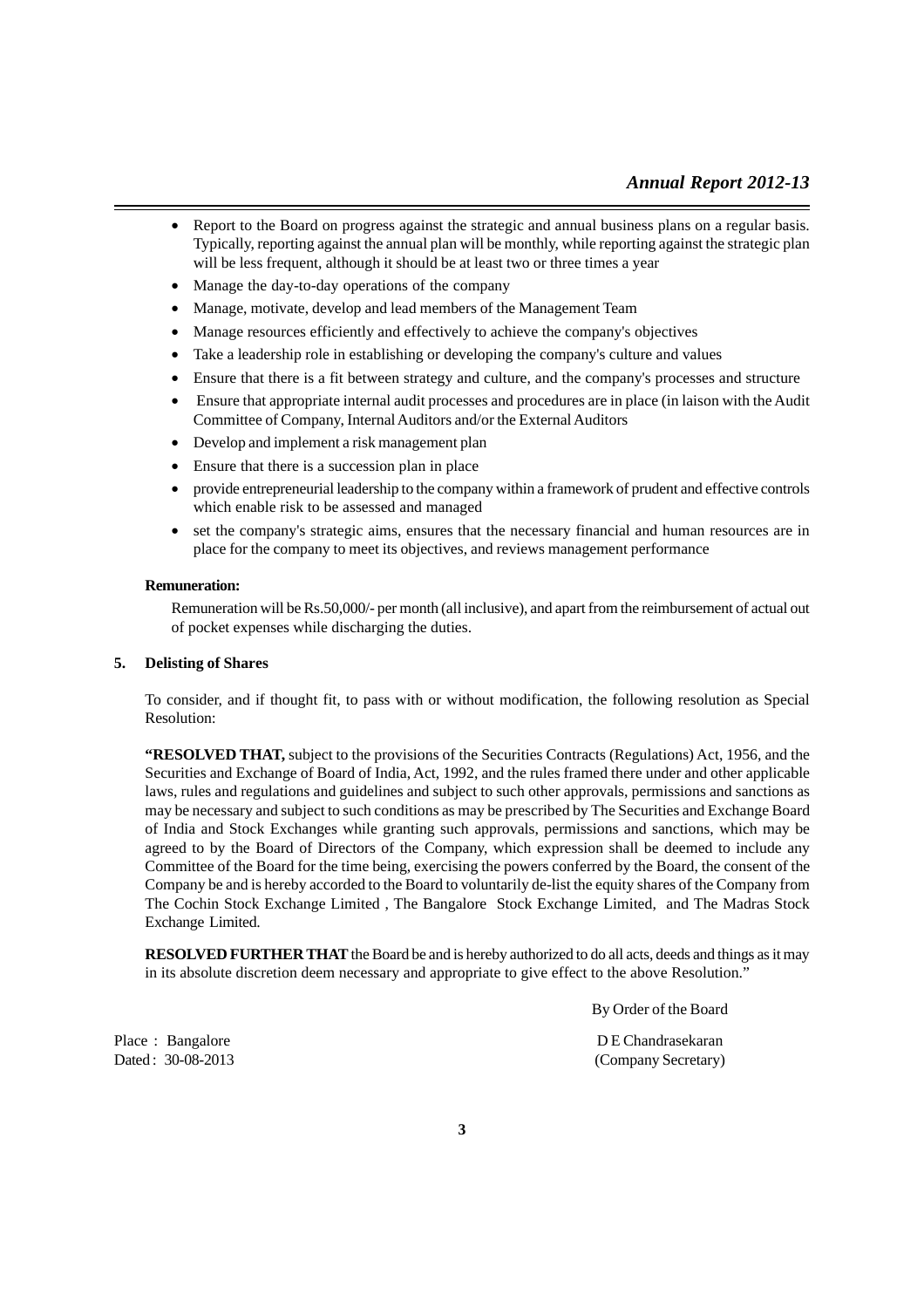- Report to the Board on progress against the strategic and annual business plans on a regular basis. Typically, reporting against the annual plan will be monthly, while reporting against the strategic plan will be less frequent, although it should be at least two or three times a year
- Manage the day-to-day operations of the company
- Manage, motivate, develop and lead members of the Management Team
- Manage resources efficiently and effectively to achieve the company's objectives
- Take a leadership role in establishing or developing the company's culture and values
- Ensure that there is a fit between strategy and culture, and the company's processes and structure
- Ensure that appropriate internal audit processes and procedures are in place (in laison with the Audit Committee of Company, Internal Auditors and/or the External Auditors
- Develop and implement a risk management plan
- Ensure that there is a succession plan in place
- provide entrepreneurial leadership to the company within a framework of prudent and effective controls which enable risk to be assessed and managed
- set the company's strategic aims, ensures that the necessary financial and human resources are in place for the company to meet its objectives, and reviews management performance

**Remuneration:**

Remuneration will be Rs.50,000/- per month (all inclusive), and apart from the reimbursement of actual out of pocket expenses while discharging the duties.

**5. Delisting of Shares**

To consider, and if thought fit, to pass with or without modification, the following resolution as Special Resolution:

**"RESOLVED THAT,** subject to the provisions of the Securities Contracts (Regulations) Act, 1956, and the Securities and Exchange of Board of India, Act, 1992, and the rules framed there under and other applicable laws, rules and regulations and guidelines and subject to such other approvals, permissions and sanctions as may be necessary and subject to such conditions as may be prescribed by The Securities and Exchange Board of India and Stock Exchanges while granting such approvals, permissions and sanctions, which may be agreed to by the Board of Directors of the Company, which expression shall be deemed to include any Committee of the Board for the time being, exercising the powers conferred by the Board, the consent of the Company be and is hereby accorded to the Board to voluntarily de-list the equity shares of the Company from The Cochin Stock Exchange Limited , The Bangalore Stock Exchange Limited, and The Madras Stock Exchange Limited.

**RESOLVED FURTHER THAT** the Board be and is hereby authorized to do all acts, deeds and things as it may in its absolute discretion deem necessary and appropriate to give effect to the above Resolution."

By Order of the Board

Place : Bangalore
Dated : 30-08-2013

D E Chandrasekaran
(Company Secretary)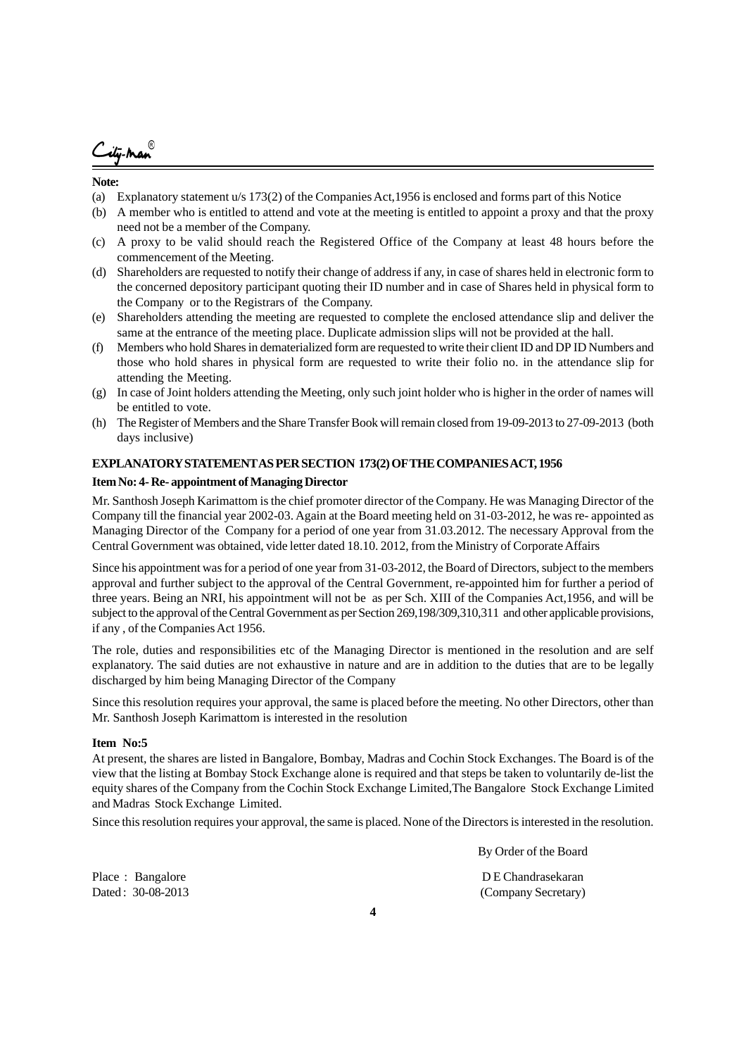**Note:**

(a) Explanatory statement u/s 173(2) of the Companies Act,1956 is enclosed and forms part of this Notice

(b) A member who is entitled to attend and vote at the meeting is entitled to appoint a proxy and that the proxy need not be a member of the Company.

(c) A proxy to be valid should reach the Registered Office of the Company at least 48 hours before the commencement of the Meeting.

(d) Shareholders are requested to notify their change of address if any, in case of shares held in electronic form to the concerned depository participant quoting their ID number and in case of Shares held in physical form to the Company or to the Registrars of the Company.

(e) Shareholders attending the meeting are requested to complete the enclosed attendance slip and deliver the same at the entrance of the meeting place. Duplicate admission slips will not be provided at the hall.

(f) Members who hold Shares in dematerialized form are requested to write their client ID and DP ID Numbers and those who hold shares in physical form are requested to write their folio no. in the attendance slip for attending the Meeting.

(g) In case of Joint holders attending the Meeting, only such joint holder who is higher in the order of names will be entitled to vote.

(h) The Register of Members and the Share Transfer Book will remain closed from 19-09-2013 to 27-09-2013 (both days inclusive)

**EXPLANATORY STATEMENT AS PER SECTION 173(2) OF THE COMPANIES ACT, 1956**

**Item No: 4- Re- appointment of Managing Director**

Mr. Santhosh Joseph Karimattom is the chief promoter director of the Company. He was Managing Director of the Company till the financial year 2002-03. Again at the Board meeting held on 31-03-2012, he was re- appointed as Managing Director of the Company for a period of one year from 31.03.2012. The necessary Approval from the Central Government was obtained, vide letter dated 18.10. 2012, from the Ministry of Corporate Affairs

Since his appointment was for a period of one year from 31-03-2012, the Board of Directors, subject to the members approval and further subject to the approval of the Central Government, re-appointed him for further a period of three years. Being an NRI, his appointment will not be as per Sch. XIII of the Companies Act,1956, and will be subject to the approval of the Central Government as per Section 269,198/309,310,311 and other applicable provisions, if any , of the Companies Act 1956.

The role, duties and responsibilities etc of the Managing Director is mentioned in the resolution and are self explanatory. The said duties are not exhaustive in nature and are in addition to the duties that are to be legally discharged by him being Managing Director of the Company

Since this resolution requires your approval, the same is placed before the meeting. No other Directors, other than Mr. Santhosh Joseph Karimattom is interested in the resolution

**Item No:5**

At present, the shares are listed in Bangalore, Bombay, Madras and Cochin Stock Exchanges. The Board is of the view that the listing at Bombay Stock Exchange alone is required and that steps be taken to voluntarily de-list the equity shares of the Company from the Cochin Stock Exchange Limited,The Bangalore Stock Exchange Limited and Madras Stock Exchange Limited.

Since this resolution requires your approval, the same is placed. None of the Directors is interested in the resolution.

By Order of the Board

Place : Bangalore
Dated : 30-08-2013

D E Chandrasekaran
(Company Secretary)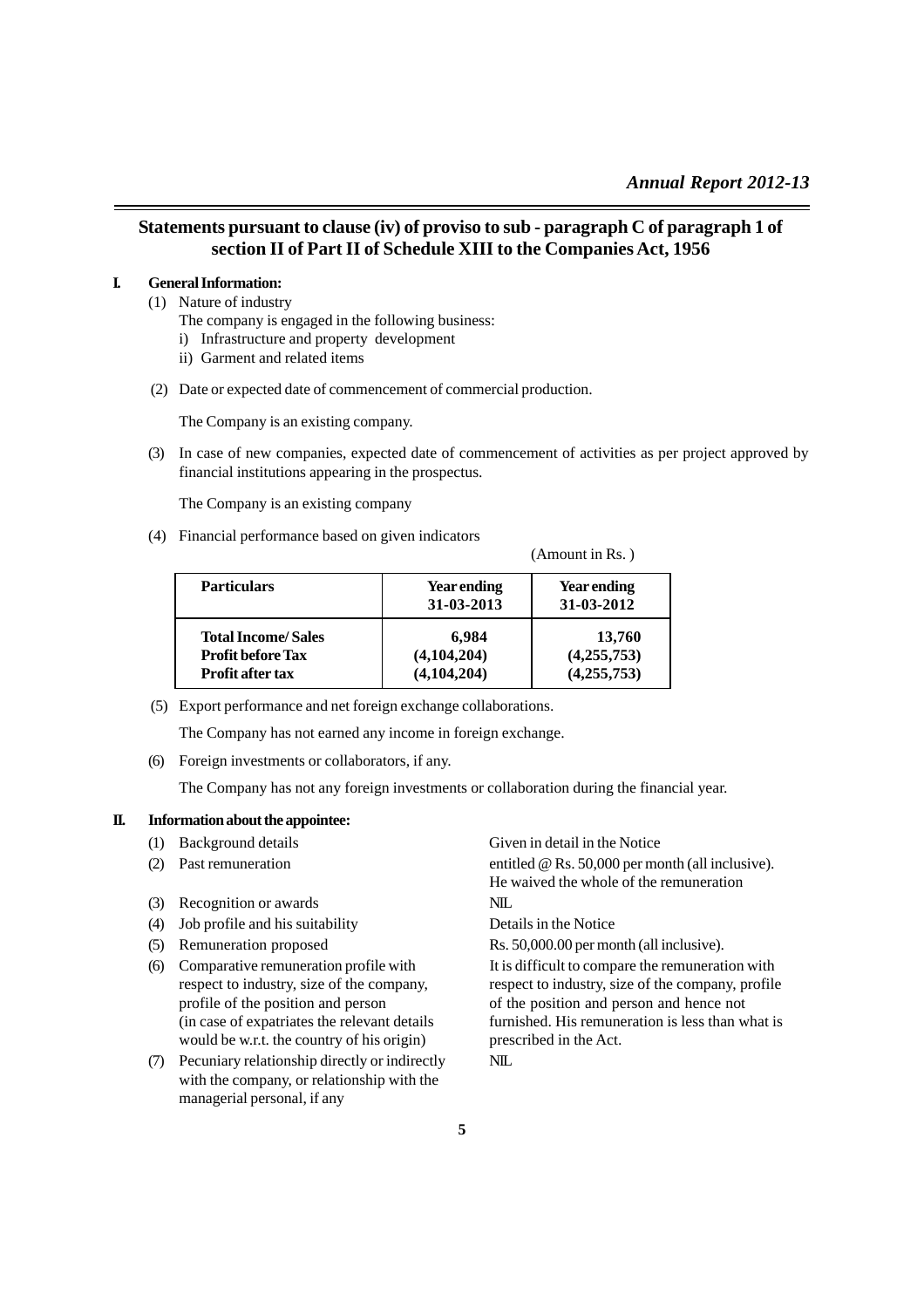## Statements pursuant to clause (iv) of proviso to sub - paragraph C of paragraph 1 of section II of Part II of Schedule XIII to the Companies Act, 1956

**I. General Information:**

(1) Nature of industry

The company is engaged in the following business:

i) Infrastructure and property development

ii) Garment and related items

(2) Date or expected date of commencement of commercial production.

The Company is an existing company.

(3) In case of new companies, expected date of commencement of activities as per project approved by financial institutions appearing in the prospectus.

The Company is an existing company

(4) Financial performance based on given indicators

(Amount in Rs. )

| Particulars | Year ending 31-03-2013 | Year ending 31-03-2012 |
|---|---|---|
| **Total Income/ Sales** | **6,984** | **13,760** |
| **Profit before Tax** | **(4,104,204)** | **(4,255,753)** |
| **Profit after tax** | **(4,104,204)** | **(4,255,753)** |

(5) Export performance and net foreign exchange collaborations.

The Company has not earned any income in foreign exchange.

(6) Foreign investments or collaborators, if any.

The Company has not any foreign investments or collaboration during the financial year.

**II. Information about the appointee:**

| | | |
|---|---|---|
| (1) | Background details | Given in detail in the Notice |
| (2) | Past remuneration | entitled @ Rs. 50,000 per month (all inclusive). He waived the whole of the remuneration |
| (3) | Recognition or awards | NIL |
| (4) | Job profile and his suitability | Details in the Notice |
| (5) | Remuneration proposed | Rs. 50,000.00 per month (all inclusive). |
| (6) | Comparative remuneration profile with respect to industry, size of the company, profile of the position and person (in case of expatriates the relevant details would be w.r.t. the country of his origin) | It is difficult to compare the remuneration with respect to industry, size of the company, profile of the position and person and hence not furnished. His remuneration is less than what is prescribed in the Act. |
| (7) | Pecuniary relationship directly or indirectly with the company, or relationship with the managerial personal, if any | NIL |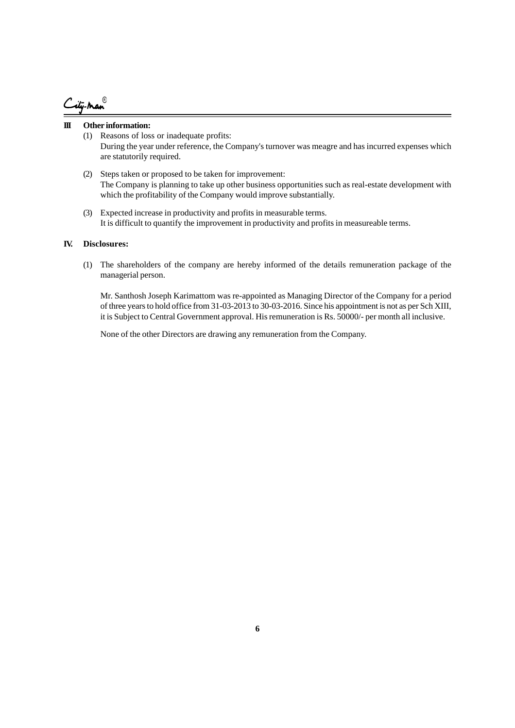**III Other information:**

(1) Reasons of loss or inadequate profits:
During the year under reference, the Company's turnover was meagre and has incurred expenses which are statutorily required.

(2) Steps taken or proposed to be taken for improvement:
The Company is planning to take up other business opportunities such as real-estate development with which the profitability of the Company would improve substantially.

(3) Expected increase in productivity and profits in measurable terms.
It is difficult to quantify the improvement in productivity and profits in measureable terms.

**IV. Disclosures:**

(1) The shareholders of the company are hereby informed of the details remuneration package of the managerial person.

Mr. Santhosh Joseph Karimattom was re-appointed as Managing Director of the Company for a period of three years to hold office from 31-03-2013 to 30-03-2016. Since his appointment is not as per Sch XIII, it is Subject to Central Government approval. His remuneration is Rs. 50000/- per month all inclusive.

None of the other Directors are drawing any remuneration from the Company.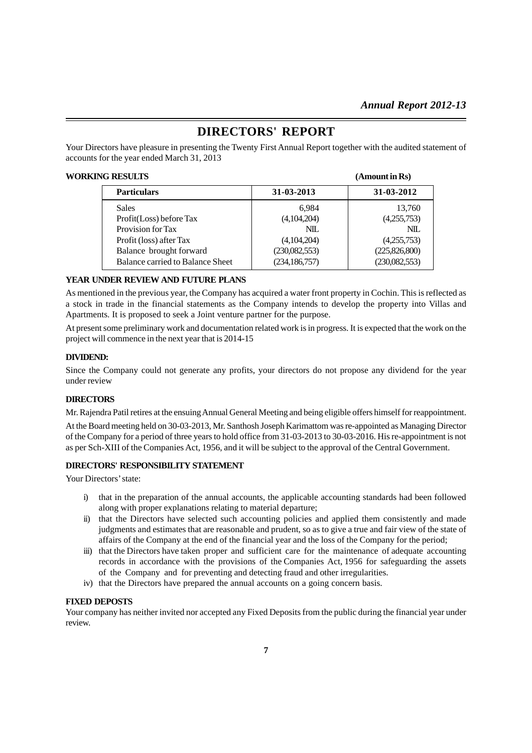# DIRECTORS' REPORT

Your Directors have pleasure in presenting the Twenty First Annual Report together with the audited statement of accounts for the year ended March 31, 2013

**WORKING RESULTS** **(Amount in Rs)**

| Particulars | 31-03-2013 | 31-03-2012 |
|---|---|---|
| Sales | 6,984 | 13,760 |
| Profit(Loss) before Tax | (4,104,204) | (4,255,753) |
| Provision for Tax | NIL | NIL |
| Profit (loss) after Tax | (4,104,204) | (4,255,753) |
| Balance brought forward | (230,082,553) | (225,826,800) |
| Balance carried to Balance Sheet | (234,186,757) | (230,082,553) |

**YEAR UNDER REVIEW AND FUTURE PLANS**

As mentioned in the previous year, the Company has acquired a water front property in Cochin. This is reflected as a stock in trade in the financial statements as the Company intends to develop the property into Villas and Apartments. It is proposed to seek a Joint venture partner for the purpose.

At present some preliminary work and documentation related work is in progress. It is expected that the work on the project will commence in the next year that is 2014-15

**DIVIDEND:**

Since the Company could not generate any profits, your directors do not propose any dividend for the year under review

**DIRECTORS**

Mr. Rajendra Patil retires at the ensuing Annual General Meeting and being eligible offers himself for reappointment.

At the Board meeting held on 30-03-2013, Mr. Santhosh Joseph Karimattom was re-appointed as Managing Director of the Company for a period of three years to hold office from 31-03-2013 to 30-03-2016. His re-appointment is not as per Sch-XIII of the Companies Act, 1956, and it will be subject to the approval of the Central Government.

**DIRECTORS' RESPONSIBILITY STATEMENT**

Your Directors' state:

i) that in the preparation of the annual accounts, the applicable accounting standards had been followed along with proper explanations relating to material departure;
ii) that the Directors have selected such accounting policies and applied them consistently and made judgments and estimates that are reasonable and prudent, so as to give a true and fair view of the state of affairs of the Company at the end of the financial year and the loss of the Company for the period;
iii) that the Directors have taken proper and sufficient care for the maintenance of adequate accounting records in accordance with the provisions of the Companies Act, 1956 for safeguarding the assets of the Company and for preventing and detecting fraud and other irregularities.
iv) that the Directors have prepared the annual accounts on a going concern basis.

**FIXED DEPOSTS**

Your company has neither invited nor accepted any Fixed Deposits from the public during the financial year under review.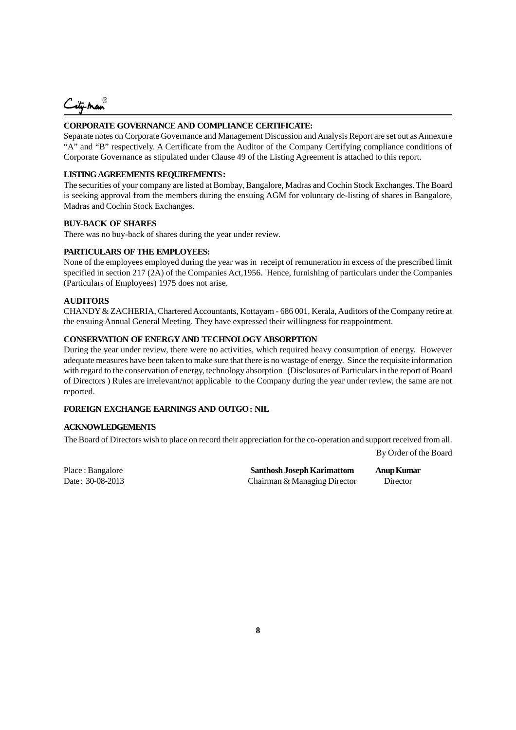**CORPORATE GOVERNANCE AND COMPLIANCE CERTIFICATE:**

Separate notes on Corporate Governance and Management Discussion and Analysis Report are set out as Annexure "A" and "B" respectively. A Certificate from the Auditor of the Company Certifying compliance conditions of Corporate Governance as stipulated under Clause 49 of the Listing Agreement is attached to this report.

**LISTING AGREEMENTS REQUIREMENTS :**

The securities of your company are listed at Bombay, Bangalore, Madras and Cochin Stock Exchanges. The Board is seeking approval from the members during the ensuing AGM for voluntary de-listing of shares in Bangalore, Madras and Cochin Stock Exchanges.

**BUY-BACK OF SHARES**

There was no buy-back of shares during the year under review.

**PARTICULARS OF THE EMPLOYEES:**

None of the employees employed during the year was in receipt of remuneration in excess of the prescribed limit specified in section 217 (2A) of the Companies Act,1956. Hence, furnishing of particulars under the Companies (Particulars of Employees) 1975 does not arise.

**AUDITORS**

CHANDY & ZACHERIA, Chartered Accountants, Kottayam - 686 001, Kerala, Auditors of the Company retire at the ensuing Annual General Meeting. They have expressed their willingness for reappointment.

**CONSERVATION OF ENERGY AND TECHNOLOGY ABSORPTION**

During the year under review, there were no activities, which required heavy consumption of energy. However adequate measures have been taken to make sure that there is no wastage of energy. Since the requisite information with regard to the conservation of energy, technology absorption (Disclosures of Particulars in the report of Board of Directors ) Rules are irrelevant/not applicable to the Company during the year under review, the same are not reported.

**FOREIGN EXCHANGE EARNINGS AND OUTGO : NIL**

**ACKNOWLEDGEMENTS**

The Board of Directors wish to place on record their appreciation for the co-operation and support received from all.

By Order of the Board

Place : Bangalore
Date : 30-08-2013

**Santhosh Joseph Karimattom**
Chairman & Managing Director

**Anup Kumar**
Director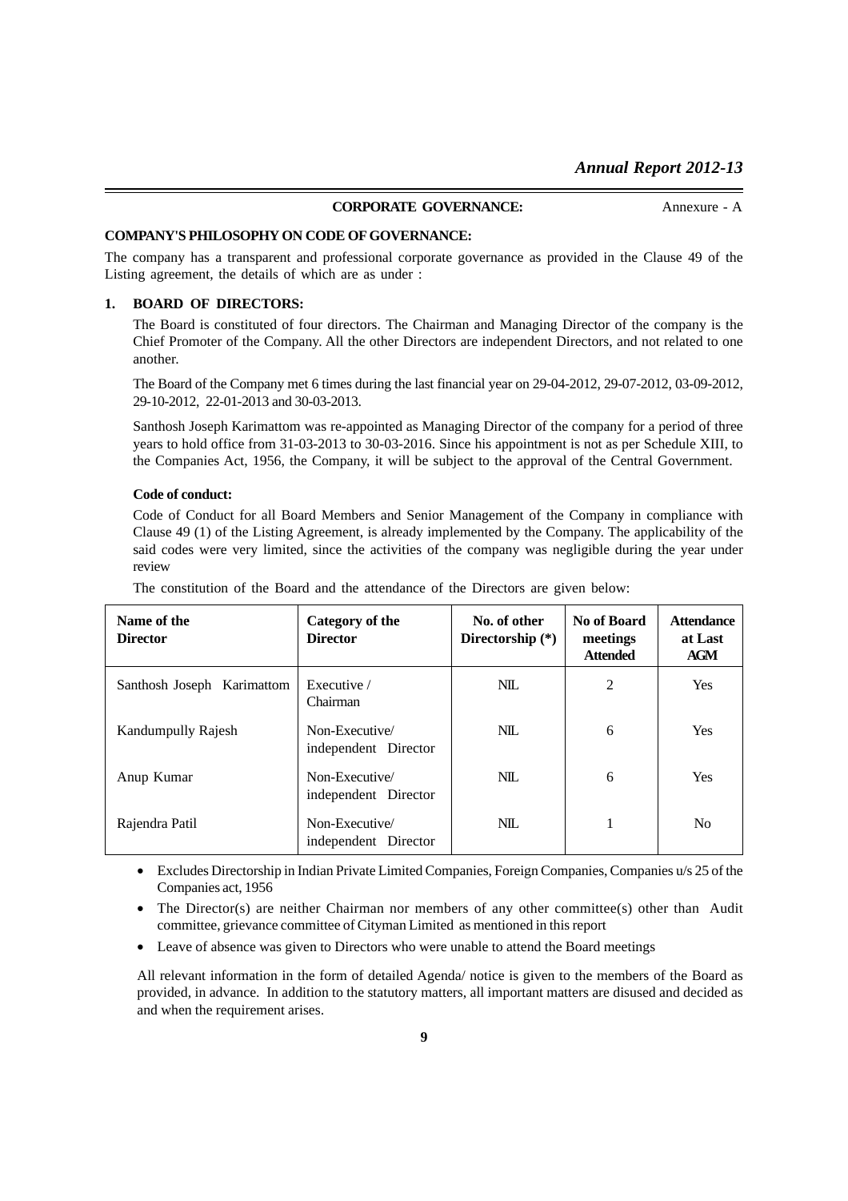**CORPORATE GOVERNANCE:** Annexure - A

**COMPANY'S PHILOSOPHY ON CODE OF GOVERNANCE:**

The company has a transparent and professional corporate governance as provided in the Clause 49 of the Listing agreement, the details of which are as under :

**1. BOARD OF DIRECTORS:**

The Board is constituted of four directors. The Chairman and Managing Director of the company is the Chief Promoter of the Company. All the other Directors are independent Directors, and not related to one another.

The Board of the Company met 6 times during the last financial year on 29-04-2012, 29-07-2012, 03-09-2012, 29-10-2012, 22-01-2013 and 30-03-2013.

Santhosh Joseph Karimattom was re-appointed as Managing Director of the company for a period of three years to hold office from 31-03-2013 to 30-03-2016. Since his appointment is not as per Schedule XIII, to the Companies Act, 1956, the Company, it will be subject to the approval of the Central Government.

**Code of conduct:**

Code of Conduct for all Board Members and Senior Management of the Company in compliance with Clause 49 (1) of the Listing Agreement, is already implemented by the Company. The applicability of the said codes were very limited, since the activities of the company was negligible during the year under review

The constitution of the Board and the attendance of the Directors are given below:

| Name of the Director | Category of the Director | No. of other Directorship (*) | No of Board meetings Attended | Attendance at Last AGM |
|---|---|---|---|---|
| Santhosh Joseph Karimattom | Executive / Chairman | NIL | 2 | Yes |
| Kandumpully Rajesh | Non-Executive/ independent Director | NIL | 6 | Yes |
| Anup Kumar | Non-Executive/ independent Director | NIL | 6 | Yes |
| Rajendra Patil | Non-Executive/ independent Director | NIL | 1 | No |

- Excludes Directorship in Indian Private Limited Companies, Foreign Companies, Companies u/s 25 of the Companies act, 1956
- The Director(s) are neither Chairman nor members of any other committee(s) other than Audit committee, grievance committee of Cityman Limited as mentioned in this report
- Leave of absence was given to Directors who were unable to attend the Board meetings

All relevant information in the form of detailed Agenda/ notice is given to the members of the Board as provided, in advance. In addition to the statutory matters, all important matters are disused and decided as and when the requirement arises.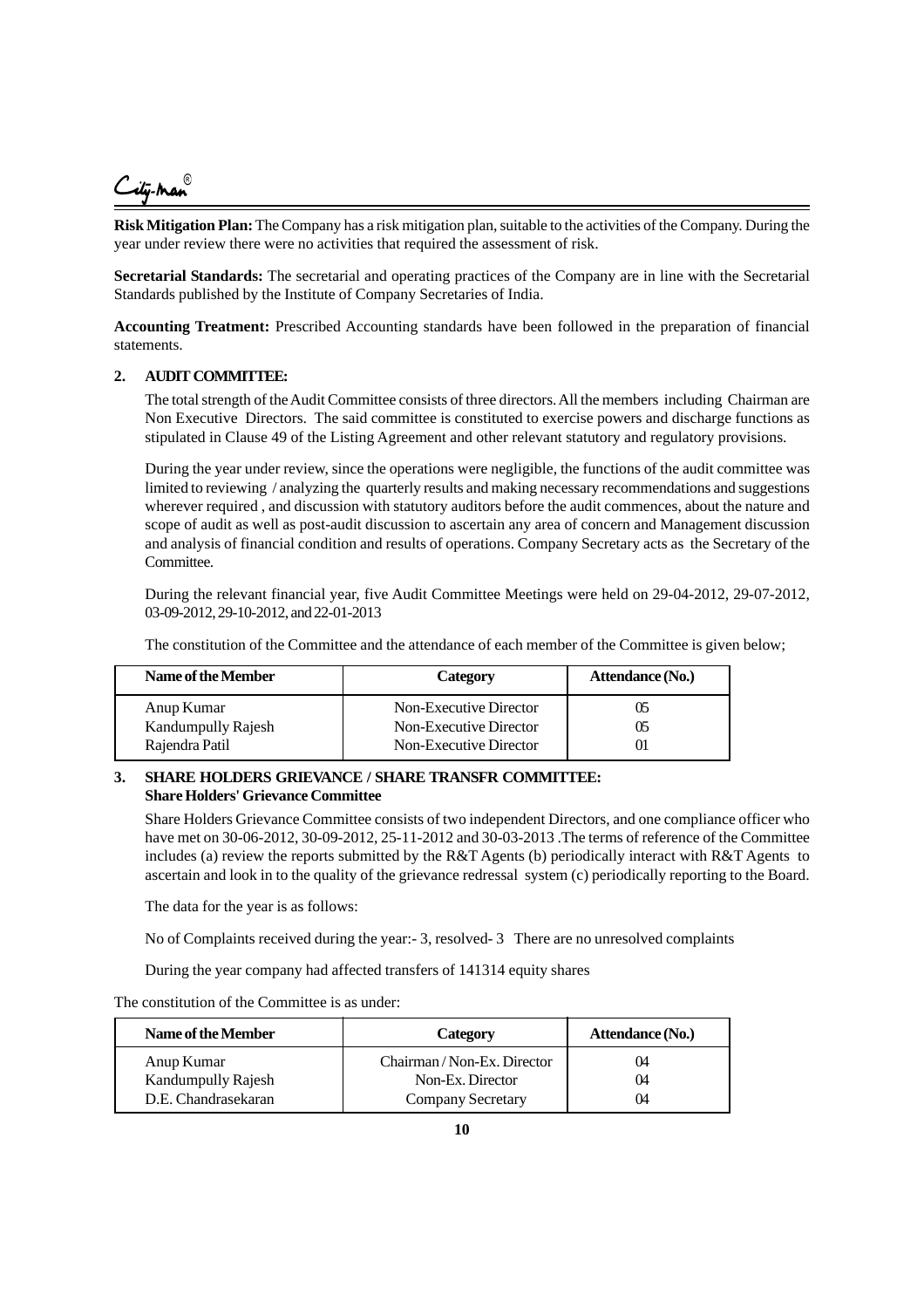**Risk Mitigation Plan:** The Company has a risk mitigation plan, suitable to the activities of the Company. During the year under review there were no activities that required the assessment of risk.

**Secretarial Standards:** The secretarial and operating practices of the Company are in line with the Secretarial Standards published by the Institute of Company Secretaries of India.

**Accounting Treatment:** Prescribed Accounting standards have been followed in the preparation of financial statements.

## 2. AUDIT COMMITTEE:

The total strength of the Audit Committee consists of three directors. All the members including Chairman are Non Executive Directors. The said committee is constituted to exercise powers and discharge functions as stipulated in Clause 49 of the Listing Agreement and other relevant statutory and regulatory provisions.

During the year under review, since the operations were negligible, the functions of the audit committee was limited to reviewing / analyzing the quarterly results and making necessary recommendations and suggestions wherever required , and discussion with statutory auditors before the audit commences, about the nature and scope of audit as well as post-audit discussion to ascertain any area of concern and Management discussion and analysis of financial condition and results of operations. Company Secretary acts as the Secretary of the Committee.

During the relevant financial year, five Audit Committee Meetings were held on 29-04-2012, 29-07-2012, 03-09-2012, 29-10-2012, and 22-01-2013

The constitution of the Committee and the attendance of each member of the Committee is given below;

| Name of the Member | Category | Attendance (No.) |
|---|---|---|
| Anup Kumar | Non-Executive Director | 05 |
| Kandumpully Rajesh | Non-Executive Director | 05 |
| Rajendra Patil | Non-Executive Director | 01 |

## 3. SHARE HOLDERS GRIEVANCE / SHARE TRANSFR COMMITTEE:

**Share Holders' Grievance Committee**

Share Holders Grievance Committee consists of two independent Directors, and one compliance officer who have met on 30-06-2012, 30-09-2012, 25-11-2012 and 30-03-2013 .The terms of reference of the Committee includes (a) review the reports submitted by the R&T Agents (b) periodically interact with R&T Agents to ascertain and look in to the quality of the grievance redressal system (c) periodically reporting to the Board.

The data for the year is as follows:

No of Complaints received during the year:- 3, resolved- 3 There are no unresolved complaints

During the year company had affected transfers of 141314 equity shares

The constitution of the Committee is as under:

| Name of the Member | Category | Attendance (No.) |
|---|---|---|
| Anup Kumar | Chairman / Non-Ex. Director | 04 |
| Kandumpully Rajesh | Non-Ex. Director | 04 |
| D.E. Chandrasekaran | Company Secretary | 04 |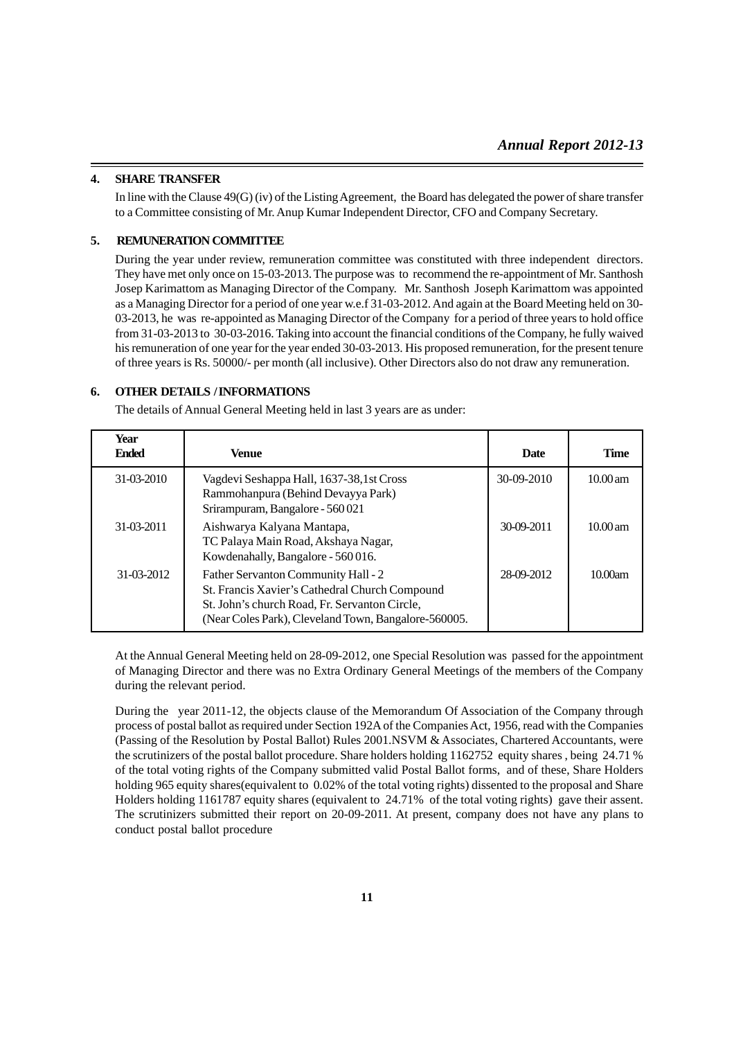## 4. SHARE TRANSFER

In line with the Clause 49(G) (iv) of the Listing Agreement, the Board has delegated the power of share transfer to a Committee consisting of Mr. Anup Kumar Independent Director, CFO and Company Secretary.

## 5. REMUNERATION COMMITTEE

During the year under review, remuneration committee was constituted with three independent directors. They have met only once on 15-03-2013. The purpose was to recommend the re-appointment of Mr. Santhosh Josep Karimattom as Managing Director of the Company. Mr. Santhosh Joseph Karimattom was appointed as a Managing Director for a period of one year w.e.f 31-03-2012. And again at the Board Meeting held on 30-03-2013, he was re-appointed as Managing Director of the Company for a period of three years to hold office from 31-03-2013 to 30-03-2016. Taking into account the financial conditions of the Company, he fully waived his remuneration of one year for the year ended 30-03-2013. His proposed remuneration, for the present tenure of three years is Rs. 50000/- per month (all inclusive). Other Directors also do not draw any remuneration.

## 6. OTHER DETAILS / INFORMATIONS

The details of Annual General Meeting held in last 3 years are as under:

| Year Ended | Venue | Date | Time |
|---|---|---|---|
| 31-03-2010 | Vagdevi Seshappa Hall, 1637-38,1st Cross Rammohanpura (Behind Devayya Park) Srirampuram, Bangalore - 560 021 | 30-09-2010 | 10.00 am |
| 31-03-2011 | Aishwarya Kalyana Mantapa, TC Palaya Main Road, Akshaya Nagar, Kowdenahally, Bangalore - 560 016. | 30-09-2011 | 10.00 am |
| 31-03-2012 | Father Servanton Community Hall - 2 St. Francis Xavier's Cathedral Church Compound St. John's church Road, Fr. Servanton Circle, (Near Coles Park), Cleveland Town, Bangalore-560005. | 28-09-2012 | 10.00am |

At the Annual General Meeting held on 28-09-2012, one Special Resolution was passed for the appointment of Managing Director and there was no Extra Ordinary General Meetings of the members of the Company during the relevant period.

During the year 2011-12, the objects clause of the Memorandum Of Association of the Company through process of postal ballot as required under Section 192A of the Companies Act, 1956, read with the Companies (Passing of the Resolution by Postal Ballot) Rules 2001.NSVM & Associates, Chartered Accountants, were the scrutinizers of the postal ballot procedure. Share holders holding 1162752 equity shares , being 24.71 % of the total voting rights of the Company submitted valid Postal Ballot forms, and of these, Share Holders holding 965 equity shares(equivalent to 0.02% of the total voting rights) dissented to the proposal and Share Holders holding 1161787 equity shares (equivalent to 24.71% of the total voting rights) gave their assent. The scrutinizers submitted their report on 20-09-2011. At present, company does not have any plans to conduct postal ballot procedure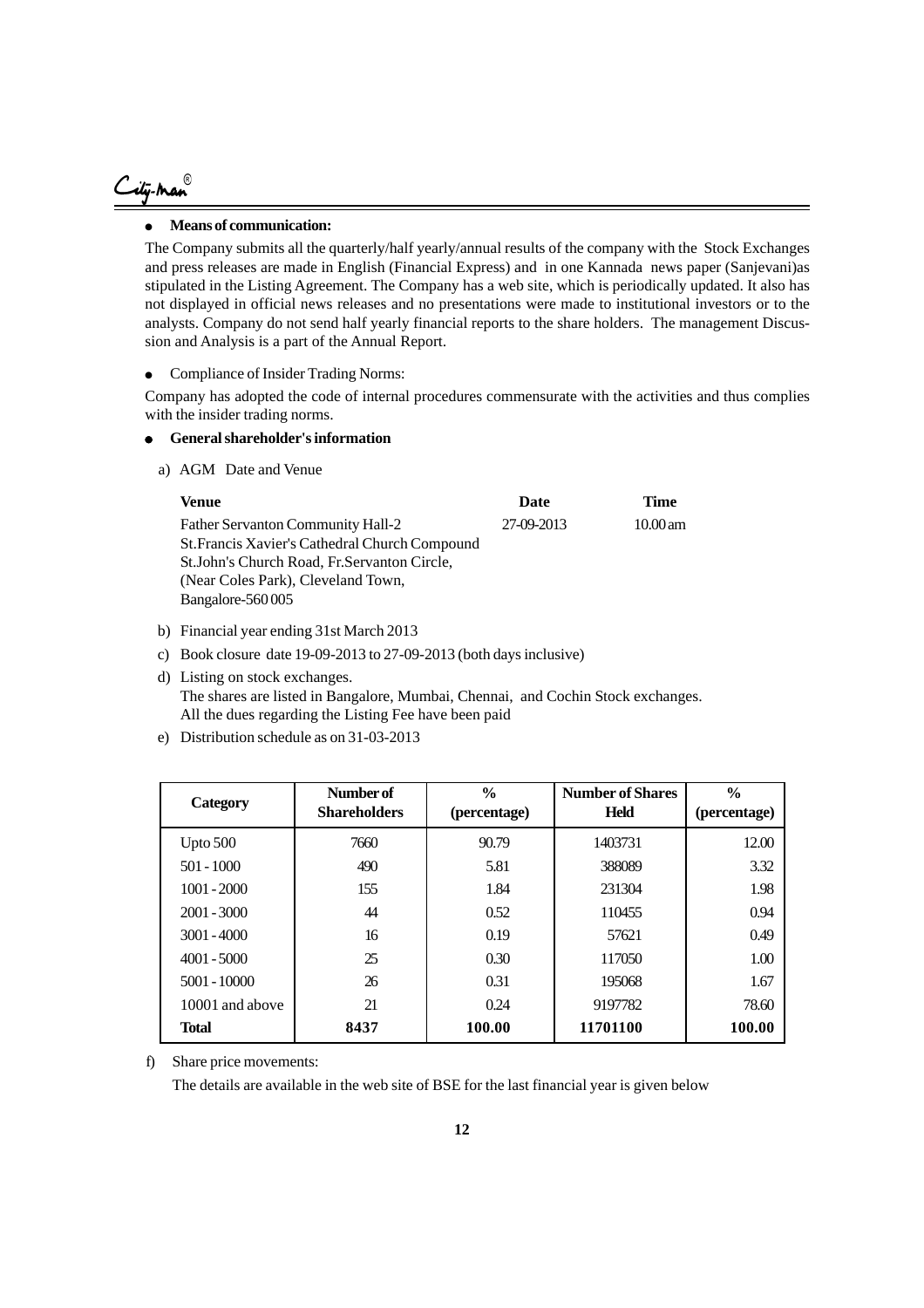- **Means of communication:**

The Company submits all the quarterly/half yearly/annual results of the company with the Stock Exchanges and press releases are made in English (Financial Express) and in one Kannada news paper (Sanjevani)as stipulated in the Listing Agreement. The Company has a web site, which is periodically updated. It also has not displayed in official news releases and no presentations were made to institutional investors or to the analysts. Company do not send half yearly financial reports to the share holders. The management Discussion and Analysis is a part of the Annual Report.

- Compliance of Insider Trading Norms:

Company has adopted the code of internal procedures commensurate with the activities and thus complies with the insider trading norms.

- **General shareholder's information**

a) AGM Date and Venue

| **Venue** | **Date** | **Time** |
|---|---|---|
| Father Servanton Community Hall-2<br>St.Francis Xavier's Cathedral Church Compound<br>St.John's Church Road, Fr.Servanton Circle,<br>(Near Coles Park), Cleveland Town,<br>Bangalore-560 005 | 27-09-2013 | 10.00 am |

b) Financial year ending 31st March 2013

c) Book closure date 19-09-2013 to 27-09-2013 (both days inclusive)

d) Listing on stock exchanges.
The shares are listed in Bangalore, Mumbai, Chennai, and Cochin Stock exchanges.
All the dues regarding the Listing Fee have been paid

e) Distribution schedule as on 31-03-2013

| Category | Number of Shareholders | % (percentage) | Number of Shares Held | % (percentage) |
|---|---|---|---|---|
| Upto 500 | 7660 | 90.79 | 1403731 | 12.00 |
| 501 - 1000 | 490 | 5.81 | 388089 | 3.32 |
| 1001 - 2000 | 155 | 1.84 | 231304 | 1.98 |
| 2001 - 3000 | 44 | 0.52 | 110455 | 0.94 |
| 3001 - 4000 | 16 | 0.19 | 57621 | 0.49 |
| 4001 - 5000 | 25 | 0.30 | 117050 | 1.00 |
| 5001 - 10000 | 26 | 0.31 | 195068 | 1.67 |
| 10001 and above | 21 | 0.24 | 9197782 | 78.60 |
| **Total** | **8437** | **100.00** | **11701100** | **100.00** |

f) Share price movements:

The details are available in the web site of BSE for the last financial year is given below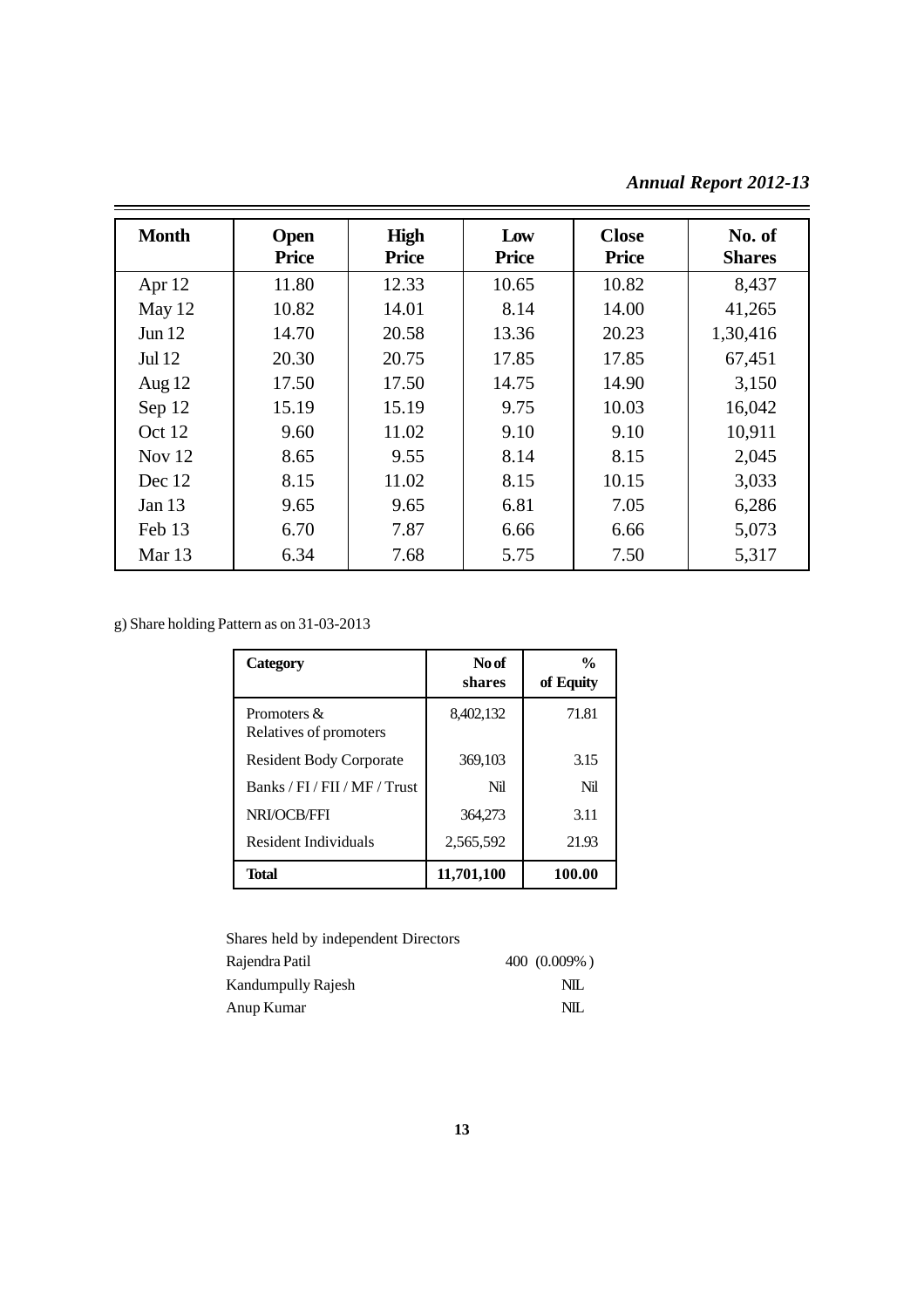| Month | Open Price | High Price | Low Price | Close Price | No. of Shares |
|---|---|---|---|---|---|
| Apr 12 | 11.80 | 12.33 | 10.65 | 10.82 | 8,437 |
| May 12 | 10.82 | 14.01 | 8.14 | 14.00 | 41,265 |
| Jun 12 | 14.70 | 20.58 | 13.36 | 20.23 | 1,30,416 |
| Jul 12 | 20.30 | 20.75 | 17.85 | 17.85 | 67,451 |
| Aug 12 | 17.50 | 17.50 | 14.75 | 14.90 | 3,150 |
| Sep 12 | 15.19 | 15.19 | 9.75 | 10.03 | 16,042 |
| Oct 12 | 9.60 | 11.02 | 9.10 | 9.10 | 10,911 |
| Nov 12 | 8.65 | 9.55 | 8.14 | 8.15 | 2,045 |
| Dec 12 | 8.15 | 11.02 | 8.15 | 10.15 | 3,033 |
| Jan 13 | 9.65 | 9.65 | 6.81 | 7.05 | 6,286 |
| Feb 13 | 6.70 | 7.87 | 6.66 | 6.66 | 5,073 |
| Mar 13 | 6.34 | 7.68 | 5.75 | 7.50 | 5,317 |

g) Share holding Pattern as on 31-03-2013

| Category | No of shares | % of Equity |
|---|---|---|
| Promoters & Relatives of promoters | 8,402,132 | 71.81 |
| Resident Body Corporate | 369,103 | 3.15 |
| Banks / FI / FII / MF / Trust | Nil | Nil |
| NRI/OCB/FFI | 364,273 | 3.11 |
| Resident Individuals | 2,565,592 | 21.93 |
| **Total** | **11,701,100** | **100.00** |

Shares held by independent Directors

| | |
|---|---|
| Rajendra Patil | 400 (0.009%) |
| Kandumpully Rajesh | NIL |
| Anup Kumar | NIL |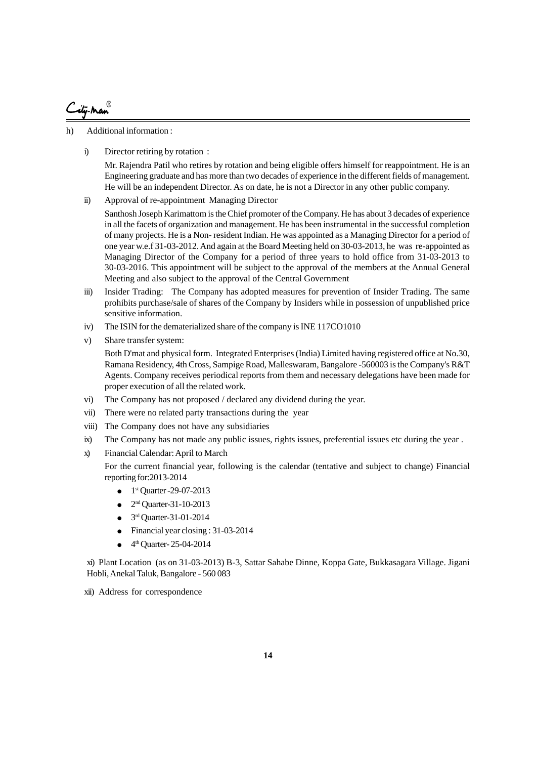h) Additional information :

i) Director retiring by rotation :

Mr. Rajendra Patil who retires by rotation and being eligible offers himself for reappointment. He is an Engineering graduate and has more than two decades of experience in the different fields of management. He will be an independent Director. As on date, he is not a Director in any other public company.

ii) Approval of re-appointment Managing Director

Santhosh Joseph Karimattom is the Chief promoter of the Company. He has about 3 decades of experience in all the facets of organization and management. He has been instrumental in the successful completion of many projects. He is a Non- resident Indian. He was appointed as a Managing Director for a period of one year w.e.f 31-03-2012. And again at the Board Meeting held on 30-03-2013, he was re-appointed as Managing Director of the Company for a period of three years to hold office from 31-03-2013 to 30-03-2016. This appointment will be subject to the approval of the members at the Annual General Meeting and also subject to the approval of the Central Government

iii) Insider Trading: The Company has adopted measures for prevention of Insider Trading. The same prohibits purchase/sale of shares of the Company by Insiders while in possession of unpublished price sensitive information.

iv) The ISIN for the dematerialized share of the company is INE 117CO1010

v) Share transfer system:

Both D'mat and physical form. Integrated Enterprises (India) Limited having registered office at No.30, Ramana Residency, 4th Cross, Sampige Road, Malleswaram, Bangalore -560003 is the Company's R&T Agents. Company receives periodical reports from them and necessary delegations have been made for proper execution of all the related work.

vi) The Company has not proposed / declared any dividend during the year.

vii) There were no related party transactions during the year

viii) The Company does not have any subsidiaries

ix) The Company has not made any public issues, rights issues, preferential issues etc during the year .

x) Financial Calendar: April to March

For the current financial year, following is the calendar (tentative and subject to change) Financial reporting for:2013-2014

- 1st Quarter -29-07-2013
- 2nd Quarter-31-10-2013
- 3rd Quarter-31-01-2014
- Financial year closing : 31-03-2014
- 4th Quarter- 25-04-2014

xi) Plant Location (as on 31-03-2013) B-3, Sattar Sahabe Dinne, Koppa Gate, Bukkasagara Village. Jigani Hobli, Anekal Taluk, Bangalore - 560 083

xii) Address for correspondence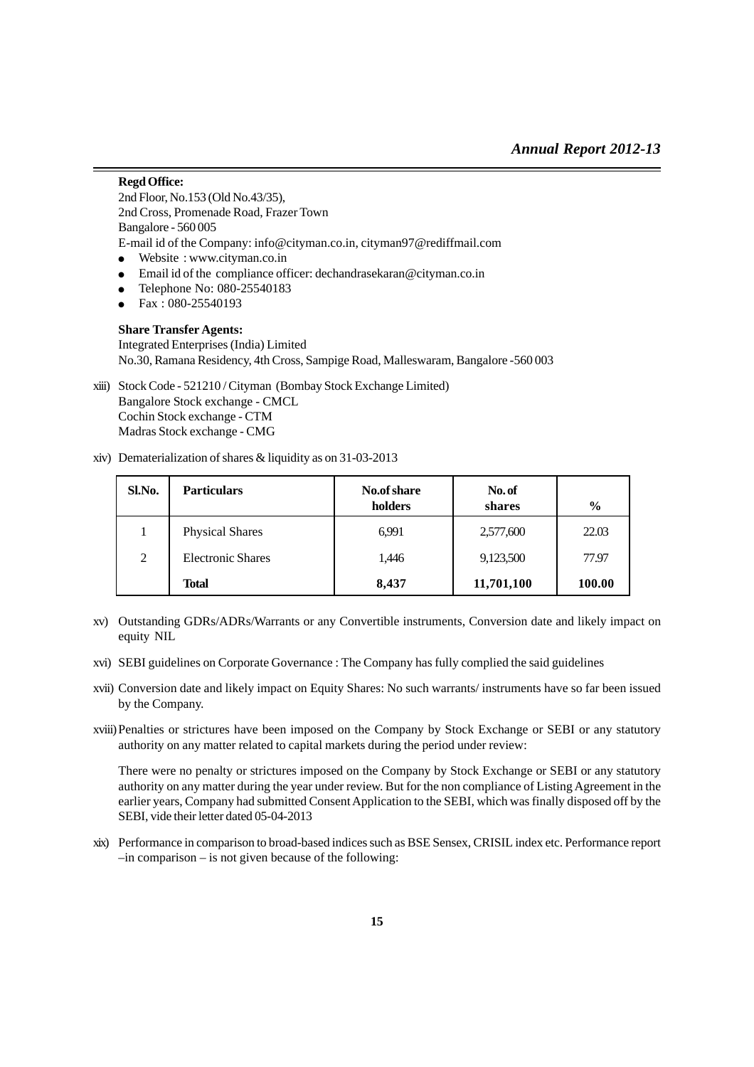**Regd Office:**

2nd Floor, No.153 (Old No.43/35),
2nd Cross, Promenade Road, Frazer Town
Bangalore - 560 005
E-mail id of the Company: info@cityman.co.in, cityman97@rediffmail.com

- Website : www.cityman.co.in
- Email id of the compliance officer: dechandrasekaran@cityman.co.in
- Telephone No: 080-25540183
- Fax : 080-25540193

**Share Transfer Agents:**

Integrated Enterprises (India) Limited
No.30, Ramana Residency, 4th Cross, Sampige Road, Malleswaram, Bangalore -560 003

xiii) Stock Code - 521210 / Cityman (Bombay Stock Exchange Limited)
Bangalore Stock exchange - CMCL
Cochin Stock exchange - CTM
Madras Stock exchange - CMG

xiv) Dematerialization of shares & liquidity as on 31-03-2013

| Sl.No. | Particulars | No.of share holders | No. of shares | % |
|---|---|---|---|---|
| 1 | Physical Shares | 6,991 | 2,577,600 | 22.03 |
| 2 | Electronic Shares | 1,446 | 9,123,500 | 77.97 |
| | **Total** | **8,437** | **11,701,100** | **100.00** |

xv) Outstanding GDRs/ADRs/Warrants or any Convertible instruments, Conversion date and likely impact on equity NIL

xvi) SEBI guidelines on Corporate Governance : The Company has fully complied the said guidelines

xvii) Conversion date and likely impact on Equity Shares: No such warrants/ instruments have so far been issued by the Company.

xviii) Penalties or strictures have been imposed on the Company by Stock Exchange or SEBI or any statutory authority on any matter related to capital markets during the period under review:

There were no penalty or strictures imposed on the Company by Stock Exchange or SEBI or any statutory authority on any matter during the year under review. But for the non compliance of Listing Agreement in the earlier years, Company had submitted Consent Application to the SEBI, which was finally disposed off by the SEBI, vide their letter dated 05-04-2013

xix) Performance in comparison to broad-based indices such as BSE Sensex, CRISIL index etc. Performance report –in comparison – is not given because of the following: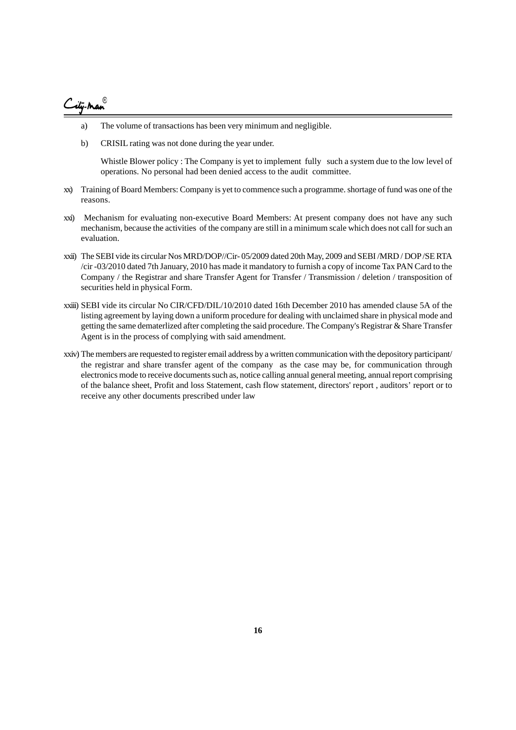a) The volume of transactions has been very minimum and negligible.

b) CRISIL rating was not done during the year under.

Whistle Blower policy : The Company is yet to implement fully such a system due to the low level of operations. No personal had been denied access to the audit committee.

xx) Training of Board Members: Company is yet to commence such a programme. shortage of fund was one of the reasons.

xxi) Mechanism for evaluating non-executive Board Members: At present company does not have any such mechanism, because the activities of the company are still in a minimum scale which does not call for such an evaluation.

xxii) The SEBI vide its circular Nos MRD/DOP//Cir- 05/2009 dated 20th May, 2009 and SEBI /MRD / DOP /SE RTA /cir -03/2010 dated 7th January, 2010 has made it mandatory to furnish a copy of income Tax PAN Card to the Company / the Registrar and share Transfer Agent for Transfer / Transmission / deletion / transposition of securities held in physical Form.

xxiii) SEBI vide its circular No CIR/CFD/DIL/10/2010 dated 16th December 2010 has amended clause 5A of the listing agreement by laying down a uniform procedure for dealing with unclaimed share in physical mode and getting the same dematerlized after completing the said procedure. The Company's Registrar & Share Transfer Agent is in the process of complying with said amendment.

xxiv) The members are requested to register email address by a written communication with the depository participant/ the registrar and share transfer agent of the company as the case may be, for communication through electronics mode to receive documents such as, notice calling annual general meeting, annual report comprising of the balance sheet, Profit and loss Statement, cash flow statement, directors' report , auditors' report or to receive any other documents prescribed under law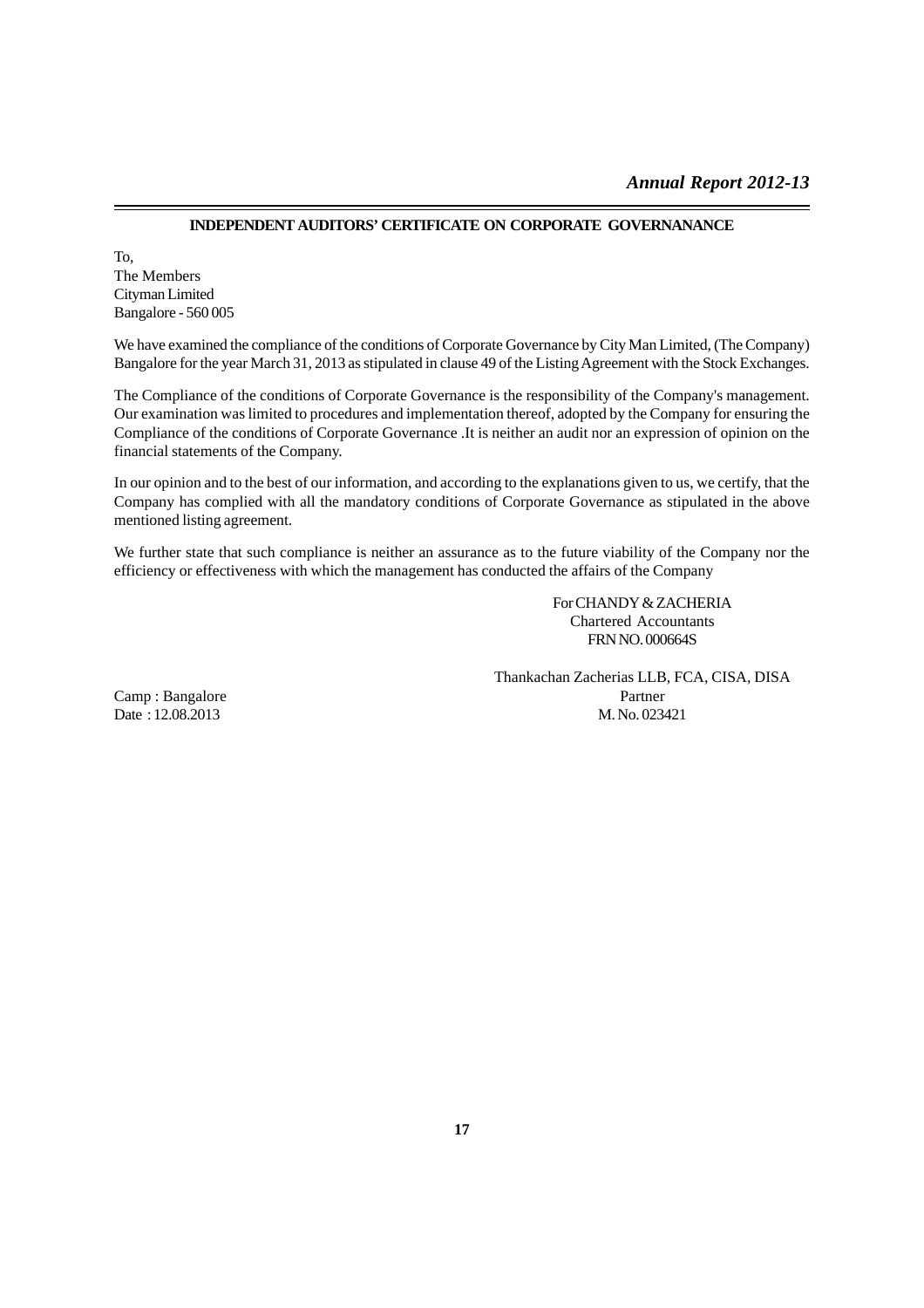## INDEPENDENT AUDITORS' CERTIFICATE ON CORPORATE GOVERNANANCE

To,
The Members
Cityman Limited
Bangalore - 560 005

We have examined the compliance of the conditions of Corporate Governance by City Man Limited, (The Company) Bangalore for the year March 31, 2013 as stipulated in clause 49 of the Listing Agreement with the Stock Exchanges.

The Compliance of the conditions of Corporate Governance is the responsibility of the Company's management. Our examination was limited to procedures and implementation thereof, adopted by the Company for ensuring the Compliance of the conditions of Corporate Governance .It is neither an audit nor an expression of opinion on the financial statements of the Company.

In our opinion and to the best of our information, and according to the explanations given to us, we certify, that the Company has complied with all the mandatory conditions of Corporate Governance as stipulated in the above mentioned listing agreement.

We further state that such compliance is neither an assurance as to the future viability of the Company nor the efficiency or effectiveness with which the management has conducted the affairs of the Company

For CHANDY & ZACHERIA
Chartered Accountants
FRN NO. 000664S

Thankachan Zacherias LLB, FCA, CISA, DISA
Partner
M. No. 023421

Camp : Bangalore
Date : 12.08.2013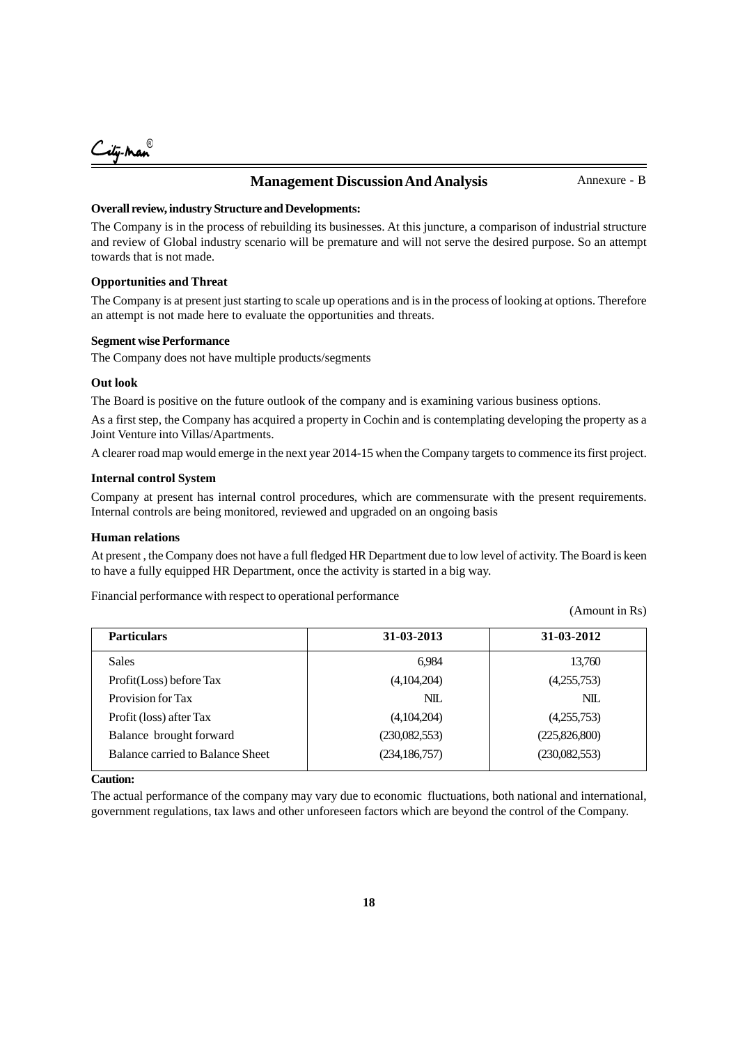## Management Discussion And Analysis

Annexure - B

**Overall review, industry Structure and Developments:**

The Company is in the process of rebuilding its businesses. At this juncture, a comparison of industrial structure and review of Global industry scenario will be premature and will not serve the desired purpose. So an attempt towards that is not made.

**Opportunities and Threat**

The Company is at present just starting to scale up operations and is in the process of looking at options. Therefore an attempt is not made here to evaluate the opportunities and threats.

**Segment wise Performance**

The Company does not have multiple products/segments

**Out look**

The Board is positive on the future outlook of the company and is examining various business options.

As a first step, the Company has acquired a property in Cochin and is contemplating developing the property as a Joint Venture into Villas/Apartments.

A clearer road map would emerge in the next year 2014-15 when the Company targets to commence its first project.

**Internal control System**

Company at present has internal control procedures, which are commensurate with the present requirements. Internal controls are being monitored, reviewed and upgraded on an ongoing basis

**Human relations**

At present , the Company does not have a full fledged HR Department due to low level of activity. The Board is keen to have a fully equipped HR Department, once the activity is started in a big way.

Financial performance with respect to operational performance

(Amount in Rs)

| Particulars | 31-03-2013 | 31-03-2012 |
|---|---|---|
| Sales | 6,984 | 13,760 |
| Profit(Loss) before Tax | (4,104,204) | (4,255,753) |
| Provision for Tax | NIL | NIL |
| Profit (loss) after Tax | (4,104,204) | (4,255,753) |
| Balance brought forward | (230,082,553) | (225,826,800) |
| Balance carried to Balance Sheet | (234,186,757) | (230,082,553) |

**Caution:**

The actual performance of the company may vary due to economic fluctuations, both national and international, government regulations, tax laws and other unforeseen factors which are beyond the control of the Company.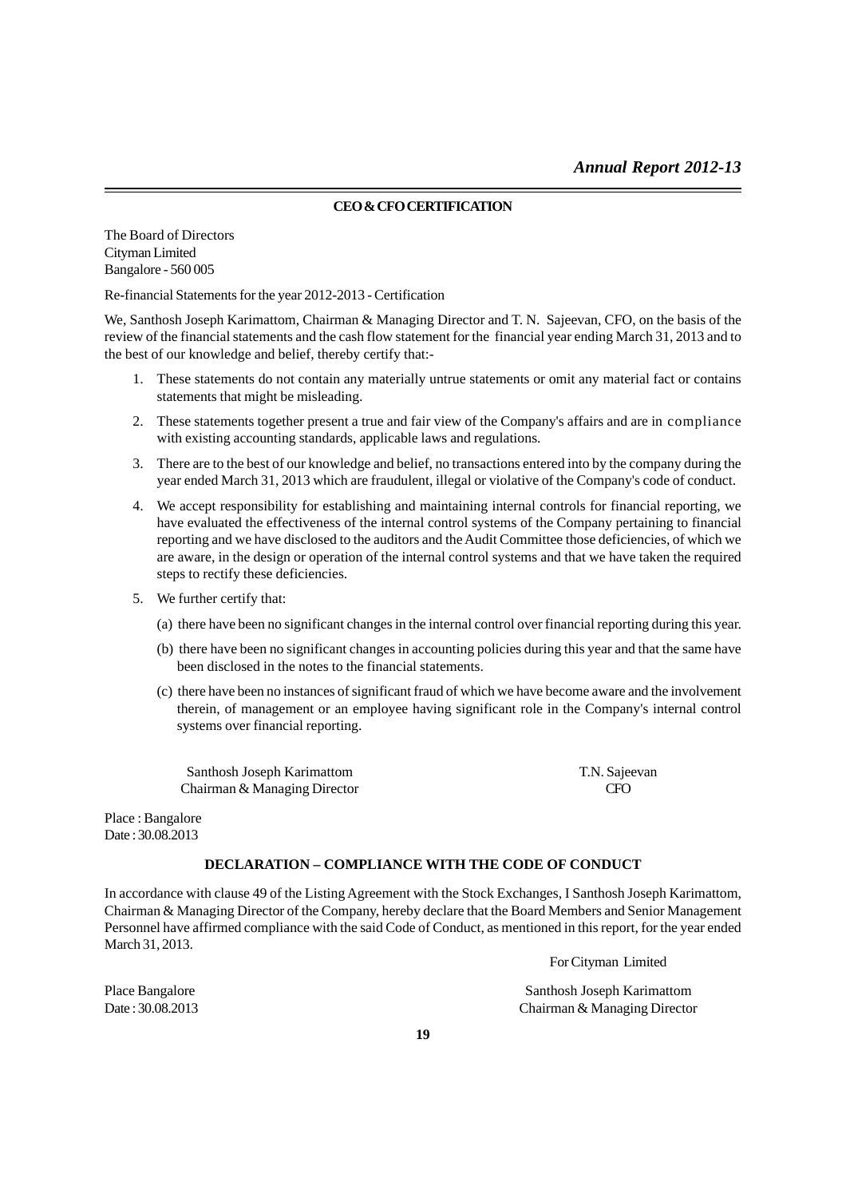## CEO & CFO CERTIFICATION

The Board of Directors
Cityman Limited
Bangalore - 560 005

Re-financial Statements for the year 2012-2013 - Certification

We, Santhosh Joseph Karimattom, Chairman & Managing Director and T. N. Sajeevan, CFO, on the basis of the review of the financial statements and the cash flow statement for the financial year ending March 31, 2013 and to the best of our knowledge and belief, thereby certify that:-

1. These statements do not contain any materially untrue statements or omit any material fact or contains statements that might be misleading.
2. These statements together present a true and fair view of the Company's affairs and are in compliance with existing accounting standards, applicable laws and regulations.
3. There are to the best of our knowledge and belief, no transactions entered into by the company during the year ended March 31, 2013 which are fraudulent, illegal or violative of the Company's code of conduct.
4. We accept responsibility for establishing and maintaining internal controls for financial reporting, we have evaluated the effectiveness of the internal control systems of the Company pertaining to financial reporting and we have disclosed to the auditors and the Audit Committee those deficiencies, of which we are aware, in the design or operation of the internal control systems and that we have taken the required steps to rectify these deficiencies.
5. We further certify that:
   - (a) there have been no significant changes in the internal control over financial reporting during this year.
   - (b) there have been no significant changes in accounting policies during this year and that the same have been disclosed in the notes to the financial statements.
   - (c) there have been no instances of significant fraud of which we have become aware and the involvement therein, of management or an employee having significant role in the Company's internal control systems over financial reporting.

Santhosh Joseph Karimattom
Chairman & Managing Director

T.N. Sajeevan
CFO

Place : Bangalore
Date : 30.08.2013

## DECLARATION – COMPLIANCE WITH THE CODE OF CONDUCT

In accordance with clause 49 of the Listing Agreement with the Stock Exchanges, I Santhosh Joseph Karimattom, Chairman & Managing Director of the Company, hereby declare that the Board Members and Senior Management Personnel have affirmed compliance with the said Code of Conduct, as mentioned in this report, for the year ended March 31, 2013.

For Cityman Limited

Santhosh Joseph Karimattom
Chairman & Managing Director

Place Bangalore
Date : 30.08.2013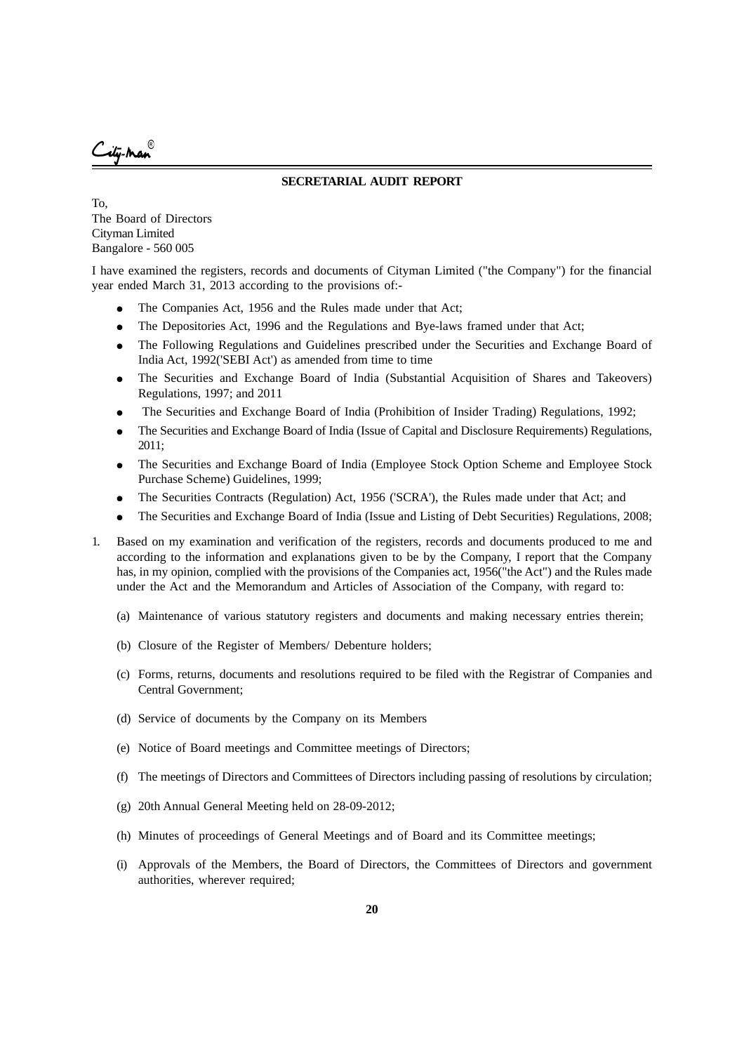## SECRETARIAL AUDIT REPORT

To,
The Board of Directors
Cityman Limited
Bangalore - 560 005

I have examined the registers, records and documents of Cityman Limited ("the Company") for the financial year ended March 31, 2013 according to the provisions of:-

- The Companies Act, 1956 and the Rules made under that Act;
- The Depositories Act, 1996 and the Regulations and Bye-laws framed under that Act;
- The Following Regulations and Guidelines prescribed under the Securities and Exchange Board of India Act, 1992('SEBI Act') as amended from time to time
- The Securities and Exchange Board of India (Substantial Acquisition of Shares and Takeovers) Regulations, 1997; and 2011
- The Securities and Exchange Board of India (Prohibition of Insider Trading) Regulations, 1992;
- The Securities and Exchange Board of India (Issue of Capital and Disclosure Requirements) Regulations, 2011;
- The Securities and Exchange Board of India (Employee Stock Option Scheme and Employee Stock Purchase Scheme) Guidelines, 1999;
- The Securities Contracts (Regulation) Act, 1956 ('SCRA'), the Rules made under that Act; and
- The Securities and Exchange Board of India (Issue and Listing of Debt Securities) Regulations, 2008;

1. Based on my examination and verification of the registers, records and documents produced to me and according to the information and explanations given to be by the Company, I report that the Company has, in my opinion, complied with the provisions of the Companies act, 1956("the Act") and the Rules made under the Act and the Memorandum and Articles of Association of the Company, with regard to:

   (a) Maintenance of various statutory registers and documents and making necessary entries therein;

   (b) Closure of the Register of Members/ Debenture holders;

   (c) Forms, returns, documents and resolutions required to be filed with the Registrar of Companies and Central Government;

   (d) Service of documents by the Company on its Members

   (e) Notice of Board meetings and Committee meetings of Directors;

   (f) The meetings of Directors and Committees of Directors including passing of resolutions by circulation;

   (g) 20th Annual General Meeting held on 28-09-2012;

   (h) Minutes of proceedings of General Meetings and of Board and its Committee meetings;

   (i) Approvals of the Members, the Board of Directors, the Committees of Directors and government authorities, wherever required;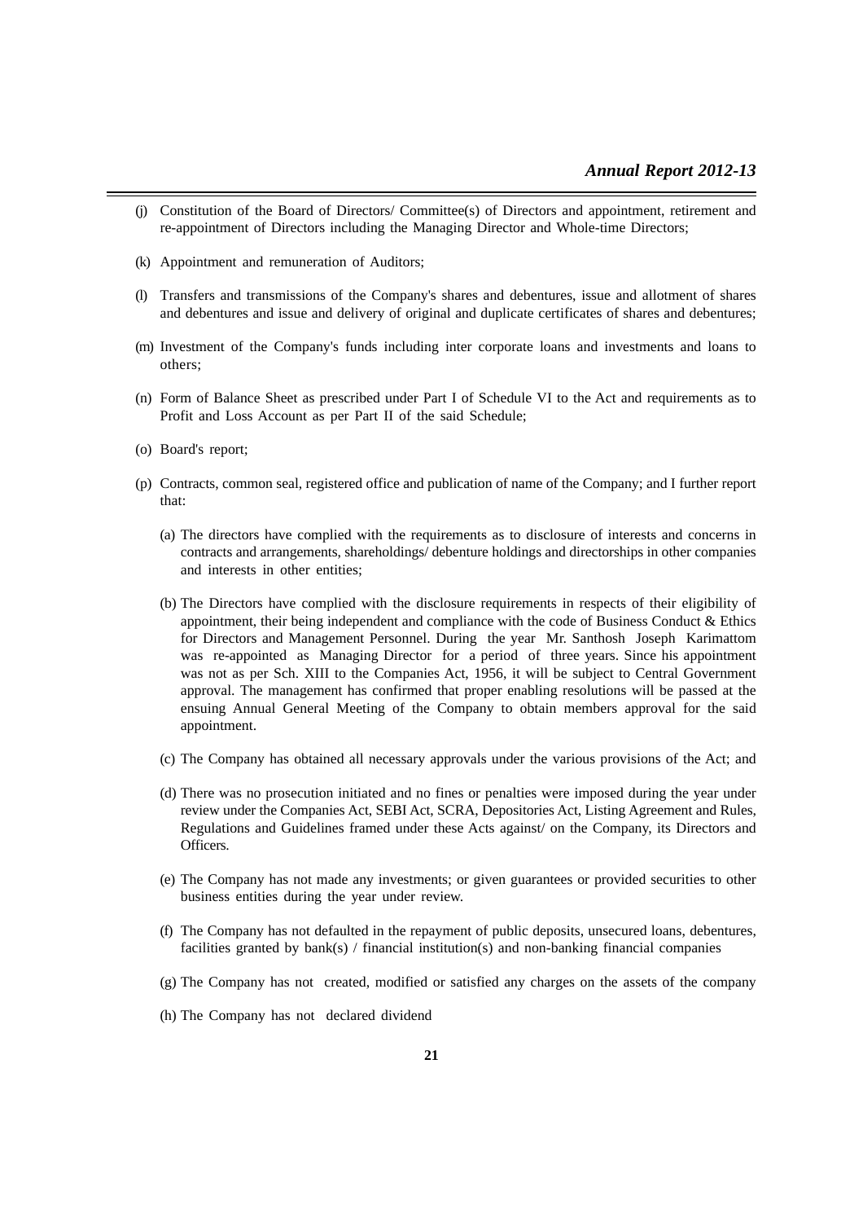(j) Constitution of the Board of Directors/ Committee(s) of Directors and appointment, retirement and re-appointment of Directors including the Managing Director and Whole-time Directors;

(k) Appointment and remuneration of Auditors;

(l) Transfers and transmissions of the Company's shares and debentures, issue and allotment of shares and debentures and issue and delivery of original and duplicate certificates of shares and debentures;

(m) Investment of the Company's funds including inter corporate loans and investments and loans to others;

(n) Form of Balance Sheet as prescribed under Part I of Schedule VI to the Act and requirements as to Profit and Loss Account as per Part II of the said Schedule;

(o) Board's report;

(p) Contracts, common seal, registered office and publication of name of the Company; and I further report that:

   (a) The directors have complied with the requirements as to disclosure of interests and concerns in contracts and arrangements, shareholdings/ debenture holdings and directorships in other companies and interests in other entities;

   (b) The Directors have complied with the disclosure requirements in respects of their eligibility of appointment, their being independent and compliance with the code of Business Conduct & Ethics for Directors and Management Personnel. During the year Mr. Santhosh Joseph Karimattom was re-appointed as Managing Director for a period of three years. Since his appointment was not as per Sch. XIII to the Companies Act, 1956, it will be subject to Central Government approval. The management has confirmed that proper enabling resolutions will be passed at the ensuing Annual General Meeting of the Company to obtain members approval for the said appointment.

   (c) The Company has obtained all necessary approvals under the various provisions of the Act; and

   (d) There was no prosecution initiated and no fines or penalties were imposed during the year under review under the Companies Act, SEBI Act, SCRA, Depositories Act, Listing Agreement and Rules, Regulations and Guidelines framed under these Acts against/ on the Company, its Directors and Officers.

   (e) The Company has not made any investments; or given guarantees or provided securities to other business entities during the year under review.

   (f) The Company has not defaulted in the repayment of public deposits, unsecured loans, debentures, facilities granted by bank(s) / financial institution(s) and non-banking financial companies

   (g) The Company has not created, modified or satisfied any charges on the assets of the company

   (h) The Company has not declared dividend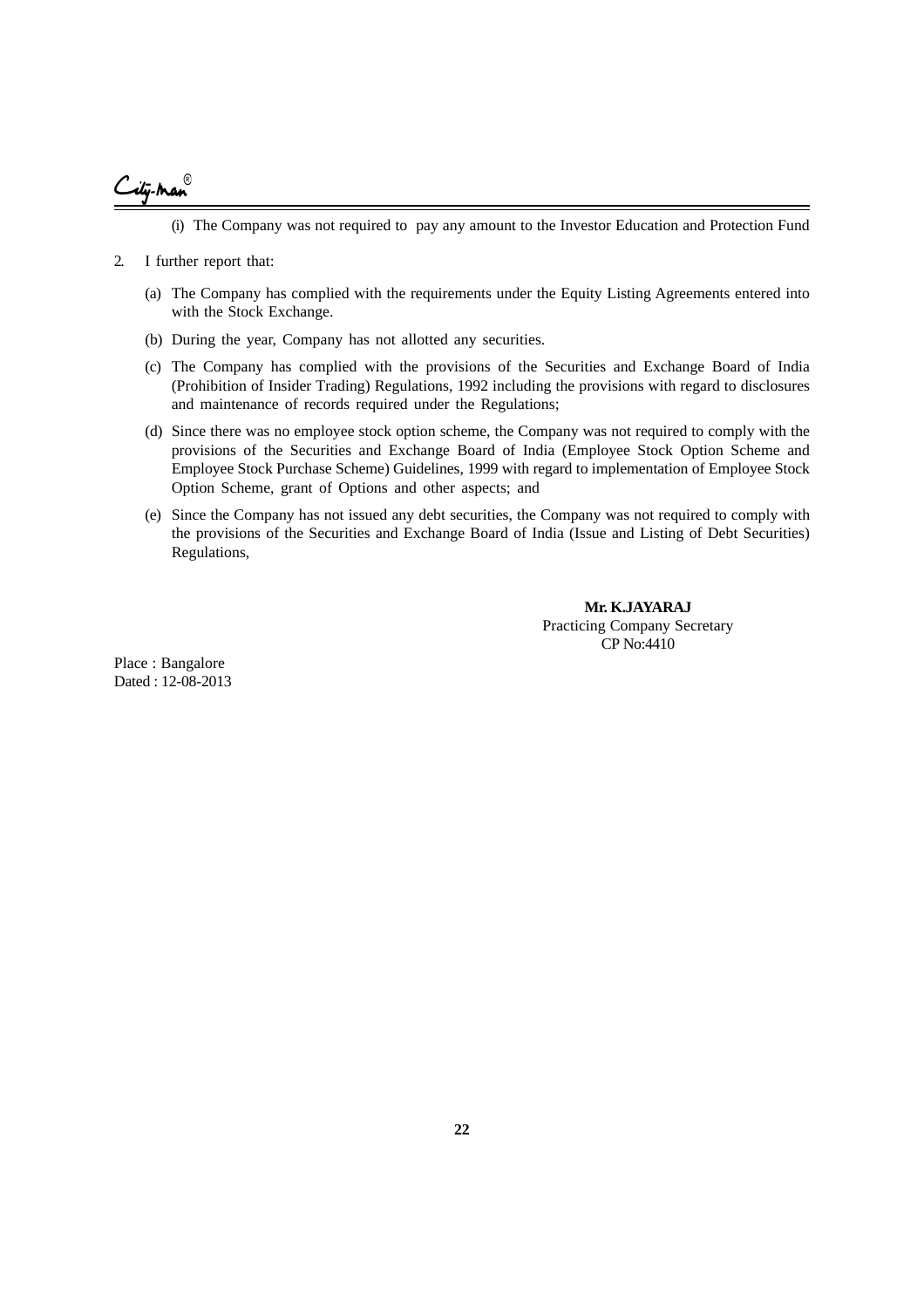(i) The Company was not required to pay any amount to the Investor Education and Protection Fund

2. I further report that:

   (a) The Company has complied with the requirements under the Equity Listing Agreements entered into with the Stock Exchange.

   (b) During the year, Company has not allotted any securities.

   (c) The Company has complied with the provisions of the Securities and Exchange Board of India (Prohibition of Insider Trading) Regulations, 1992 including the provisions with regard to disclosures and maintenance of records required under the Regulations;

   (d) Since there was no employee stock option scheme, the Company was not required to comply with the provisions of the Securities and Exchange Board of India (Employee Stock Option Scheme and Employee Stock Purchase Scheme) Guidelines, 1999 with regard to implementation of Employee Stock Option Scheme, grant of Options and other aspects; and

   (e) Since the Company has not issued any debt securities, the Company was not required to comply with the provisions of the Securities and Exchange Board of India (Issue and Listing of Debt Securities) Regulations,

**Mr. K.JAYARAJ**
Practicing Company Secretary
CP No:4410

Place : Bangalore
Dated : 12-08-2013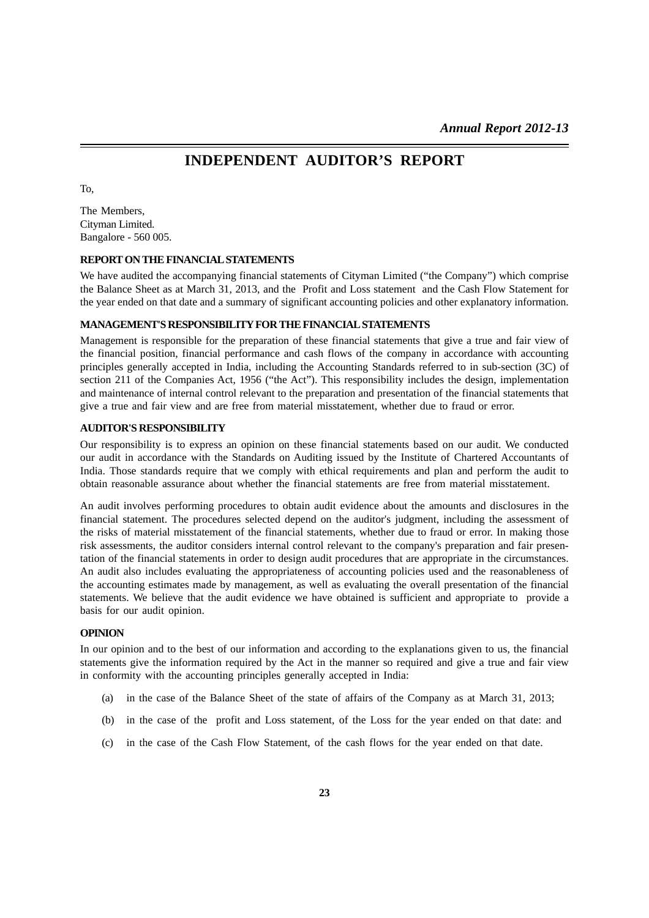# INDEPENDENT AUDITOR'S REPORT

To,

The Members,
Cityman Limited.
Bangalore - 560 005.

### REPORT ON THE FINANCIAL STATEMENTS

We have audited the accompanying financial statements of Cityman Limited ("the Company") which comprise the Balance Sheet as at March 31, 2013, and the Profit and Loss statement and the Cash Flow Statement for the year ended on that date and a summary of significant accounting policies and other explanatory information.

### MANAGEMENT'S RESPONSIBILITY FOR THE FINANCIAL STATEMENTS

Management is responsible for the preparation of these financial statements that give a true and fair view of the financial position, financial performance and cash flows of the company in accordance with accounting principles generally accepted in India, including the Accounting Standards referred to in sub-section (3C) of section 211 of the Companies Act, 1956 ("the Act"). This responsibility includes the design, implementation and maintenance of internal control relevant to the preparation and presentation of the financial statements that give a true and fair view and are free from material misstatement, whether due to fraud or error.

### AUDITOR'S RESPONSIBILITY

Our responsibility is to express an opinion on these financial statements based on our audit. We conducted our audit in accordance with the Standards on Auditing issued by the Institute of Chartered Accountants of India. Those standards require that we comply with ethical requirements and plan and perform the audit to obtain reasonable assurance about whether the financial statements are free from material misstatement.

An audit involves performing procedures to obtain audit evidence about the amounts and disclosures in the financial statement. The procedures selected depend on the auditor's judgment, including the assessment of the risks of material misstatement of the financial statements, whether due to fraud or error. In making those risk assessments, the auditor considers internal control relevant to the company's preparation and fair presentation of the financial statements in order to design audit procedures that are appropriate in the circumstances. An audit also includes evaluating the appropriateness of accounting policies used and the reasonableness of the accounting estimates made by management, as well as evaluating the overall presentation of the financial statements. We believe that the audit evidence we have obtained is sufficient and appropriate to provide a basis for our audit opinion.

### OPINION

In our opinion and to the best of our information and according to the explanations given to us, the financial statements give the information required by the Act in the manner so required and give a true and fair view in conformity with the accounting principles generally accepted in India:

(a) in the case of the Balance Sheet of the state of affairs of the Company as at March 31, 2013;

(b) in the case of the profit and Loss statement, of the Loss for the year ended on that date: and

(c) in the case of the Cash Flow Statement, of the cash flows for the year ended on that date.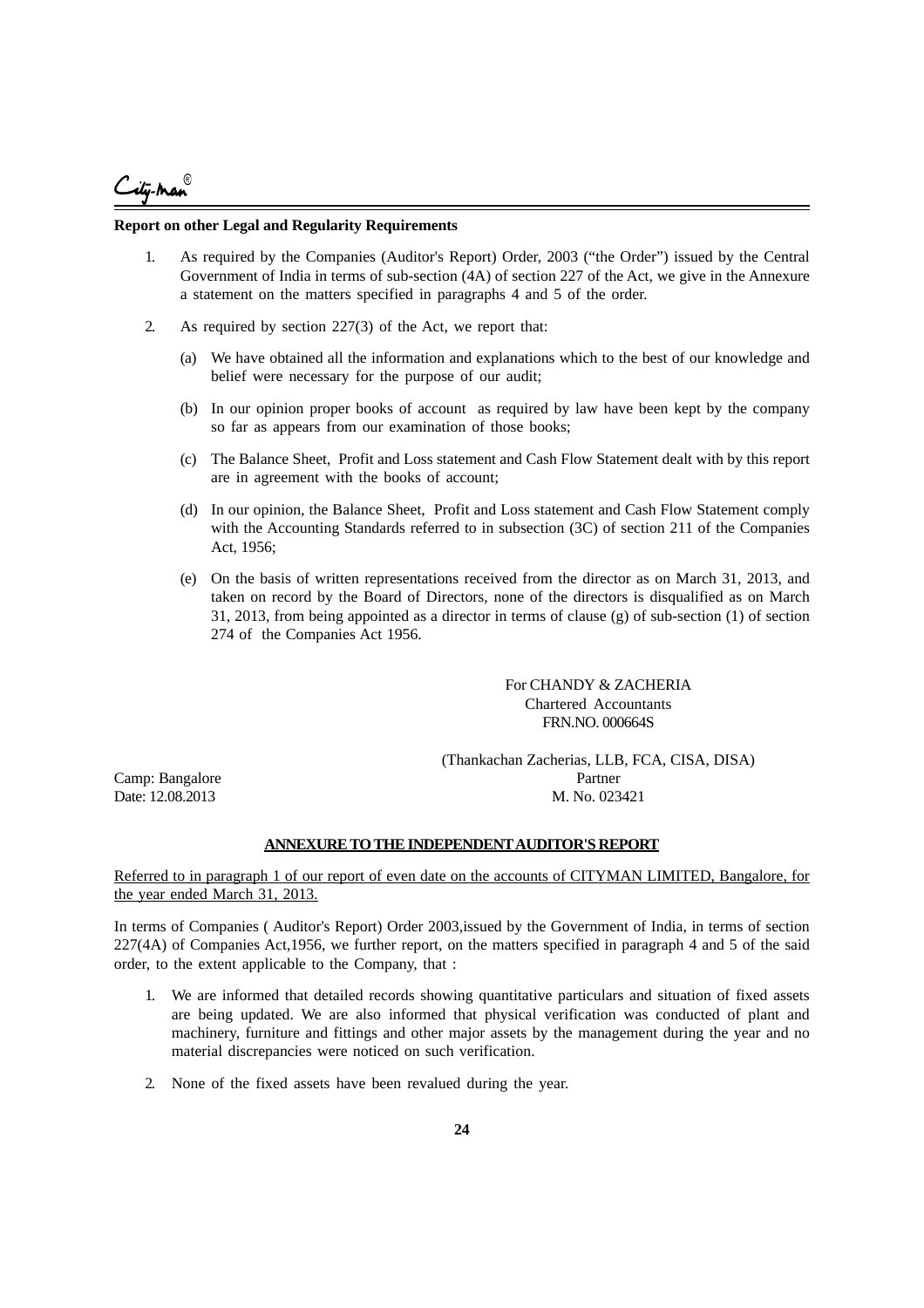**Report on other Legal and Regularity Requirements**

1. As required by the Companies (Auditor's Report) Order, 2003 ("the Order") issued by the Central Government of India in terms of sub-section (4A) of section 227 of the Act, we give in the Annexure a statement on the matters specified in paragraphs 4 and 5 of the order.

2. As required by section 227(3) of the Act, we report that:

   (a) We have obtained all the information and explanations which to the best of our knowledge and belief were necessary for the purpose of our audit;

   (b) In our opinion proper books of account as required by law have been kept by the company so far as appears from our examination of those books;

   (c) The Balance Sheet, Profit and Loss statement and Cash Flow Statement dealt with by this report are in agreement with the books of account;

   (d) In our opinion, the Balance Sheet, Profit and Loss statement and Cash Flow Statement comply with the Accounting Standards referred to in subsection (3C) of section 211 of the Companies Act, 1956;

   (e) On the basis of written representations received from the director as on March 31, 2013, and taken on record by the Board of Directors, none of the directors is disqualified as on March 31, 2013, from being appointed as a director in terms of clause (g) of sub-section (1) of section 274 of the Companies Act 1956.

For CHANDY & ZACHERIA
Chartered Accountants
FRN.NO. 000664S

(Thankachan Zacherias, LLB, FCA, CISA, DISA)
Partner
M. No. 023421

Camp: Bangalore
Date: 12.08.2013

**ANNEXURE TO THE INDEPENDENT AUDITOR'S REPORT**

Referred to in paragraph 1 of our report of even date on the accounts of CITYMAN LIMITED, Bangalore, for the year ended March 31, 2013.

In terms of Companies ( Auditor's Report) Order 2003,issued by the Government of India, in terms of section 227(4A) of Companies Act,1956, we further report, on the matters specified in paragraph 4 and 5 of the said order, to the extent applicable to the Company, that :

1. We are informed that detailed records showing quantitative particulars and situation of fixed assets are being updated. We are also informed that physical verification was conducted of plant and machinery, furniture and fittings and other major assets by the management during the year and no material discrepancies were noticed on such verification.

2. None of the fixed assets have been revalued during the year.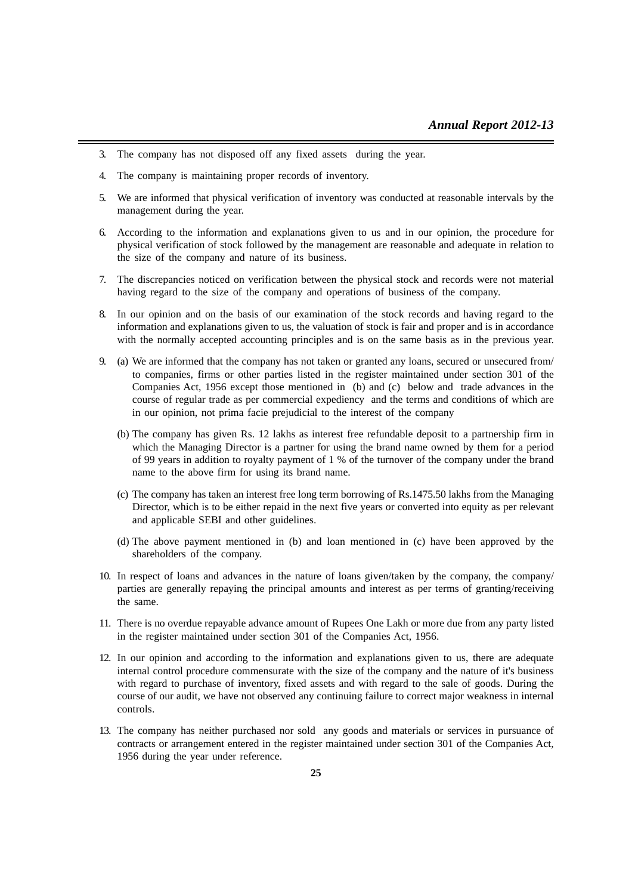3. The company has not disposed off any fixed assets during the year.

4. The company is maintaining proper records of inventory.

5. We are informed that physical verification of inventory was conducted at reasonable intervals by the management during the year.

6. According to the information and explanations given to us and in our opinion, the procedure for physical verification of stock followed by the management are reasonable and adequate in relation to the size of the company and nature of its business.

7. The discrepancies noticed on verification between the physical stock and records were not material having regard to the size of the company and operations of business of the company.

8. In our opinion and on the basis of our examination of the stock records and having regard to the information and explanations given to us, the valuation of stock is fair and proper and is in accordance with the normally accepted accounting principles and is on the same basis as in the previous year.

9. (a) We are informed that the company has not taken or granted any loans, secured or unsecured from/ to companies, firms or other parties listed in the register maintained under section 301 of the Companies Act, 1956 except those mentioned in (b) and (c) below and trade advances in the course of regular trade as per commercial expediency and the terms and conditions of which are in our opinion, not prima facie prejudicial to the interest of the company

   (b) The company has given Rs. 12 lakhs as interest free refundable deposit to a partnership firm in which the Managing Director is a partner for using the brand name owned by them for a period of 99 years in addition to royalty payment of 1 % of the turnover of the company under the brand name to the above firm for using its brand name.

   (c) The company has taken an interest free long term borrowing of Rs.1475.50 lakhs from the Managing Director, which is to be either repaid in the next five years or converted into equity as per relevant and applicable SEBI and other guidelines.

   (d) The above payment mentioned in (b) and loan mentioned in (c) have been approved by the shareholders of the company.

10. In respect of loans and advances in the nature of loans given/taken by the company, the company/ parties are generally repaying the principal amounts and interest as per terms of granting/receiving the same.

11. There is no overdue repayable advance amount of Rupees One Lakh or more due from any party listed in the register maintained under section 301 of the Companies Act, 1956.

12. In our opinion and according to the information and explanations given to us, there are adequate internal control procedure commensurate with the size of the company and the nature of it's business with regard to purchase of inventory, fixed assets and with regard to the sale of goods. During the course of our audit, we have not observed any continuing failure to correct major weakness in internal controls.

13. The company has neither purchased nor sold any goods and materials or services in pursuance of contracts or arrangement entered in the register maintained under section 301 of the Companies Act, 1956 during the year under reference.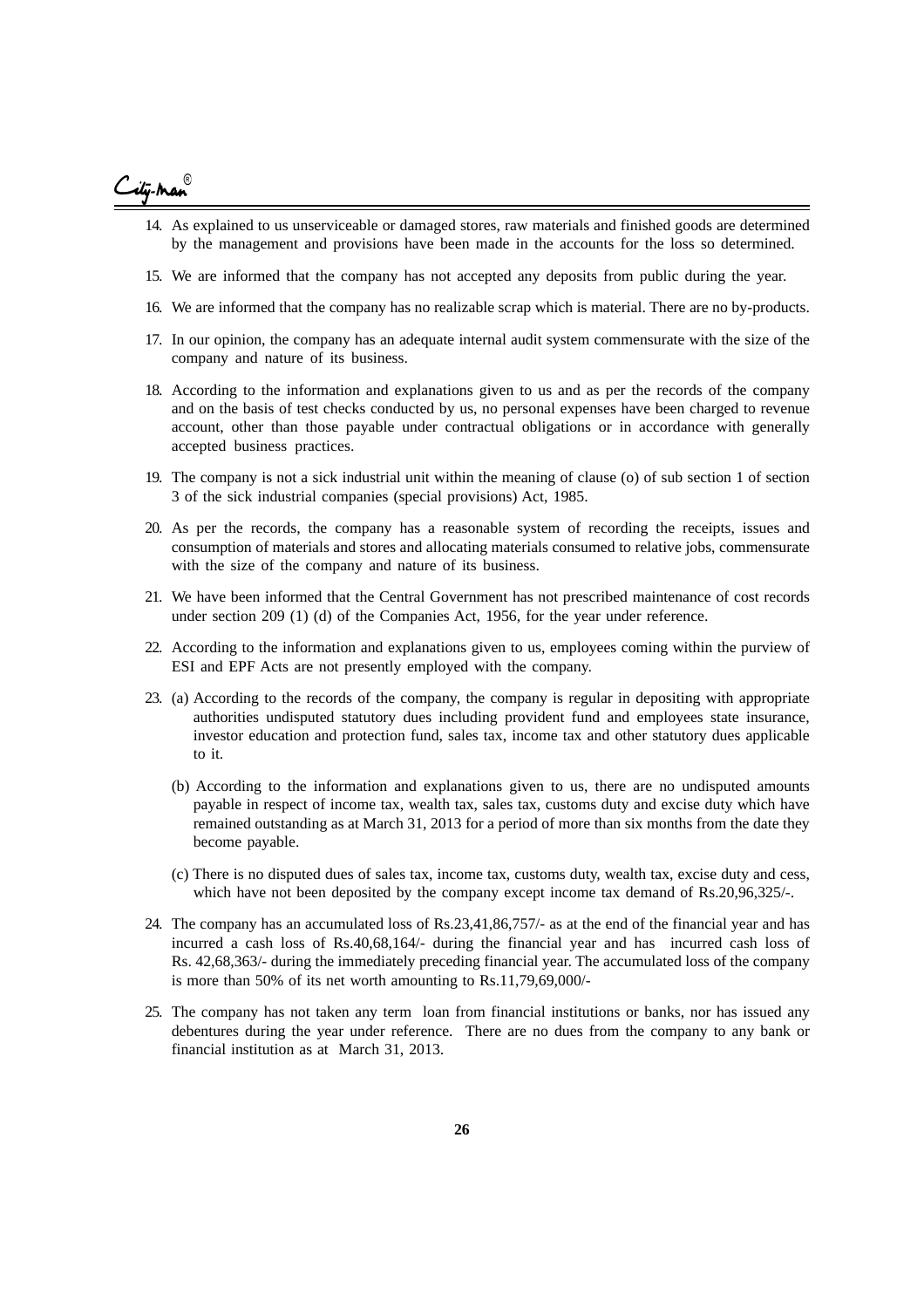14. As explained to us unserviceable or damaged stores, raw materials and finished goods are determined by the management and provisions have been made in the accounts for the loss so determined.

15. We are informed that the company has not accepted any deposits from public during the year.

16. We are informed that the company has no realizable scrap which is material. There are no by-products.

17. In our opinion, the company has an adequate internal audit system commensurate with the size of the company and nature of its business.

18. According to the information and explanations given to us and as per the records of the company and on the basis of test checks conducted by us, no personal expenses have been charged to revenue account, other than those payable under contractual obligations or in accordance with generally accepted business practices.

19. The company is not a sick industrial unit within the meaning of clause (o) of sub section 1 of section 3 of the sick industrial companies (special provisions) Act, 1985.

20. As per the records, the company has a reasonable system of recording the receipts, issues and consumption of materials and stores and allocating materials consumed to relative jobs, commensurate with the size of the company and nature of its business.

21. We have been informed that the Central Government has not prescribed maintenance of cost records under section 209 (1) (d) of the Companies Act, 1956, for the year under reference.

22. According to the information and explanations given to us, employees coming within the purview of ESI and EPF Acts are not presently employed with the company.

23. (a) According to the records of the company, the company is regular in depositing with appropriate authorities undisputed statutory dues including provident fund and employees state insurance, investor education and protection fund, sales tax, income tax and other statutory dues applicable to it.

    (b) According to the information and explanations given to us, there are no undisputed amounts payable in respect of income tax, wealth tax, sales tax, customs duty and excise duty which have remained outstanding as at March 31, 2013 for a period of more than six months from the date they become payable.

    (c) There is no disputed dues of sales tax, income tax, customs duty, wealth tax, excise duty and cess, which have not been deposited by the company except income tax demand of Rs.20,96,325/-.

24. The company has an accumulated loss of Rs.23,41,86,757/- as at the end of the financial year and has incurred a cash loss of Rs.40,68,164/- during the financial year and has incurred cash loss of Rs. 42,68,363/- during the immediately preceding financial year. The accumulated loss of the company is more than 50% of its net worth amounting to Rs.11,79,69,000/-

25. The company has not taken any term loan from financial institutions or banks, nor has issued any debentures during the year under reference. There are no dues from the company to any bank or financial institution as at March 31, 2013.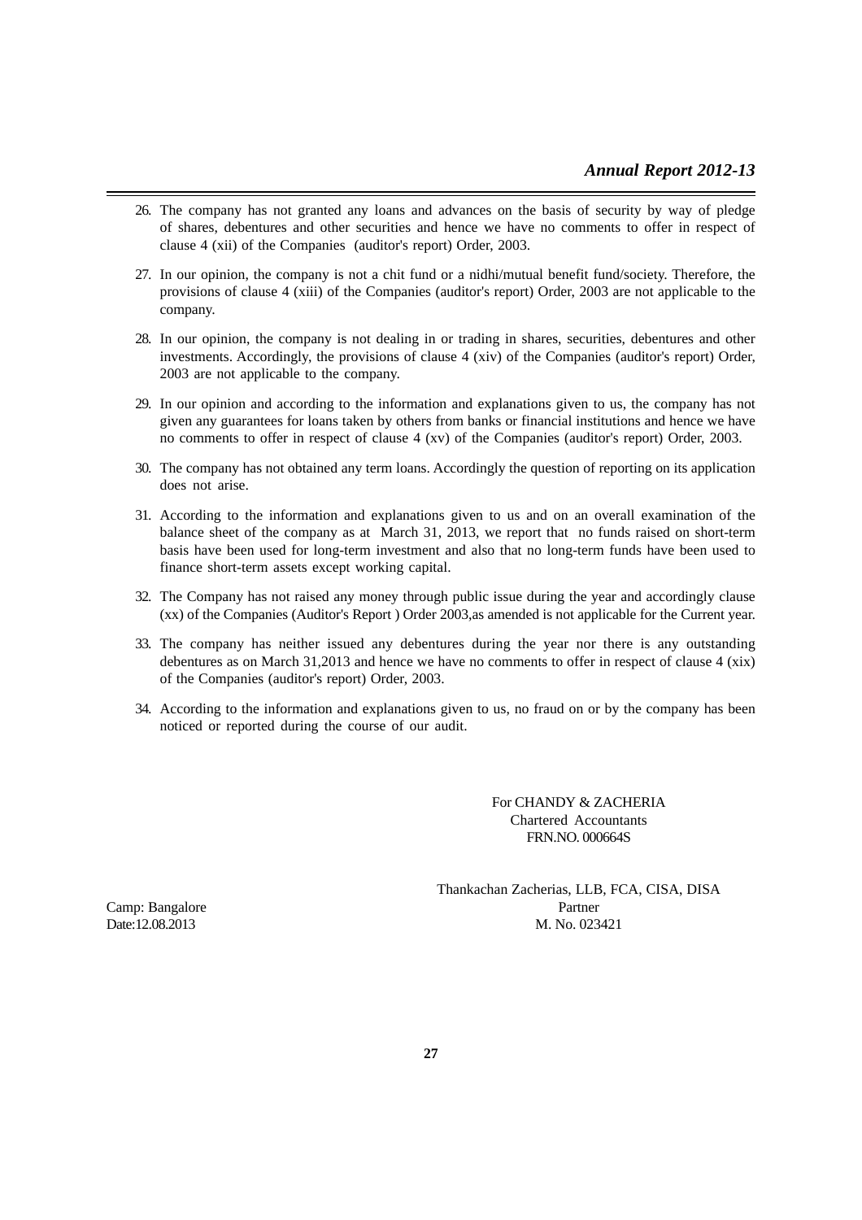26. The company has not granted any loans and advances on the basis of security by way of pledge of shares, debentures and other securities and hence we have no comments to offer in respect of clause 4 (xii) of the Companies (auditor's report) Order, 2003.

27. In our opinion, the company is not a chit fund or a nidhi/mutual benefit fund/society. Therefore, the provisions of clause 4 (xiii) of the Companies (auditor's report) Order, 2003 are not applicable to the company.

28. In our opinion, the company is not dealing in or trading in shares, securities, debentures and other investments. Accordingly, the provisions of clause 4 (xiv) of the Companies (auditor's report) Order, 2003 are not applicable to the company.

29. In our opinion and according to the information and explanations given to us, the company has not given any guarantees for loans taken by others from banks or financial institutions and hence we have no comments to offer in respect of clause 4 (xv) of the Companies (auditor's report) Order, 2003.

30. The company has not obtained any term loans. Accordingly the question of reporting on its application does not arise.

31. According to the information and explanations given to us and on an overall examination of the balance sheet of the company as at March 31, 2013, we report that no funds raised on short-term basis have been used for long-term investment and also that no long-term funds have been used to finance short-term assets except working capital.

32. The Company has not raised any money through public issue during the year and accordingly clause (xx) of the Companies (Auditor's Report ) Order 2003,as amended is not applicable for the Current year.

33. The company has neither issued any debentures during the year nor there is any outstanding debentures as on March 31,2013 and hence we have no comments to offer in respect of clause 4 (xix) of the Companies (auditor's report) Order, 2003.

34. According to the information and explanations given to us, no fraud on or by the company has been noticed or reported during the course of our audit.

For CHANDY & ZACHERIA
Chartered Accountants
FRN.NO. 000664S

Thankachan Zacherias, LLB, FCA, CISA, DISA
Partner
M. No. 023421

Camp: Bangalore
Date:12.08.2013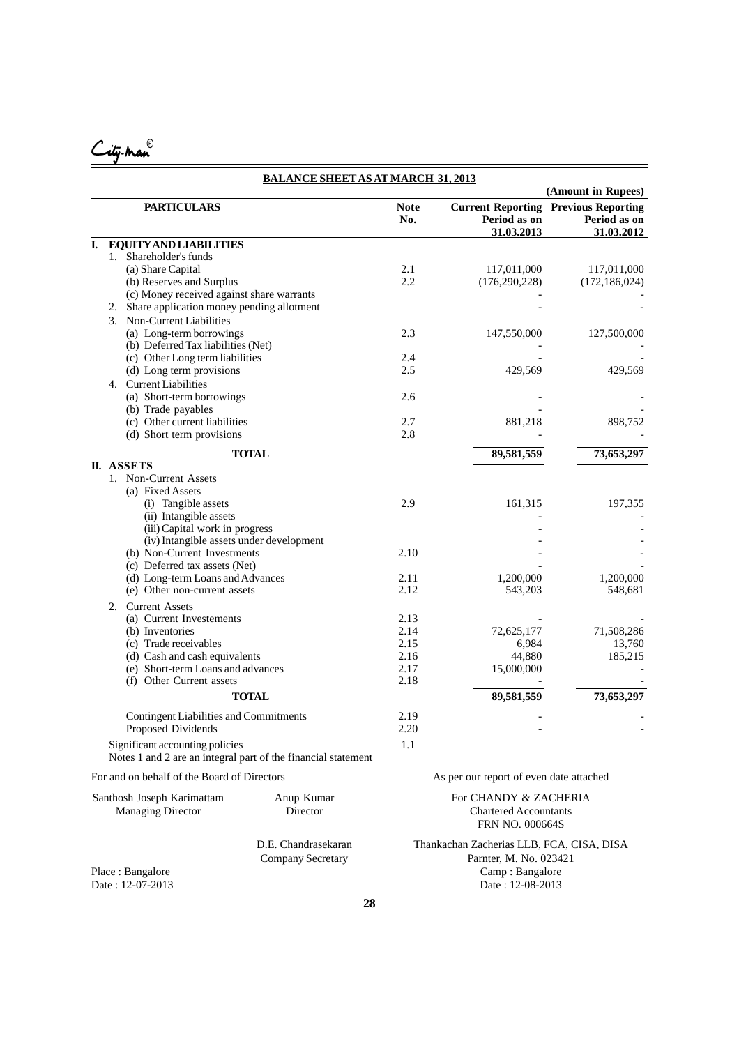City-man®

## BALANCE SHEET AS AT MARCH 31, 2013

(Amount in Rupees)

| PARTICULARS | Note No. | Current Reporting Period as on 31.03.2013 | Previous Reporting Period as on 31.03.2012 |
|---|---|---|---|
| **I. EQUITY AND LIABILITIES** | | | |
| 1. Shareholder's funds | | | |
| (a) Share Capital | 2.1 | 117,011,000 | 117,011,000 |
| (b) Reserves and Surplus | 2.2 | (176,290,228) | (172,186,024) |
| (c) Money received against share warrants | | - | - |
| 2. Share application money pending allotment | | - | - |
| 3. Non-Current Liabilities | | | |
| (a) Long-term borrowings | 2.3 | 147,550,000 | 127,500,000 |
| (b) Deferred Tax liabilities (Net) | | - | - |
| (c) Other Long term liabilities | 2.4 | - | - |
| (d) Long term provisions | 2.5 | 429,569 | 429,569 |
| 4. Current Liabilities | | | |
| (a) Short-term borrowings | 2.6 | - | - |
| (b) Trade payables | | - | - |
| (c) Other current liabilities | 2.7 | 881,218 | 898,752 |
| (d) Short term provisions | 2.8 | - | - |
| **TOTAL** | | **89,581,559** | **73,653,297** |
| **II. ASSETS** | | | |
| 1. Non-Current Assets | | | |
| (a) Fixed Assets | | | |
| (i) Tangible assets | 2.9 | 161,315 | 197,355 |
| (ii) Intangible assets | | - | - |
| (iii) Capital work in progress | | - | - |
| (iv) Intangible assets under development | | - | - |
| (b) Non-Current Investments | 2.10 | - | - |
| (c) Deferred tax assets (Net) | | - | - |
| (d) Long-term Loans and Advances | 2.11 | 1,200,000 | 1,200,000 |
| (e) Other non-current assets | 2.12 | 543,203 | 548,681 |
| 2. Current Assets | | | |
| (a) Current Investements | 2.13 | - | - |
| (b) Inventories | 2.14 | 72,625,177 | 71,508,286 |
| (c) Trade receivables | 2.15 | 6,984 | 13,760 |
| (d) Cash and cash equivalents | 2.16 | 44,880 | 185,215 |
| (e) Short-term Loans and advances | 2.17 | 15,000,000 | - |
| (f) Other Current assets | 2.18 | - | - |
| **TOTAL** | | **89,581,559** | **73,653,297** |
| Contingent Liabilities and Commitments | 2.19 | - | - |
| Proposed Dividends | 2.20 | - | - |
| Significant accounting policies | 1.1 | | |

Notes 1 and 2 are an integral part of the financial statement

For and on behalf of the Board of Directors

Santhosh Joseph Karimattam
Managing Director

Anup Kumar
Director

D.E. Chandrasekaran
Company Secretary

Place : Bangalore
Date : 12-07-2013

As per our report of even date attached

For CHANDY & ZACHERIA
Chartered Accountants
FRN NO. 000664S

Thankachan Zacherias LLB, FCA, CISA, DISA
Parnter, M. No. 023421
Camp : Bangalore
Date : 12-08-2013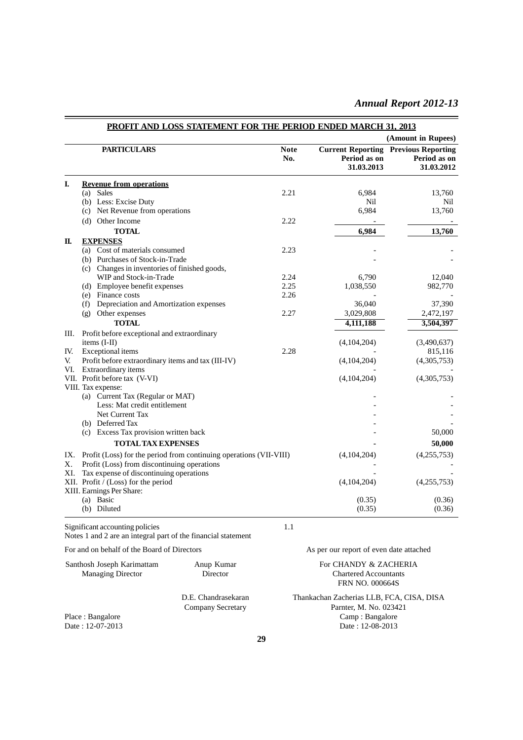## PROFIT AND LOSS STATEMENT FOR THE PERIOD ENDED MARCH 31, 2013

**(Amount in Rupees)**

| | PARTICULARS | Note No. | Current Reporting Period as on 31.03.2013 | Previous Reporting Period as on 31.03.2012 |
|---|---|---|---|---|
| **I.** | **Revenue from operations** | | | |
| | (a) Sales | 2.21 | 6,984 | 13,760 |
| | (b) Less: Excise Duty | | Nil | Nil |
| | (c) Net Revenue from operations | | 6,984 | 13,760 |
| | (d) Other Income | 2.22 | - | - |
| | **TOTAL** | | **6,984** | **13,760** |
| **II.** | **EXPENSES** | | | |
| | (a) Cost of materials consumed | 2.23 | - | - |
| | (b) Purchases of Stock-in-Trade | | - | - |
| | (c) Changes in inventories of finished goods, WIP and Stock-in-Trade | 2.24 | 6,790 | 12,040 |
| | (d) Employee benefit expenses | 2.25 | 1,038,550 | 982,770 |
| | (e) Finance costs | 2.26 | - | - |
| | (f) Depreciation and Amortization expenses | | 36,040 | 37,390 |
| | (g) Other expenses | 2.27 | 3,029,808 | 2,472,197 |
| | **TOTAL** | | **4,111,188** | **3,504,397** |
| III. | Profit before exceptional and extraordinary items (I-II) | | (4,104,204) | (3,490,637) |
| IV. | Exceptional items | 2.28 | - | 815,116 |
| V. | Profit before extraordinary items and tax (III-IV) | | (4,104,204) | (4,305,753) |
| VI. | Extraordinary items | | - | - |
| VII. | Profit before tax (V-VI) | | (4,104,204) | (4,305,753) |
| VIII. | Tax expense: | | | |
| | (a) Current Tax (Regular or MAT) | | - | - |
| | Less: Mat credit entitlement | | - | - |
| | Net Current Tax | | - | - |
| | (b) Deferred Tax | | - | - |
| | (c) Excess Tax provision written back | | - | 50,000 |
| | **TOTAL TAX EXPENSES** | | **-** | **50,000** |
| IX. | Profit (Loss) for the period from continuing operations (VII-VIII) | | (4,104,204) | (4,255,753) |
| X. | Profit (Loss) from discontinuing operations | | - | - |
| XI. | Tax expense of discontinuing operations | | - | - |
| XII. | Profit / (Loss) for the period | | (4,104,204) | (4,255,753) |
| XIII. | Earnings Per Share: | | | |
| | (a) Basic | | (0.35) | (0.36) |
| | (b) Diluted | | (0.35) | (0.36) |

Significant accounting policies — 1.1

Notes 1 and 2 are an integral part of the financial statement

For and on behalf of the Board of Directors

Santhosh Joseph Karimattam
Managing Director

Anup Kumar
Director

D.E. Chandrasekaran
Company Secretary

Place : Bangalore
Date : 12-07-2013

As per our report of even date attached

For CHANDY & ZACHERIA
Chartered Accountants
FRN NO. 000664S

Thankachan Zacherias LLB, FCA, CISA, DISA
Parnter, M. No. 023421
Camp : Bangalore
Date : 12-08-2013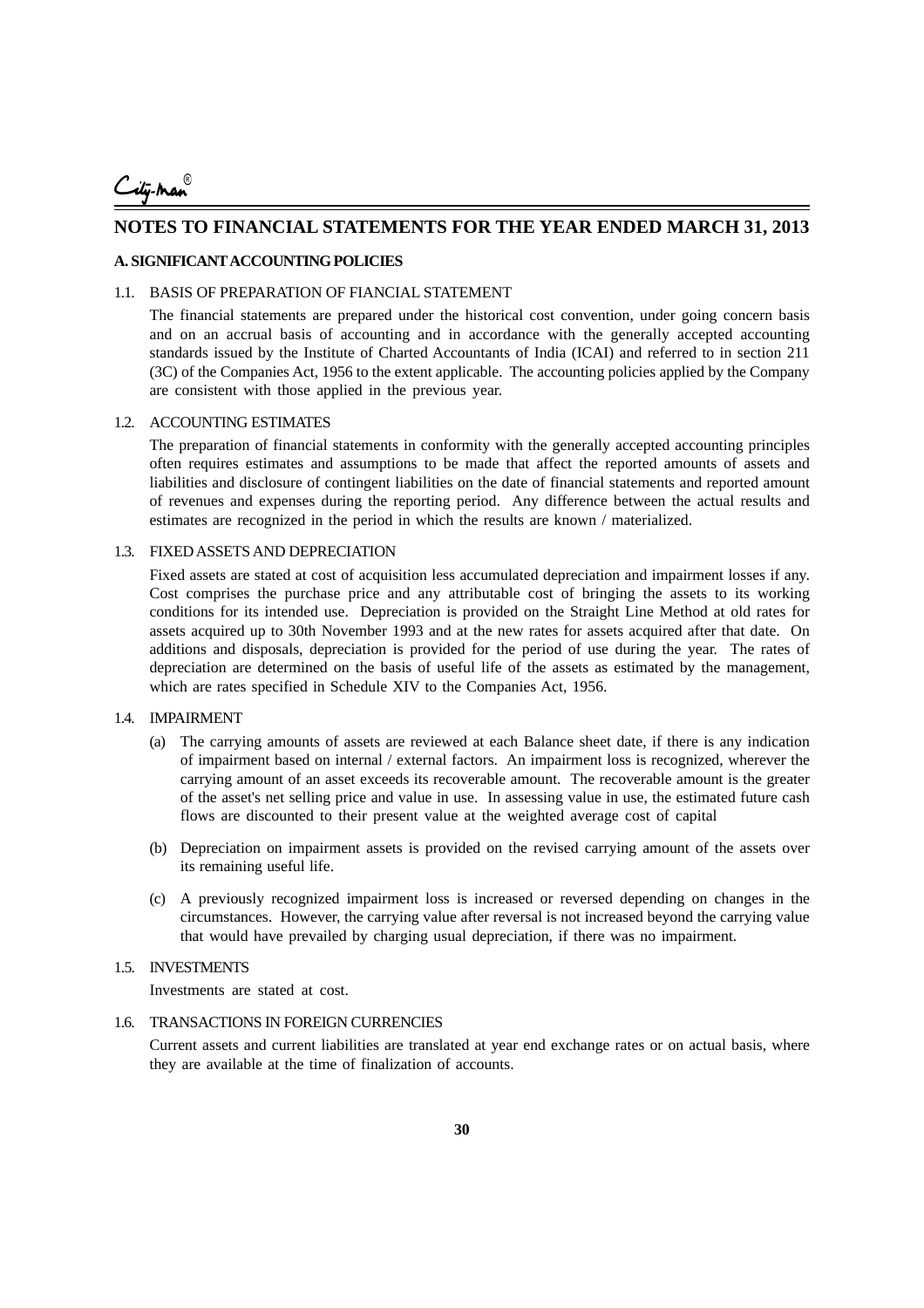# NOTES TO FINANCIAL STATEMENTS FOR THE YEAR ENDED MARCH 31, 2013

## A. SIGNIFICANT ACCOUNTING POLICIES

### 1.1. BASIS OF PREPARATION OF FIANCIAL STATEMENT

The financial statements are prepared under the historical cost convention, under going concern basis and on an accrual basis of accounting and in accordance with the generally accepted accounting standards issued by the Institute of Charted Accountants of India (ICAI) and referred to in section 211 (3C) of the Companies Act, 1956 to the extent applicable. The accounting policies applied by the Company are consistent with those applied in the previous year.

### 1.2. ACCOUNTING ESTIMATES

The preparation of financial statements in conformity with the generally accepted accounting principles often requires estimates and assumptions to be made that affect the reported amounts of assets and liabilities and disclosure of contingent liabilities on the date of financial statements and reported amount of revenues and expenses during the reporting period. Any difference between the actual results and estimates are recognized in the period in which the results are known / materialized.

### 1.3. FIXED ASSETS AND DEPRECIATION

Fixed assets are stated at cost of acquisition less accumulated depreciation and impairment losses if any. Cost comprises the purchase price and any attributable cost of bringing the assets to its working conditions for its intended use. Depreciation is provided on the Straight Line Method at old rates for assets acquired up to 30th November 1993 and at the new rates for assets acquired after that date. On additions and disposals, depreciation is provided for the period of use during the year. The rates of depreciation are determined on the basis of useful life of the assets as estimated by the management, which are rates specified in Schedule XIV to the Companies Act, 1956.

### 1.4. IMPAIRMENT

(a) The carrying amounts of assets are reviewed at each Balance sheet date, if there is any indication of impairment based on internal / external factors. An impairment loss is recognized, wherever the carrying amount of an asset exceeds its recoverable amount. The recoverable amount is the greater of the asset's net selling price and value in use. In assessing value in use, the estimated future cash flows are discounted to their present value at the weighted average cost of capital

(b) Depreciation on impairment assets is provided on the revised carrying amount of the assets over its remaining useful life.

(c) A previously recognized impairment loss is increased or reversed depending on changes in the circumstances. However, the carrying value after reversal is not increased beyond the carrying value that would have prevailed by charging usual depreciation, if there was no impairment.

### 1.5. INVESTMENTS

Investments are stated at cost.

### 1.6. TRANSACTIONS IN FOREIGN CURRENCIES

Current assets and current liabilities are translated at year end exchange rates or on actual basis, where they are available at the time of finalization of accounts.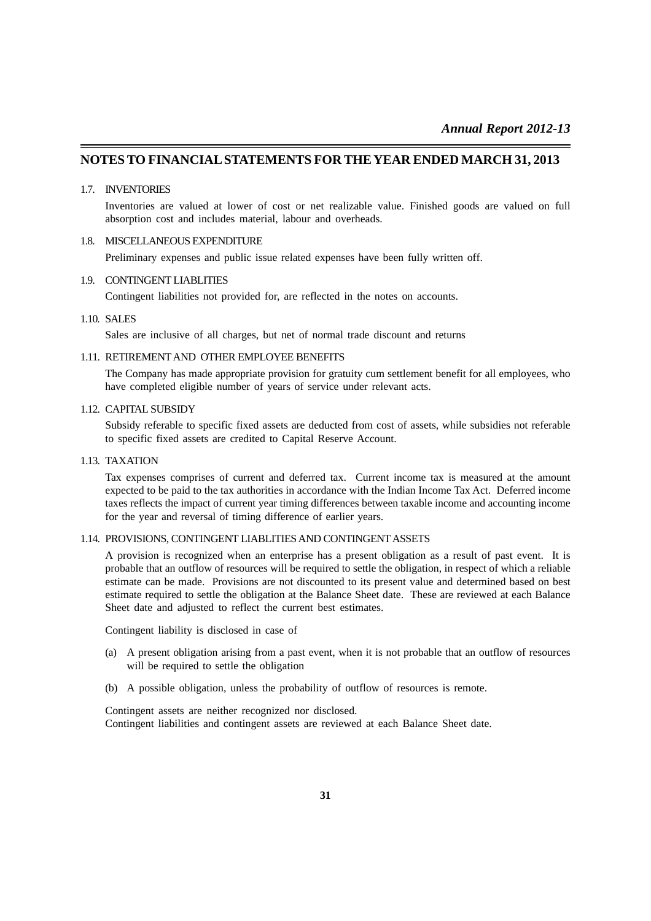## NOTES TO FINANCIAL STATEMENTS FOR THE YEAR ENDED MARCH 31, 2013

1.7. INVENTORIES

Inventories are valued at lower of cost or net realizable value. Finished goods are valued on full absorption cost and includes material, labour and overheads.

1.8. MISCELLANEOUS EXPENDITURE

Preliminary expenses and public issue related expenses have been fully written off.

1.9. CONTINGENT LIABLITIES

Contingent liabilities not provided for, are reflected in the notes on accounts.

1.10. SALES

Sales are inclusive of all charges, but net of normal trade discount and returns

1.11. RETIREMENT AND OTHER EMPLOYEE BENEFITS

The Company has made appropriate provision for gratuity cum settlement benefit for all employees, who have completed eligible number of years of service under relevant acts.

1.12. CAPITAL SUBSIDY

Subsidy referable to specific fixed assets are deducted from cost of assets, while subsidies not referable to specific fixed assets are credited to Capital Reserve Account.

1.13. TAXATION

Tax expenses comprises of current and deferred tax. Current income tax is measured at the amount expected to be paid to the tax authorities in accordance with the Indian Income Tax Act. Deferred income taxes reflects the impact of current year timing differences between taxable income and accounting income for the year and reversal of timing difference of earlier years.

1.14. PROVISIONS, CONTINGENT LIABLITIES AND CONTINGENT ASSETS

A provision is recognized when an enterprise has a present obligation as a result of past event. It is probable that an outflow of resources will be required to settle the obligation, in respect of which a reliable estimate can be made. Provisions are not discounted to its present value and determined based on best estimate required to settle the obligation at the Balance Sheet date. These are reviewed at each Balance Sheet date and adjusted to reflect the current best estimates.

Contingent liability is disclosed in case of

(a) A present obligation arising from a past event, when it is not probable that an outflow of resources will be required to settle the obligation

(b) A possible obligation, unless the probability of outflow of resources is remote.

Contingent assets are neither recognized nor disclosed.
Contingent liabilities and contingent assets are reviewed at each Balance Sheet date.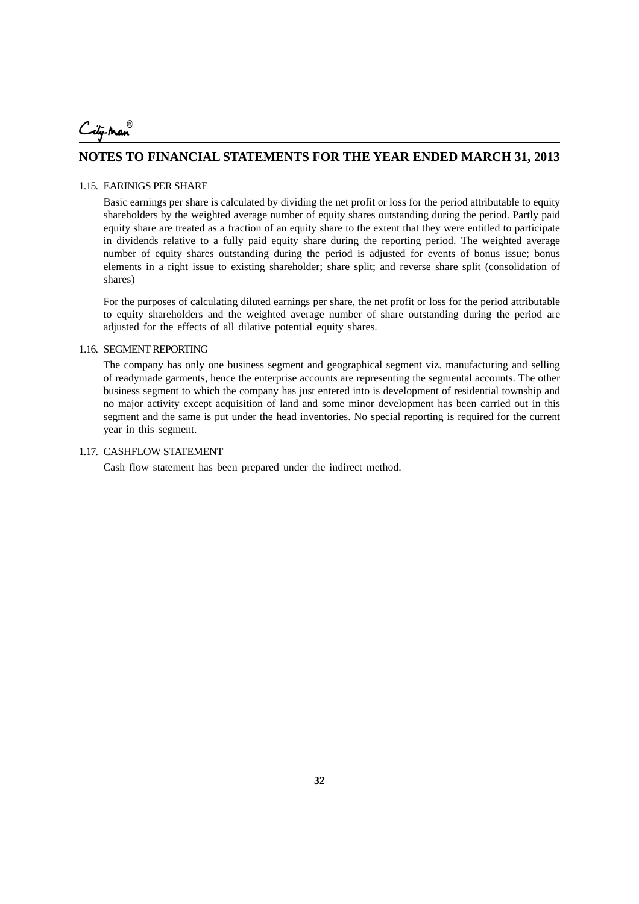## NOTES TO FINANCIAL STATEMENTS FOR THE YEAR ENDED MARCH 31, 2013

### 1.15. EARINIGS PER SHARE

Basic earnings per share is calculated by dividing the net profit or loss for the period attributable to equity shareholders by the weighted average number of equity shares outstanding during the period. Partly paid equity share are treated as a fraction of an equity share to the extent that they were entitled to participate in dividends relative to a fully paid equity share during the reporting period. The weighted average number of equity shares outstanding during the period is adjusted for events of bonus issue; bonus elements in a right issue to existing shareholder; share split; and reverse share split (consolidation of shares)

For the purposes of calculating diluted earnings per share, the net profit or loss for the period attributable to equity shareholders and the weighted average number of share outstanding during the period are adjusted for the effects of all dilative potential equity shares.

### 1.16. SEGMENT REPORTING

The company has only one business segment and geographical segment viz. manufacturing and selling of readymade garments, hence the enterprise accounts are representing the segmental accounts. The other business segment to which the company has just entered into is development of residential township and no major activity except acquisition of land and some minor development has been carried out in this segment and the same is put under the head inventories. No special reporting is required for the current year in this segment.

### 1.17. CASHFLOW STATEMENT

Cash flow statement has been prepared under the indirect method.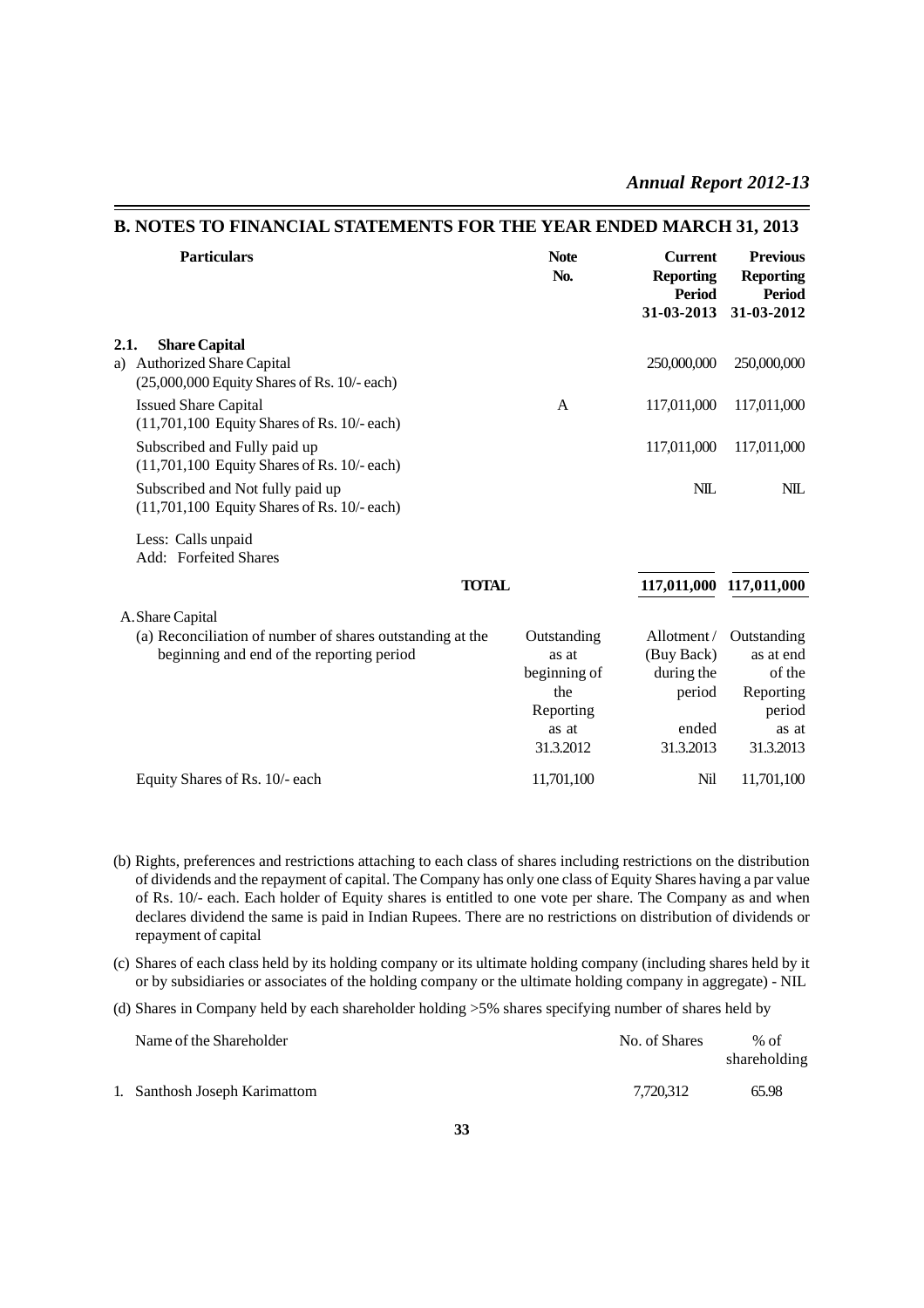## B. NOTES TO FINANCIAL STATEMENTS FOR THE YEAR ENDED MARCH 31, 2013

| Particulars | Note No. | Current Reporting Period 31-03-2013 | Previous Reporting Period 31-03-2012 |
|---|---|---|---|
| **2.1. Share Capital** | | | |
| a) Authorized Share Capital (25,000,000 Equity Shares of Rs. 10/- each) | | 250,000,000 | 250,000,000 |
| Issued Share Capital (11,701,100 Equity Shares of Rs. 10/- each) | A | 117,011,000 | 117,011,000 |
| Subscribed and Fully paid up (11,701,100 Equity Shares of Rs. 10/- each) | | 117,011,000 | 117,011,000 |
| Subscribed and Not fully paid up (11,701,100 Equity Shares of Rs. 10/- each) | | NIL | NIL |
| Less: Calls unpaid | | | |
| Add: Forfeited Shares | | | |
| **TOTAL** | | **117,011,000** | **117,011,000** |

A. Share Capital

| (a) Reconciliation of number of shares outstanding at the beginning and end of the reporting period | Outstanding as at beginning of the Reporting as at 31.3.2012 | Allotment / (Buy Back) during the period ended 31.3.2013 | Outstanding as at end of the Reporting period as at 31.3.2013 |
|---|---|---|---|
| Equity Shares of Rs. 10/- each | 11,701,100 | Nil | 11,701,100 |

(b) Rights, preferences and restrictions attaching to each class of shares including restrictions on the distribution of dividends and the repayment of capital. The Company has only one class of Equity Shares having a par value of Rs. 10/- each. Each holder of Equity shares is entitled to one vote per share. The Company as and when declares dividend the same is paid in Indian Rupees. There are no restrictions on distribution of dividends or repayment of capital

(c) Shares of each class held by its holding company or its ultimate holding company (including shares held by it or by subsidiaries or associates of the holding company or the ultimate holding company in aggregate) - NIL

(d) Shares in Company held by each shareholder holding >5% shares specifying number of shares held by

| Name of the Shareholder | No. of Shares | % of shareholding |
|---|---|---|
| 1. Santhosh Joseph Karimattom | 7,720,312 | 65.98 |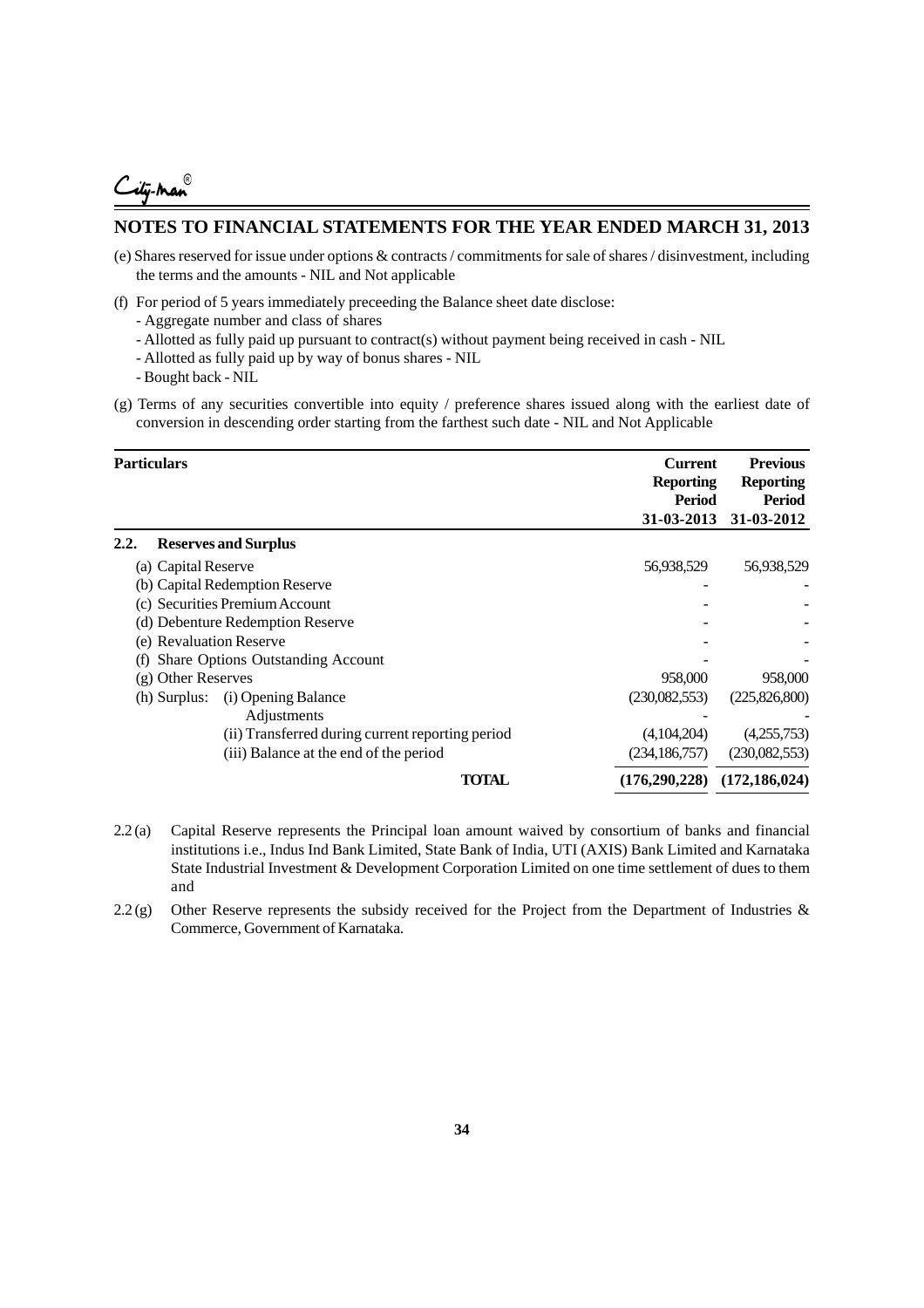## NOTES TO FINANCIAL STATEMENTS FOR THE YEAR ENDED MARCH 31, 2013

(e) Shares reserved for issue under options & contracts / commitments for sale of shares / disinvestment, including the terms and the amounts - NIL and Not applicable

(f) For period of 5 years immediately preceeding the Balance sheet date disclose:
- Aggregate number and class of shares
- Allotted as fully paid up pursuant to contract(s) without payment being received in cash - NIL
- Allotted as fully paid up by way of bonus shares - NIL
- Bought back - NIL

(g) Terms of any securities convertible into equity / preference shares issued along with the earliest date of conversion in descending order starting from the farthest such date - NIL and Not Applicable

| Particulars | Current Reporting Period 31-03-2013 | Previous Reporting Period 31-03-2012 |
|---|---|---|
| **2.2. Reserves and Surplus** | | |
| (a) Capital Reserve | 56,938,529 | 56,938,529 |
| (b) Capital Redemption Reserve | - | - |
| (c) Securities Premium Account | - | - |
| (d) Debenture Redemption Reserve | - | - |
| (e) Revaluation Reserve | - | - |
| (f) Share Options Outstanding Account | - | - |
| (g) Other Reserves | 958,000 | 958,000 |
| (h) Surplus: (i) Opening Balance | (230,082,553) | (225,826,800) |
| Adjustments | - | - |
| (ii) Transferred during current reporting period | (4,104,204) | (4,255,753) |
| (iii) Balance at the end of the period | (234,186,757) | (230,082,553) |
| **TOTAL** | **(176,290,228)** | **(172,186,024)** |

2.2 (a) Capital Reserve represents the Principal loan amount waived by consortium of banks and financial institutions i.e., Indus Ind Bank Limited, State Bank of India, UTI (AXIS) Bank Limited and Karnataka State Industrial Investment & Development Corporation Limited on one time settlement of dues to them and

2.2 (g) Other Reserve represents the subsidy received for the Project from the Department of Industries & Commerce, Government of Karnataka.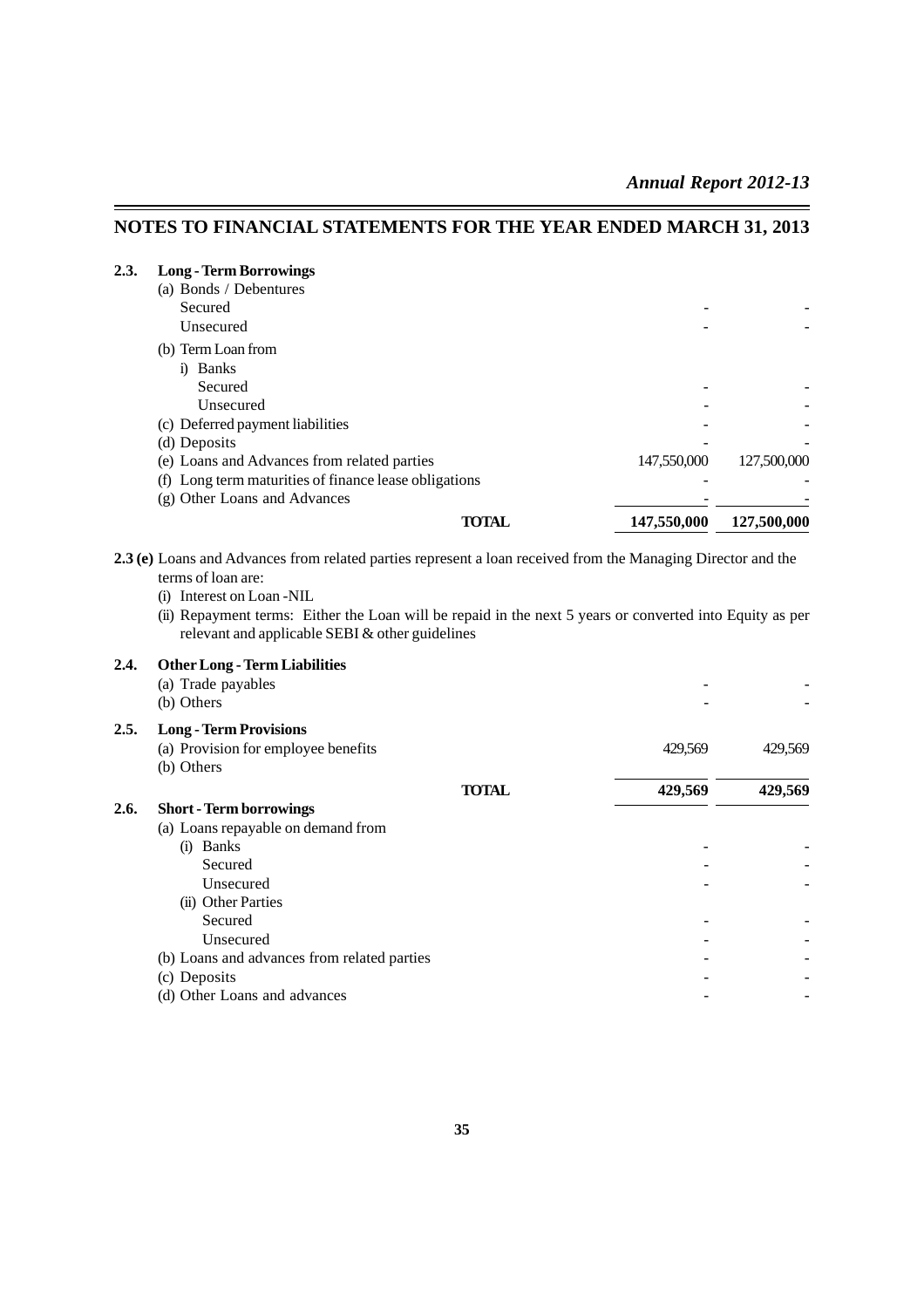## NOTES TO FINANCIAL STATEMENTS FOR THE YEAR ENDED MARCH 31, 2013

**2.3. Long - Term Borrowings**

| | | |
|---|---|---|
| (a) Bonds / Debentures | | |
| Secured | - | - |
| Unsecured | - | - |
| (b) Term Loan from | | |
| i) Banks | | |
| Secured | - | - |
| Unsecured | - | - |
| (c) Deferred payment liabilities | - | - |
| (d) Deposits | - | - |
| (e) Loans and Advances from related parties | 147,550,000 | 127,500,000 |
| (f) Long term maturities of finance lease obligations | - | - |
| (g) Other Loans and Advances | - | - |
| **TOTAL** | **147,550,000** | **127,500,000** |

**2.3 (e)** Loans and Advances from related parties represent a loan received from the Managing Director and the terms of loan are:

(i) Interest on Loan -NIL

(ii) Repayment terms: Either the Loan will be repaid in the next 5 years or converted into Equity as per relevant and applicable SEBI & other guidelines

**2.4. Other Long - Term Liabilities**

| | | |
|---|---|---|
| (a) Trade payables | - | - |
| (b) Others | - | - |

**2.5. Long - Term Provisions**

| | | |
|---|---|---|
| (a) Provision for employee benefits | 429,569 | 429,569 |
| (b) Others | | |
| **TOTAL** | **429,569** | **429,569** |

**2.6. Short - Term borrowings**

| | | |
|---|---|---|
| (a) Loans repayable on demand from | | |
| (i) Banks | - | - |
| Secured | - | - |
| Unsecured | - | - |
| (ii) Other Parties | | |
| Secured | - | - |
| Unsecured | - | - |
| (b) Loans and advances from related parties | - | - |
| (c) Deposits | - | - |
| (d) Other Loans and advances | - | - |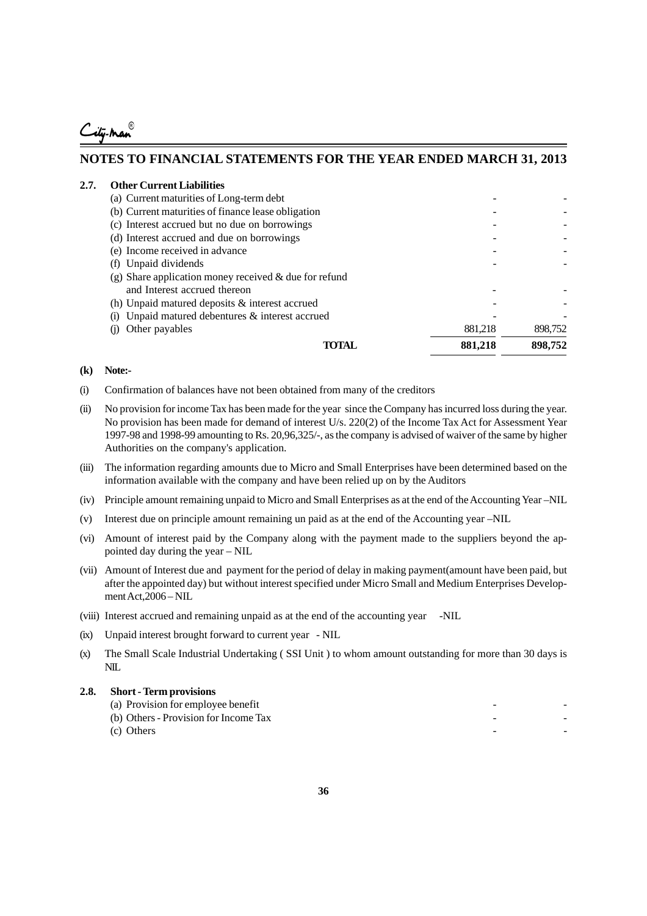## NOTES TO FINANCIAL STATEMENTS FOR THE YEAR ENDED MARCH 31, 2013

### 2.7. Other Current Liabilities

| | | |
|---|---|---|
| (a) Current maturities of Long-term debt | - | - |
| (b) Current maturities of finance lease obligation | - | - |
| (c) Interest accrued but no due on borrowings | - | - |
| (d) Interest accrued and due on borrowings | - | - |
| (e) Income received in advance | - | - |
| (f) Unpaid dividends | - | - |
| (g) Share application money received & due for refund and Interest accrued thereon | - | - |
| (h) Unpaid matured deposits & interest accrued | - | - |
| (i) Unpaid matured debentures & interest accrued | - | - |
| (j) Other payables | 881,218 | 898,752 |
| **TOTAL** | **881,218** | **898,752** |

**(k) Note:-**

(i) Confirmation of balances have not been obtained from many of the creditors

(ii) No provision for income Tax has been made for the year since the Company has incurred loss during the year. No provision has been made for demand of interest U/s. 220(2) of the Income Tax Act for Assessment Year 1997-98 and 1998-99 amounting to Rs. 20,96,325/-, as the company is advised of waiver of the same by higher Authorities on the company's application.

(iii) The information regarding amounts due to Micro and Small Enterprises have been determined based on the information available with the company and have been relied up on by the Auditors

(iv) Principle amount remaining unpaid to Micro and Small Enterprises as at the end of the Accounting Year –NIL

(v) Interest due on principle amount remaining un paid as at the end of the Accounting year –NIL

(vi) Amount of interest paid by the Company along with the payment made to the suppliers beyond the appointed day during the year – NIL

(vii) Amount of Interest due and payment for the period of delay in making payment(amount have been paid, but after the appointed day) but without interest specified under Micro Small and Medium Enterprises Development Act,2006 – NIL

(viii) Interest accrued and remaining unpaid as at the end of the accounting year -NIL

(ix) Unpaid interest brought forward to current year - NIL

(x) The Small Scale Industrial Undertaking ( SSI Unit ) to whom amount outstanding for more than 30 days is NIL

### 2.8. Short - Term provisions

| | | |
|---|---|---|
| (a) Provision for employee benefit | - | - |
| (b) Others - Provision for Income Tax | - | - |
| (c) Others | - | - |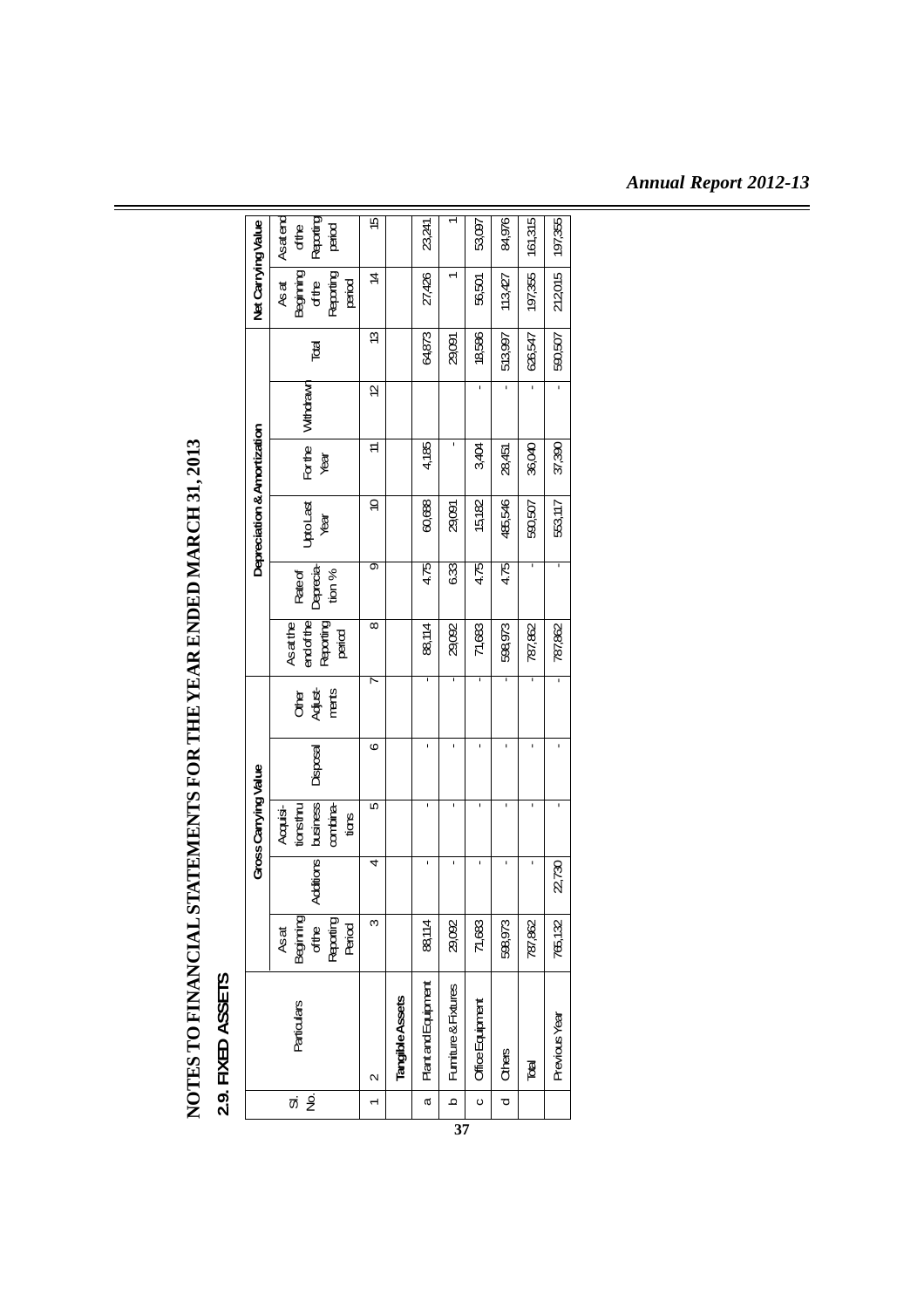# NOTES TO FINANCIAL STATEMENTS FOR THE YEAR ENDED MARCH 31, 2013

## 2.9. FIXED ASSETS

| Sl. No. | Particulars | Gross Carrying Value | | | | | | Depreciation & Amortization | | | | | Net Carrying Value | |
|---|---|---|---|---|---|---|---|---|---|---|---|---|---|---|
| | | As at Beginning of the Reporting Period | Additions | Acquisitions thru business combinations | Disposal | Other Adjustments | As at the end of the Reporting period | Rate of Depreciation % | Upto Last Year | For the Year | Withdrawn | Total | As at Beginning of the Reporting period | As at end of the Reporting period |
| 1 | 2 | 3 | 4 | 5 | 6 | 7 | 8 | 9 | 10 | 11 | 12 | 13 | 14 | 15 |
| | Tangible Assets | | | | | | | | | | | | | |
| a | Plant and Equipment | 88,114 | - | - | - | - | 88,114 | 4.75 | 60,688 | 4,185 | | 64,873 | 27,426 | 23,241 |
| b | Furniture & Fixtures | 29,092 | - | - | - | - | 29,092 | 6.33 | 29,091 | - | | 29,091 | 1 | 1 |
| c | Office Equipment | 71,683 | - | - | - | - | 71,683 | 4.75 | 15,182 | 3,404 | - | 18,586 | 56,501 | 53,097 |
| d | Others | 598,973 | - | - | - | - | 598,973 | 4.75 | 485,546 | 28,451 | - | 513,997 | 113,427 | 84,976 |
| | Total | 787,862 | - | - | - | - | 787,862 | - | 590,507 | 36,040 | - | 626,547 | 197,355 | 161,315 |
| | Previous Year | 765,132 | 22,730 | - | - | - | 787,862 | - | 553,117 | 37,390 | - | 590,507 | 212,015 | 197,355 |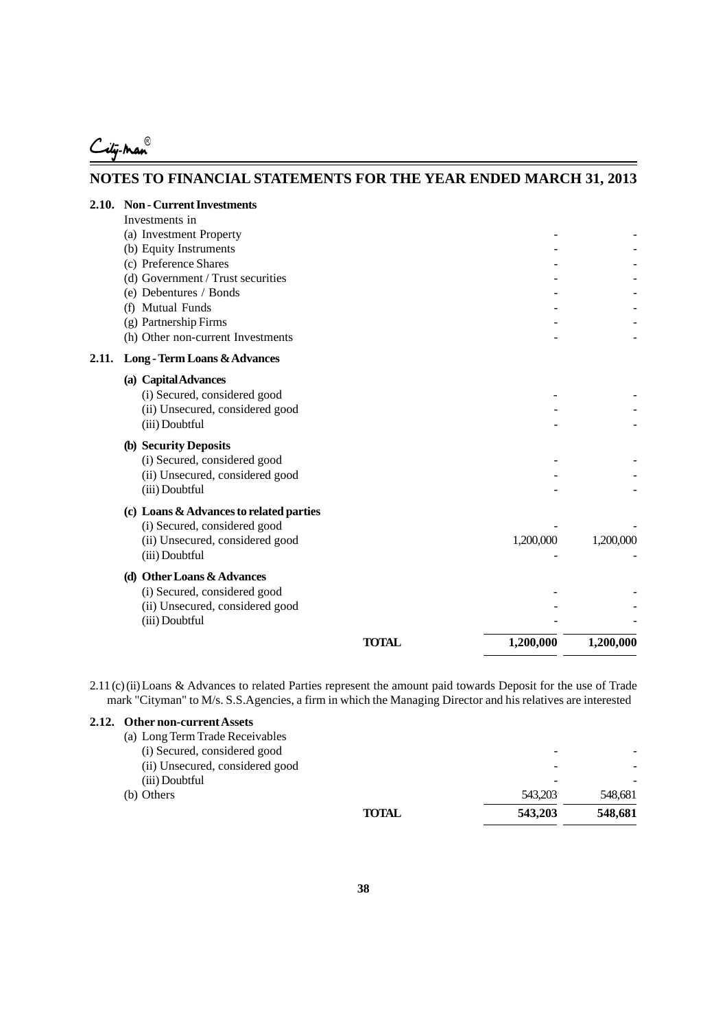## NOTES TO FINANCIAL STATEMENTS FOR THE YEAR ENDED MARCH 31, 2013

| | | |
|---|---|---|
| **2.10. Non - Current Investments** | | |
| Investments in | | |
| (a) Investment Property | - | - |
| (b) Equity Instruments | - | - |
| (c) Preference Shares | - | - |
| (d) Government / Trust securities | - | - |
| (e) Debentures / Bonds | - | - |
| (f) Mutual Funds | - | - |
| (g) Partnership Firms | - | - |
| (h) Other non-current Investments | - | - |
| **2.11. Long - Term Loans & Advances** | | |
| **(a) Capital Advances** | | |
| (i) Secured, considered good | - | - |
| (ii) Unsecured, considered good | - | - |
| (iii) Doubtful | - | - |
| **(b) Security Deposits** | | |
| (i) Secured, considered good | - | - |
| (ii) Unsecured, considered good | - | - |
| (iii) Doubtful | - | - |
| **(c) Loans & Advances to related parties** | | |
| (i) Secured, considered good | - | - |
| (ii) Unsecured, considered good | 1,200,000 | 1,200,000 |
| (iii) Doubtful | - | - |
| **(d) Other Loans & Advances** | | |
| (i) Secured, considered good | - | - |
| (ii) Unsecured, considered good | - | - |
| (iii) Doubtful | - | - |
| **TOTAL** | **1,200,000** | **1,200,000** |

2.11 (c) (ii) Loans & Advances to related Parties represent the amount paid towards Deposit for the use of Trade mark "Cityman" to M/s. S.S.Agencies, a firm in which the Managing Director and his relatives are interested

| | | |
|---|---|---|
| **2.12. Other non-current Assets** | | |
| (a) Long Term Trade Receivables | | |
| (i) Secured, considered good | - | - |
| (ii) Unsecured, considered good | - | - |
| (iii) Doubtful | - | - |
| (b) Others | 543,203 | 548,681 |
| **TOTAL** | **543,203** | **548,681** |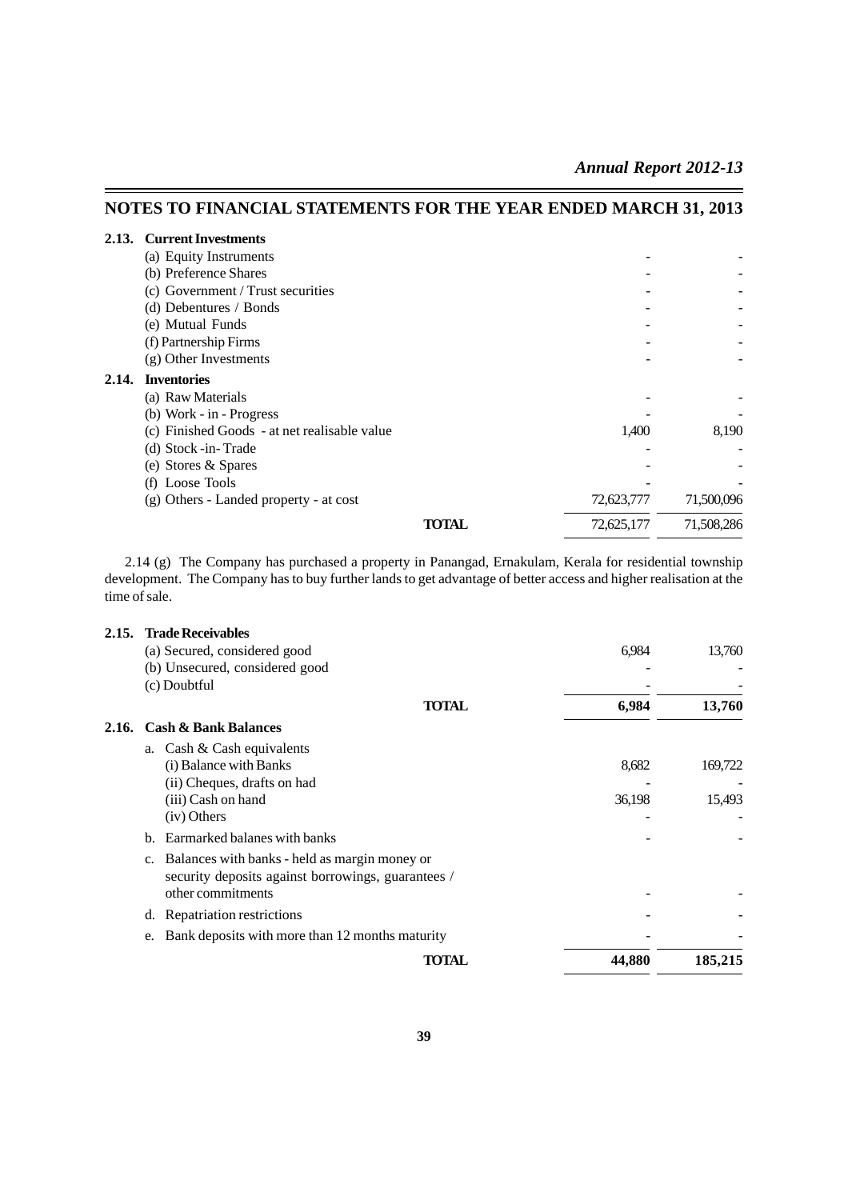## NOTES TO FINANCIAL STATEMENTS FOR THE YEAR ENDED MARCH 31, 2013

| | | | |
|---|---|---|---|
| **2.13.** | **Current Investments** | | |
| | (a) Equity Instruments | - | - |
| | (b) Preference Shares | - | - |
| | (c) Government / Trust securities | - | - |
| | (d) Debentures / Bonds | - | - |
| | (e) Mutual Funds | - | - |
| | (f) Partnership Firms | - | - |
| | (g) Other Investments | - | - |
| **2.14.** | **Inventories** | | |
| | (a) Raw Materials | - | - |
| | (b) Work - in - Progress | - | - |
| | (c) Finished Goods - at net realisable value | 1,400 | 8,190 |
| | (d) Stock -in- Trade | - | - |
| | (e) Stores & Spares | - | - |
| | (f) Loose Tools | - | - |
| | (g) Others - Landed property - at cost | 72,623,777 | 71,500,096 |
| | **TOTAL** | 72,625,177 | 71,508,286 |

2.14 (g) The Company has purchased a property in Panangad, Ernakulam, Kerala for residential township development. The Company has to buy further lands to get advantage of better access and higher realisation at the time of sale.

| | | | |
|---|---|---|---|
| **2.15.** | **Trade Receivables** | | |
| | (a) Secured, considered good | 6,984 | 13,760 |
| | (b) Unsecured, considered good | - | - |
| | (c) Doubtful | - | - |
| | **TOTAL** | **6,984** | **13,760** |
| **2.16.** | **Cash & Bank Balances** | | |
| | a. Cash & Cash equivalents | | |
| | (i) Balance with Banks | 8,682 | 169,722 |
| | (ii) Cheques, drafts on had | - | - |
| | (iii) Cash on hand | 36,198 | 15,493 |
| | (iv) Others | - | - |
| | b. Earmarked balanes with banks | - | - |
| | c. Balances with banks - held as margin money or security deposits against borrowings, guarantees / other commitments | - | - |
| | d. Repatriation restrictions | - | - |
| | e. Bank deposits with more than 12 months maturity | - | - |
| | **TOTAL** | **44,880** | **185,215** |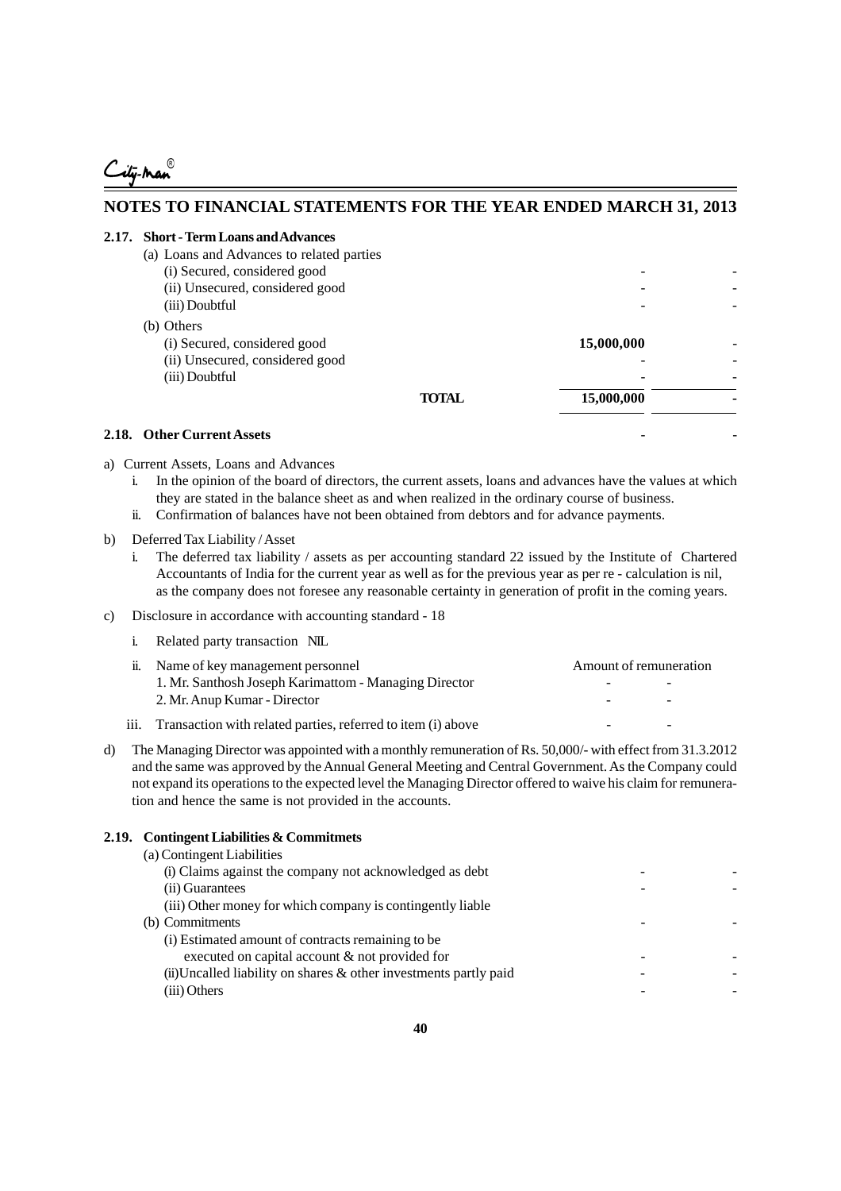# NOTES TO FINANCIAL STATEMENTS FOR THE YEAR ENDED MARCH 31, 2013

## 2.17. Short - Term Loans and Advances

| | | |
|---|---|---|
| (a) Loans and Advances to related parties | | |
| (i) Secured, considered good | - | - |
| (ii) Unsecured, considered good | - | - |
| (iii) Doubtful | - | - |
| (b) Others | | |
| (i) Secured, considered good | **15,000,000** | - |
| (ii) Unsecured, considered good | - | - |
| (iii) Doubtful | - | - |
| **TOTAL** | **15,000,000** | **-** |

## 2.18. Other Current Assets

| | | |
|---|---|---|
| Other Current Assets | - | - |

a) Current Assets, Loans and Advances

i. In the opinion of the board of directors, the current assets, loans and advances have the values at which they are stated in the balance sheet as and when realized in the ordinary course of business.

ii. Confirmation of balances have not been obtained from debtors and for advance payments.

b) Deferred Tax Liability / Asset

i. The deferred tax liability / assets as per accounting standard 22 issued by the Institute of Chartered Accountants of India for the current year as well as for the previous year as per re - calculation is nil, as the company does not foresee any reasonable certainty in generation of profit in the coming years.

c) Disclosure in accordance with accounting standard - 18

i. Related party transaction NIL

| ii. Name of key management personnel | Amount of remuneration | |
|---|---|---|
| 1. Mr. Santhosh Joseph Karimattom - Managing Director | - | - |
| 2. Mr. Anup Kumar - Director | - | - |
| iii. Transaction with related parties, referred to item (i) above | - | - |

d) The Managing Director was appointed with a monthly remuneration of Rs. 50,000/- with effect from 31.3.2012 and the same was approved by the Annual General Meeting and Central Government. As the Company could not expand its operations to the expected level the Managing Director offered to waive his claim for remuneration and hence the same is not provided in the accounts.

## 2.19. Contingent Liabilities & Commitmets

| | | |
|---|---|---|
| (a) Contingent Liabilities | | |
| (i) Claims against the company not acknowledged as debt | - | - |
| (ii) Guarantees | - | - |
| (iii) Other money for which company is contingently liable | | |
| (b) Commitments | - | - |
| (i) Estimated amount of contracts remaining to be executed on capital account & not provided for | - | - |
| (ii) Uncalled liability on shares & other investments partly paid | - | - |
| (iii) Others | - | - |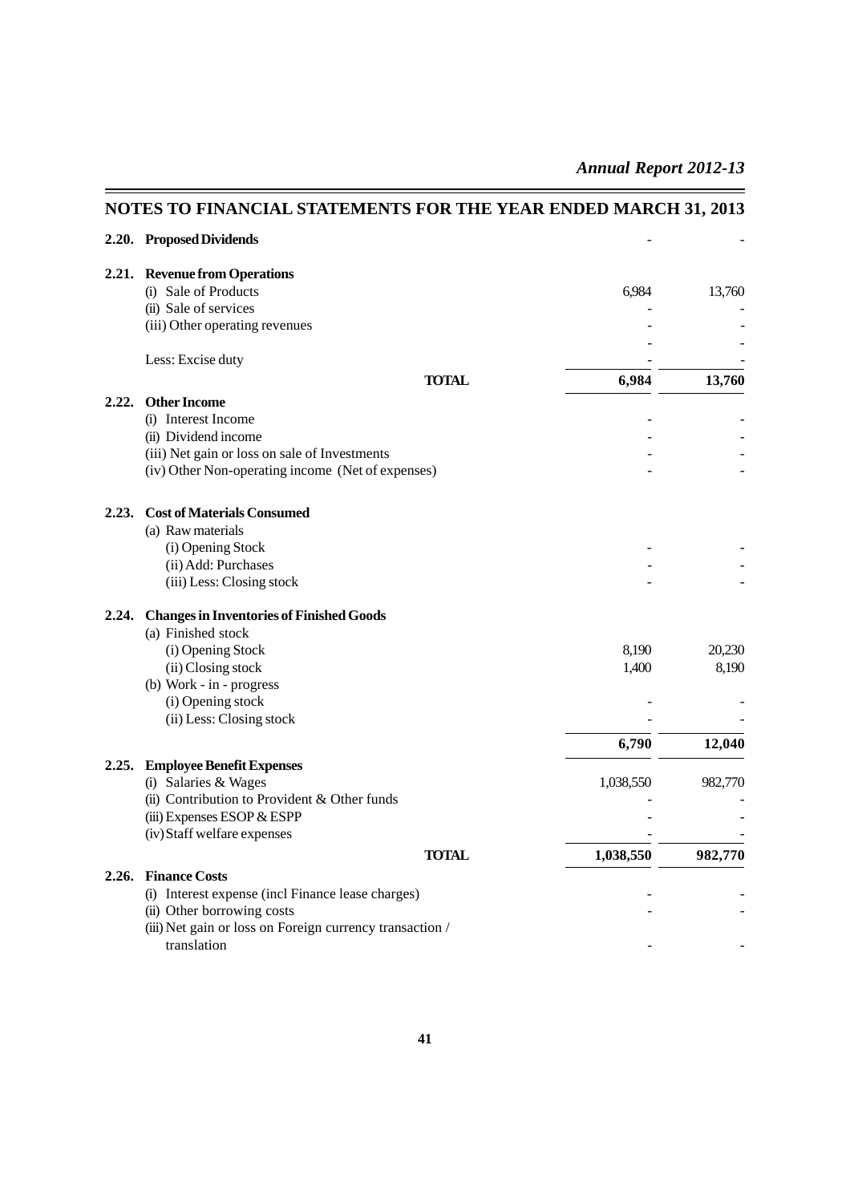## NOTES TO FINANCIAL STATEMENTS FOR THE YEAR ENDED MARCH 31, 2013

| | | | |
|---|---|---|---|
| **2.20.** | **Proposed Dividends** | - | - |
| **2.21.** | **Revenue from Operations** | | |
| | (i) Sale of Products | 6,984 | 13,760 |
| | (ii) Sale of services | - | - |
| | (iii) Other operating revenues | - | - |
| | | - | - |
| | Less: Excise duty | - | - |
| | **TOTAL** | **6,984** | **13,760** |
| **2.22.** | **Other Income** | | |
| | (i) Interest Income | - | - |
| | (ii) Dividend income | - | - |
| | (iii) Net gain or loss on sale of Investments | - | - |
| | (iv) Other Non-operating income (Net of expenses) | - | - |
| **2.23.** | **Cost of Materials Consumed** | | |
| | (a) Raw materials | | |
| | (i) Opening Stock | - | - |
| | (ii) Add: Purchases | - | - |
| | (iii) Less: Closing stock | - | - |
| **2.24.** | **Changes in Inventories of Finished Goods** | | |
| | (a) Finished stock | | |
| | (i) Opening Stock | 8,190 | 20,230 |
| | (ii) Closing stock | 1,400 | 8,190 |
| | (b) Work - in - progress | | |
| | (i) Opening stock | - | - |
| | (ii) Less: Closing stock | - | - |
| | | **6,790** | **12,040** |
| **2.25.** | **Employee Benefit Expenses** | | |
| | (i) Salaries & Wages | 1,038,550 | 982,770 |
| | (ii) Contribution to Provident & Other funds | - | - |
| | (iii) Expenses ESOP & ESPP | - | - |
| | (iv) Staff welfare expenses | - | - |
| | **TOTAL** | **1,038,550** | **982,770** |
| **2.26.** | **Finance Costs** | | |
| | (i) Interest expense (incl Finance lease charges) | - | - |
| | (ii) Other borrowing costs | - | - |
| | (iii) Net gain or loss on Foreign currency transaction / translation | - | - |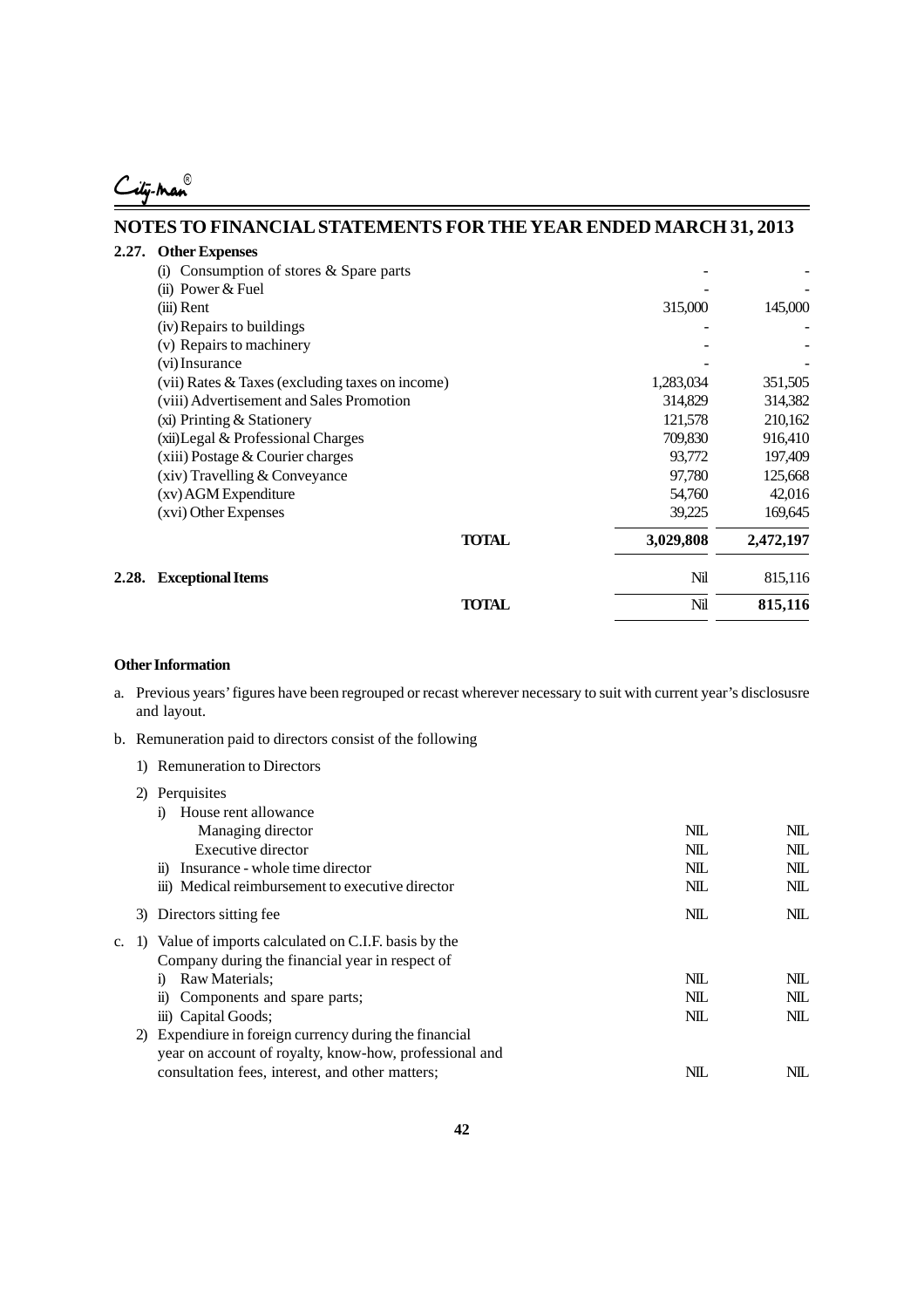City-Man®

# NOTES TO FINANCIAL STATEMENTS FOR THE YEAR ENDED MARCH 31, 2013

## 2.27. Other Expenses

| | | | |
|---|---|---|---|
| (i) Consumption of stores & Spare parts | | - | - |
| (ii) Power & Fuel | | - | - |
| (iii) Rent | | 315,000 | 145,000 |
| (iv) Repairs to buildings | | - | - |
| (v) Repairs to machinery | | - | - |
| (vi) Insurance | | - | - |
| (vii) Rates & Taxes (excluding taxes on income) | | 1,283,034 | 351,505 |
| (viii) Advertisement and Sales Promotion | | 314,829 | 314,382 |
| (xi) Printing & Stationery | | 121,578 | 210,162 |
| (xii) Legal & Professional Charges | | 709,830 | 916,410 |
| (xiii) Postage & Courier charges | | 93,772 | 197,409 |
| (xiv) Travelling & Conveyance | | 97,780 | 125,668 |
| (xv) AGM Expenditure | | 54,760 | 42,016 |
| (xvi) Other Expenses | | 39,225 | 169,645 |
| | **TOTAL** | **3,029,808** | **2,472,197** |

## 2.28. Exceptional Items

| | | | |
|---|---|---|---|
| **Exceptional Items** | | Nil | 815,116 |
| | **TOTAL** | Nil | **815,116** |

**Other Information**

a. Previous years' figures have been regrouped or recast wherever necessary to suit with current year's disclosusre and layout.

b. Remuneration paid to directors consist of the following

| | | |
|---|---|---|
| 1) Remuneration to Directors | | |
| 2) Perquisites | | |
| i) House rent allowance | | |
| Managing director | NIL | NIL |
| Executive director | NIL | NIL |
| ii) Insurance - whole time director | NIL | NIL |
| iii) Medical reimbursement to executive director | NIL | NIL |
| 3) Directors sitting fee | NIL | NIL |

c.

| | | |
|---|---|---|
| 1) Value of imports calculated on C.I.F. basis by the Company during the financial year in respect of | | |
| i) Raw Materials; | NIL | NIL |
| ii) Components and spare parts; | NIL | NIL |
| iii) Capital Goods; | NIL | NIL |
| 2) Expendiure in foreign currency during the financial year on account of royalty, know-how, professional and consultation fees, interest, and other matters; | NIL | NIL |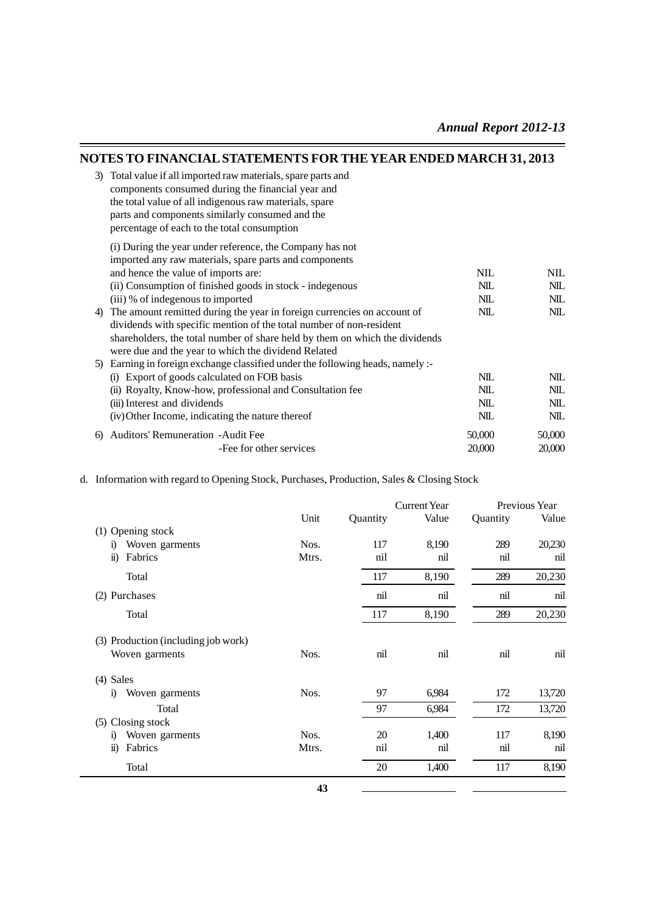## NOTES TO FINANCIAL STATEMENTS FOR THE YEAR ENDED MARCH 31, 2013

| | | |
|---|---|---|
| 3) Total value if all imported raw materials, spare parts and components consumed during the financial year and the total value of all indigenous raw materials, spare parts and components similarly consumed and the percentage of each to the total consumption | | |
| (i) During the year under reference, the Company has not imported any raw materials, spare parts and components and hence the value of imports are: | NIL | NIL |
| (ii) Consumption of finished goods in stock - indegenous | NIL | NIL |
| (iii) % of indegenous to imported | NIL | NIL |
| 4) The amount remitted during the year in foreign currencies on account of dividends with specific mention of the total number of non-resident shareholders, the total number of share held by them on which the dividends were due and the year to which the dividend Related | NIL | NIL |
| 5) Earning in foreign exchange classified under the following heads, namely :- | | |
| (i) Export of goods calculated on FOB basis | NIL | NIL |
| (ii) Royalty, Know-how, professional and Consultation fee | NIL | NIL |
| (iii) Interest and dividends | NIL | NIL |
| (iv) Other Income, indicating the nature thereof | NIL | NIL |
| 6) Auditors' Remuneration -Audit Fee | 50,000 | 50,000 |
| -Fee for other services | 20,000 | 20,000 |

d. Information with regard to Opening Stock, Purchases, Production, Sales & Closing Stock

| | Unit | Current Year Quantity | Current Year Value | Previous Year Quantity | Previous Year Value |
|---|---|---|---|---|---|
| (1) Opening stock | | | | | |
| i) Woven garments | Nos. | 117 | 8,190 | 289 | 20,230 |
| ii) Fabrics | Mtrs. | nil | nil | nil | nil |
| Total | | 117 | 8,190 | 289 | 20,230 |
| (2) Purchases | | nil | nil | nil | nil |
| Total | | 117 | 8,190 | 289 | 20,230 |
| (3) Production (including job work) | | | | | |
| Woven garments | Nos. | nil | nil | nil | nil |
| (4) Sales | | | | | |
| i) Woven garments | Nos. | 97 | 6,984 | 172 | 13,720 |
| Total | | 97 | 6,984 | 172 | 13,720 |
| (5) Closing stock | | | | | |
| i) Woven garments | Nos. | 20 | 1,400 | 117 | 8,190 |
| ii) Fabrics | Mtrs. | nil | nil | nil | nil |
| Total | | 20 | 1,400 | 117 | 8,190 |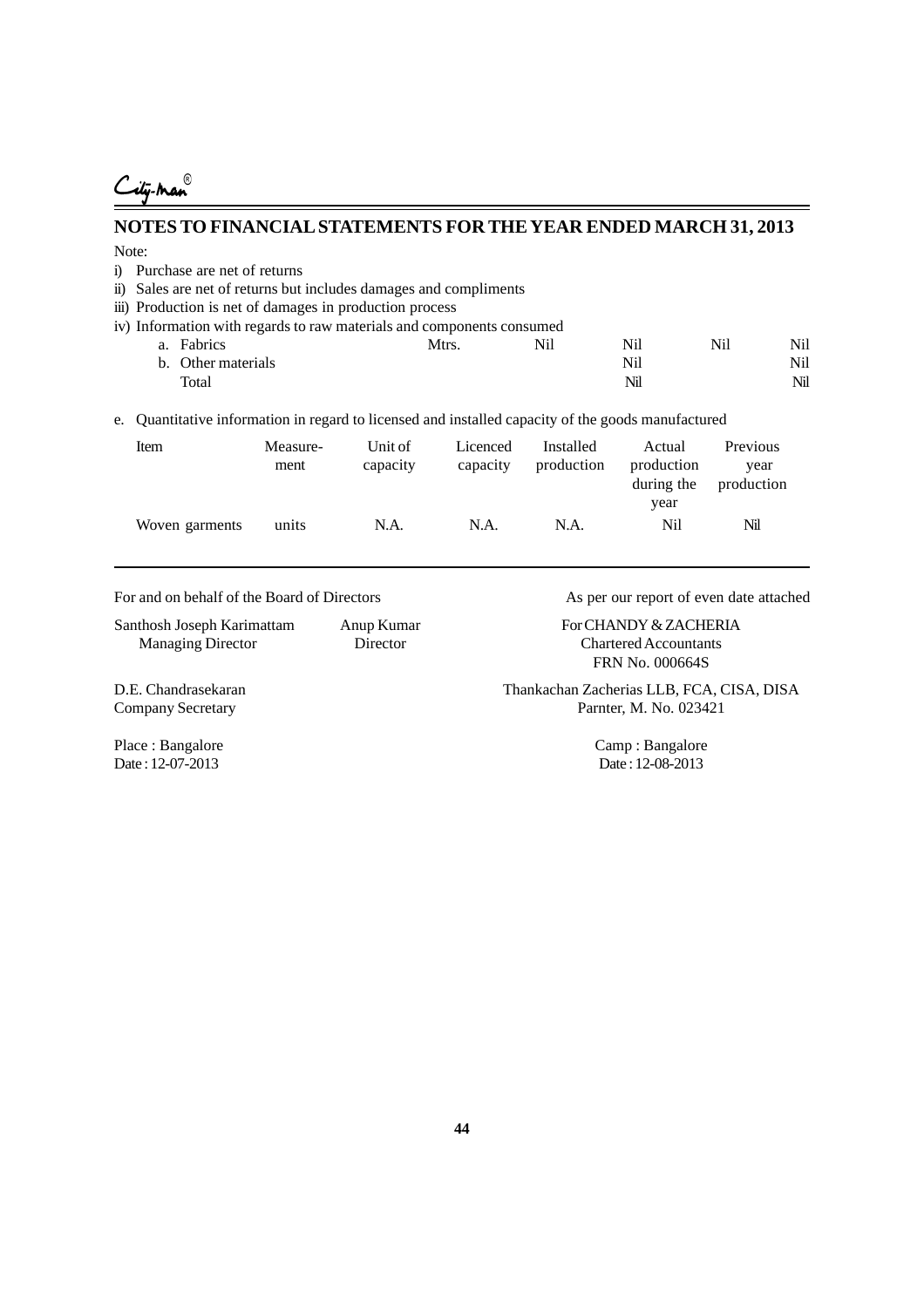City-man®

# NOTES TO FINANCIAL STATEMENTS FOR THE YEAR ENDED MARCH 31, 2013

Note:

i) Purchase are net of returns

ii) Sales are net of returns but includes damages and compliments

iii) Production is net of damages in production process

iv) Information with regards to raw materials and components consumed

| | | | | | |
|---|---|---|---|---|---|
| a. Fabrics | Mtrs. | Nil | Nil | Nil | Nil |
| b. Other materials | | | Nil | | Nil |
| Total | | | Nil | | Nil |

e. Quantitative information in regard to licensed and installed capacity of the goods manufactured

| Item | Measure-ment | Unit of capacity | Licenced capacity | Installed production | Actual production during the year | Previous year production |
|---|---|---|---|---|---|---|
| Woven garments | units | N.A. | N.A. | N.A. | Nil | Nil |

For and on behalf of the Board of Directors

Santhosh Joseph Karimattam
Managing Director

Anup Kumar
Director

D.E. Chandrasekaran
Company Secretary

Place : Bangalore
Date : 12-07-2013

As per our report of even date attached

For CHANDY & ZACHERIA
Chartered Accountants
FRN No. 000664S

Thankachan Zacherias LLB, FCA, CISA, DISA
Parnter, M. No. 023421

Camp : Bangalore
Date : 12-08-2013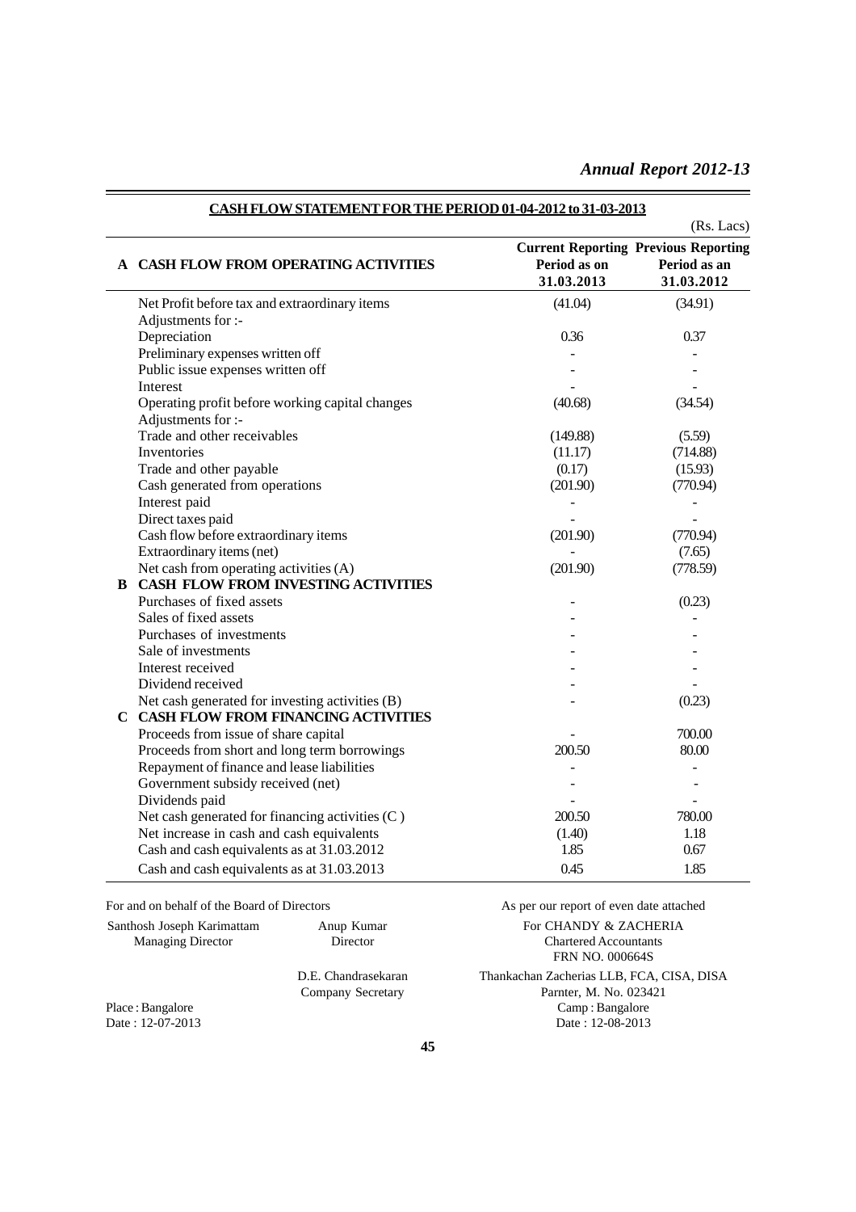## CASH FLOW STATEMENT FOR THE PERIOD 01-04-2012 to 31-03-2013

(Rs. Lacs)

| | | Current Reporting Period as on 31.03.2013 | Previous Reporting Period as an 31.03.2012 |
|---|---|---|---|
| **A** | **CASH FLOW FROM OPERATING ACTIVITIES** | | |
| | Net Profit before tax and extraordinary items | (41.04) | (34.91) |
| | Adjustments for :- | | |
| | Depreciation | 0.36 | 0.37 |
| | Preliminary expenses written off | - | - |
| | Public issue expenses written off | - | - |
| | Interest | - | - |
| | Operating profit before working capital changes | (40.68) | (34.54) |
| | Adjustments for :- | | |
| | Trade and other receivables | (149.88) | (5.59) |
| | Inventories | (11.17) | (714.88) |
| | Trade and other payable | (0.17) | (15.93) |
| | Cash generated from operations | (201.90) | (770.94) |
| | Interest paid | - | - |
| | Direct taxes paid | - | - |
| | Cash flow before extraordinary items | (201.90) | (770.94) |
| | Extraordinary items (net) | - | (7.65) |
| | Net cash from operating activities (A) | (201.90) | (778.59) |
| **B** | **CASH FLOW FROM INVESTING ACTIVITIES** | | |
| | Purchases of fixed assets | - | (0.23) |
| | Sales of fixed assets | - | - |
| | Purchases of investments | - | - |
| | Sale of investments | - | - |
| | Interest received | - | - |
| | Dividend received | - | - |
| | Net cash generated for investing activities (B) | - | (0.23) |
| **C** | **CASH FLOW FROM FINANCING ACTIVITIES** | | |
| | Proceeds from issue of share capital | - | 700.00 |
| | Proceeds from short and long term borrowings | 200.50 | 80.00 |
| | Repayment of finance and lease liabilities | - | - |
| | Government subsidy received (net) | - | - |
| | Dividends paid | - | - |
| | Net cash generated for financing activities (C ) | 200.50 | 780.00 |
| | Net increase in cash and cash equivalents | (1.40) | 1.18 |
| | Cash and cash equivalents as at 31.03.2012 | 1.85 | 0.67 |
| | Cash and cash equivalents as at 31.03.2013 | 0.45 | 1.85 |

For and on behalf of the Board of Directors

Santhosh Joseph Karimattam
Managing Director

Anup Kumar
Director

D.E. Chandrasekaran
Company Secretary

Place : Bangalore
Date : 12-07-2013

As per our report of even date attached

For CHANDY & ZACHERIA
Chartered Accountants
FRN NO. 000664S

Thankachan Zacherias LLB, FCA, CISA, DISA
Parnter, M. No. 023421
Camp : Bangalore
Date : 12-08-2013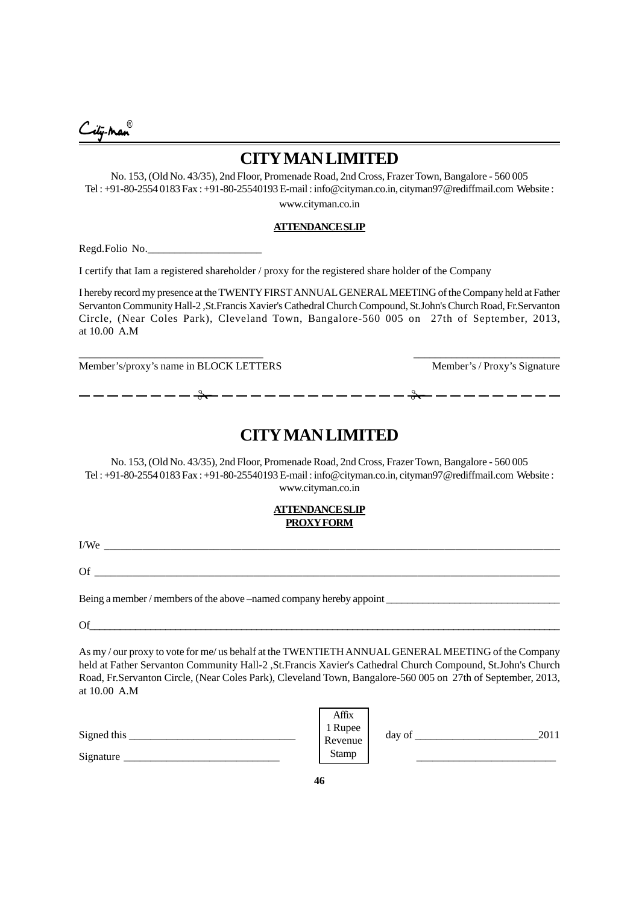City-man®

# CITY MAN LIMITED

No. 153, (Old No. 43/35), 2nd Floor, Promenade Road, 2nd Cross, Frazer Town, Bangalore - 560 005
Tel : +91-80-2554 0183 Fax : +91-80-25540193 E-mail : info@cityman.co.in, cityman97@rediffmail.com Website : www.cityman.co.in

**ATTENDANCE SLIP**

Regd.Folio No.____________________

I certify that Iam a registered shareholder / proxy for the registered share holder of the Company

I hereby record my presence at the TWENTY FIRST ANNUAL GENERAL MEETING of the Company held at Father Servanton Community Hall-2 ,St.Francis Xavier's Cathedral Church Compound, St.John's Church Road, Fr.Servanton Circle, (Near Coles Park), Cleveland Town, Bangalore-560 005 on 27th of September, 2013, at 10.00 A.M

________________________________ ________________________

Member's/proxy's name in BLOCK LETTERS Member's / Proxy's Signature

---

# CITY MAN LIMITED

No. 153, (Old No. 43/35), 2nd Floor, Promenade Road, 2nd Cross, Frazer Town, Bangalore - 560 005
Tel : +91-80-2554 0183 Fax : +91-80-25540193 E-mail : info@cityman.co.in, cityman97@rediffmail.com Website : www.cityman.co.in

**ATTENDANCE SLIP**
**PROXY FORM**

I/We ________________________________________________________________________________

Of __________________________________________________________________________________

Being a member / members of the above –named company hereby appoint ________________________________

Of___________________________________________________________________________________

As my / our proxy to vote for me/ us behalf at the TWENTIETH ANNUAL GENERAL MEETING of the Company held at Father Servanton Community Hall-2 ,St.Francis Xavier's Cathedral Church Compound, St.John's Church Road, Fr.Servanton Circle, (Near Coles Park), Cleveland Town, Bangalore-560 005 on 27th of September, 2013, at 10.00 A.M

Signed this ______________________________ [Affix 1 Rupee Revenue Stamp] day of ______________________2011

Signature ____________________________ ________________________